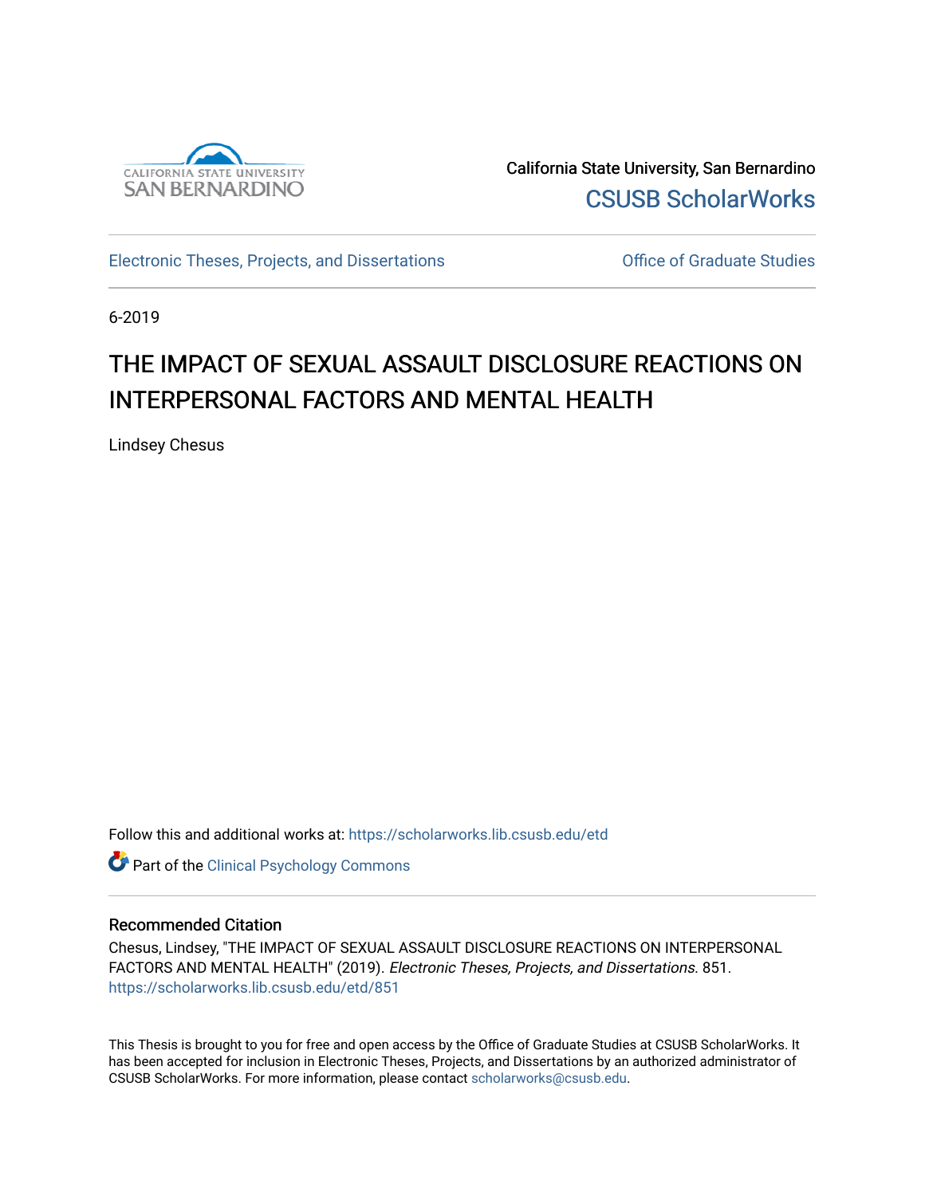California State University, San Bernardino

CSUSB ScholarWorks

Electronic Theses, Projects, and Dissertations

Office of Graduate Studies

6-2019

# THE IMPACT OF SEXUAL ASSAULT DISCLOSURE REACTIONS ON INTERPERSONAL FACTORS AND MENTAL HEALTH

Lindsey Chesus

Follow this and additional works at: https://scholarworks.lib.csusb.edu/etd

Part of the Clinical Psychology Commons

## Recommended Citation

Chesus, Lindsey, "THE IMPACT OF SEXUAL ASSAULT DISCLOSURE REACTIONS ON INTERPERSONAL FACTORS AND MENTAL HEALTH" (2019). *Electronic Theses, Projects, and Dissertations*. 851.
https://scholarworks.lib.csusb.edu/etd/851

This Thesis is brought to you for free and open access by the Office of Graduate Studies at CSUSB ScholarWorks. It has been accepted for inclusion in Electronic Theses, Projects, and Dissertations by an authorized administrator of CSUSB ScholarWorks. For more information, please contact scholarworks@csusb.edu.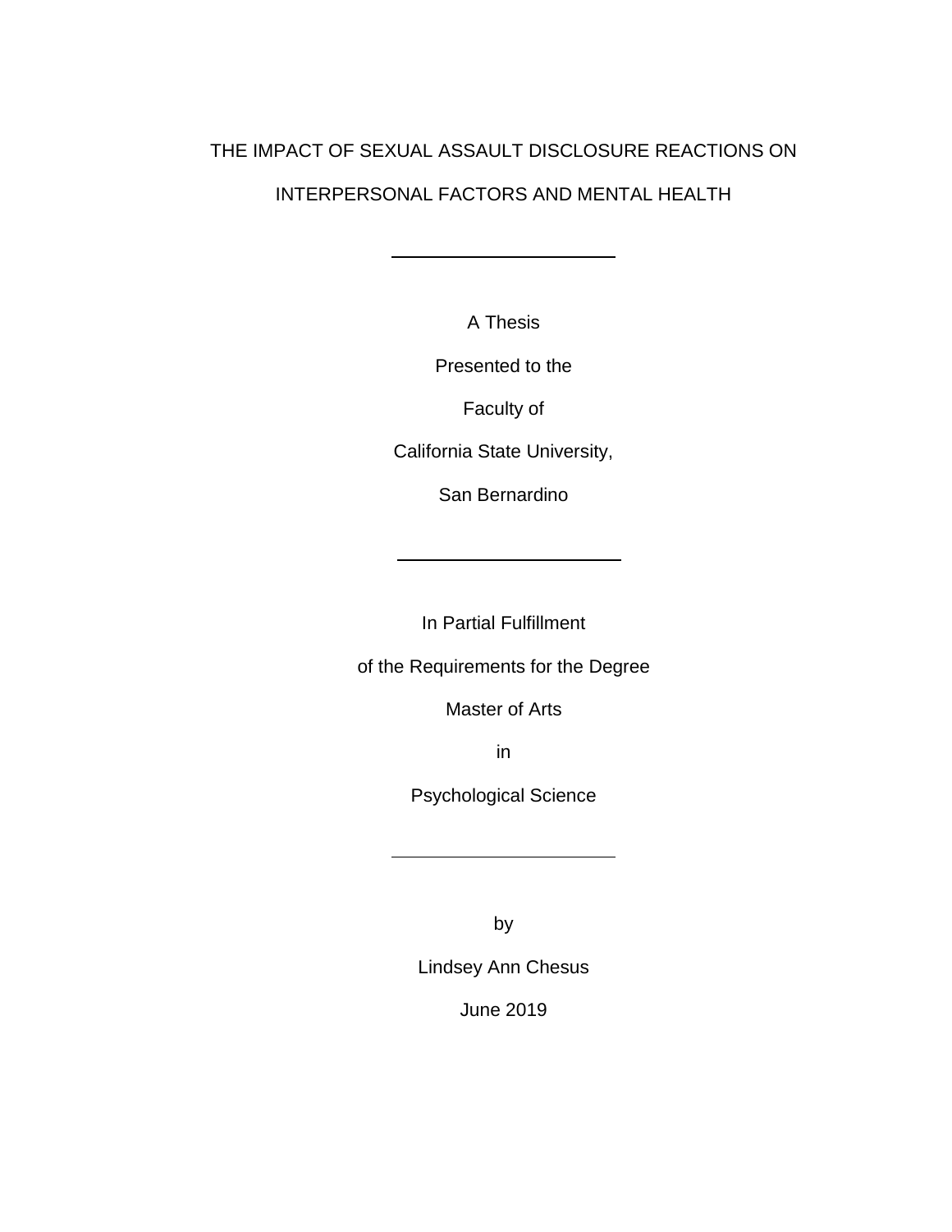THE IMPACT OF SEXUAL ASSAULT DISCLOSURE REACTIONS ON INTERPERSONAL FACTORS AND MENTAL HEALTH

---

A Thesis

Presented to the

Faculty of

California State University,

San Bernardino

---

In Partial Fulfillment

of the Requirements for the Degree

Master of Arts

in

Psychological Science

---

by

Lindsey Ann Chesus

June 2019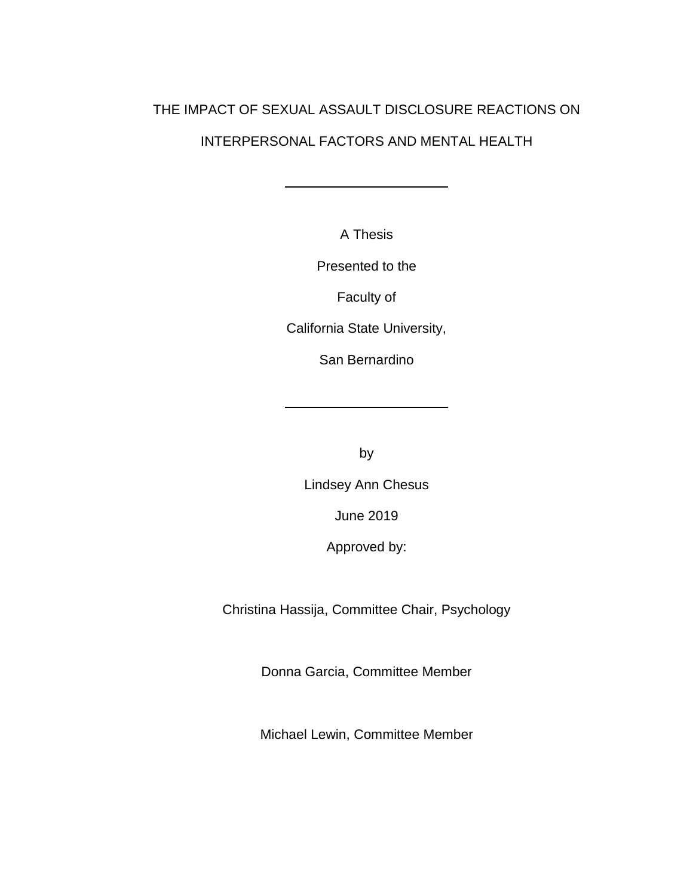THE IMPACT OF SEXUAL ASSAULT DISCLOSURE REACTIONS ON

INTERPERSONAL FACTORS AND MENTAL HEALTH

---

A Thesis

Presented to the

Faculty of

California State University,

San Bernardino

---

by

Lindsey Ann Chesus

June 2019

Approved by:

Christina Hassija, Committee Chair, Psychology

Donna Garcia, Committee Member

Michael Lewin, Committee Member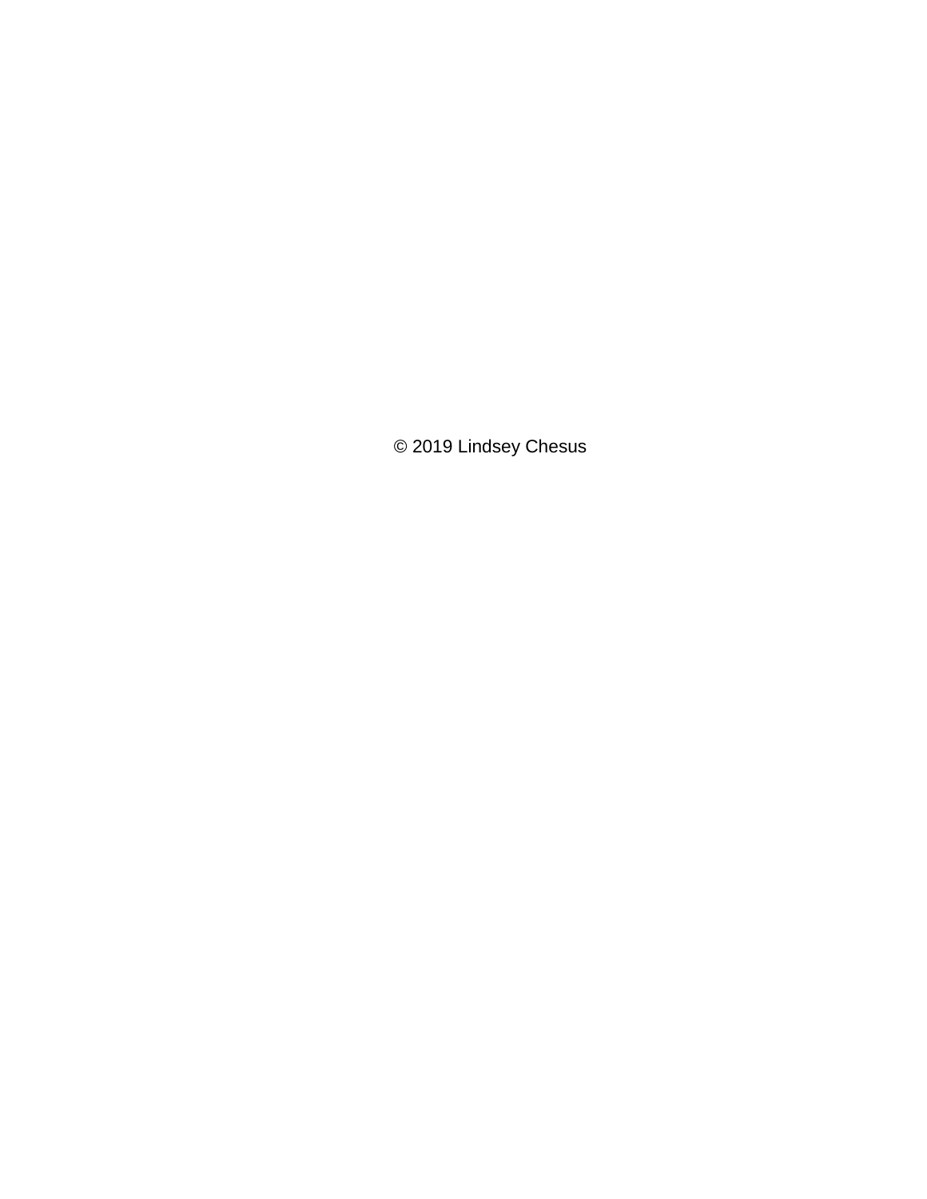© 2019 Lindsey Chesus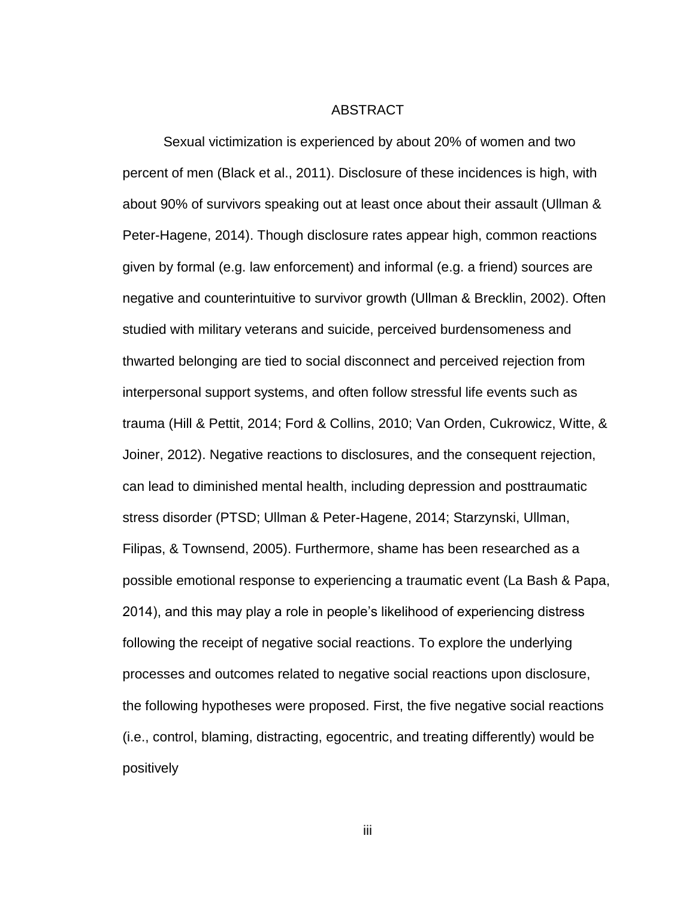# ABSTRACT

Sexual victimization is experienced by about 20% of women and two percent of men (Black et al., 2011). Disclosure of these incidences is high, with about 90% of survivors speaking out at least once about their assault (Ullman & Peter-Hagene, 2014). Though disclosure rates appear high, common reactions given by formal (e.g. law enforcement) and informal (e.g. a friend) sources are negative and counterintuitive to survivor growth (Ullman & Brecklin, 2002). Often studied with military veterans and suicide, perceived burdensomeness and thwarted belonging are tied to social disconnect and perceived rejection from interpersonal support systems, and often follow stressful life events such as trauma (Hill & Pettit, 2014; Ford & Collins, 2010; Van Orden, Cukrowicz, Witte, & Joiner, 2012). Negative reactions to disclosures, and the consequent rejection, can lead to diminished mental health, including depression and posttraumatic stress disorder (PTSD; Ullman & Peter-Hagene, 2014; Starzynski, Ullman, Filipas, & Townsend, 2005). Furthermore, shame has been researched as a possible emotional response to experiencing a traumatic event (La Bash & Papa, 2014), and this may play a role in people's likelihood of experiencing distress following the receipt of negative social reactions. To explore the underlying processes and outcomes related to negative social reactions upon disclosure, the following hypotheses were proposed. First, the five negative social reactions (i.e., control, blaming, distracting, egocentric, and treating differently) would be positively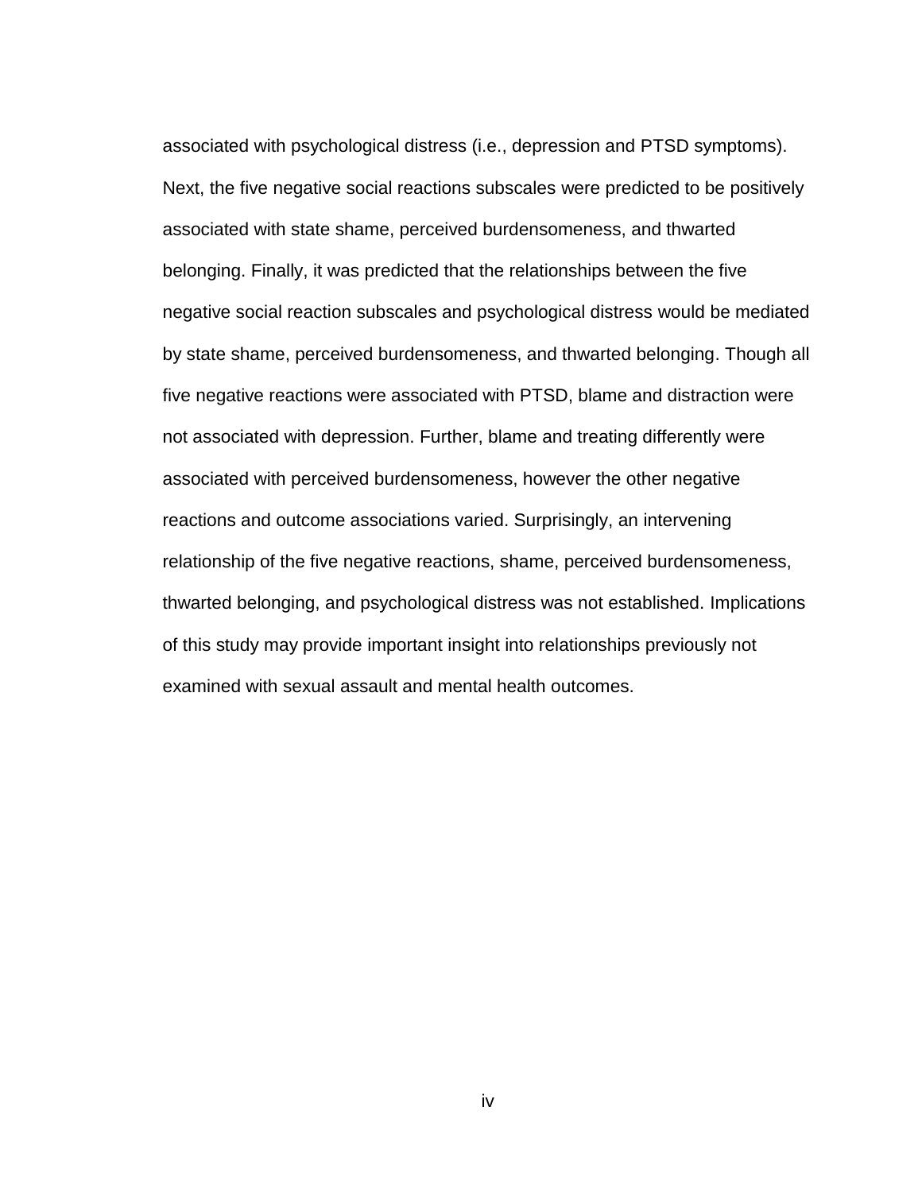associated with psychological distress (i.e., depression and PTSD symptoms). Next, the five negative social reactions subscales were predicted to be positively associated with state shame, perceived burdensomeness, and thwarted belonging. Finally, it was predicted that the relationships between the five negative social reaction subscales and psychological distress would be mediated by state shame, perceived burdensomeness, and thwarted belonging. Though all five negative reactions were associated with PTSD, blame and distraction were not associated with depression. Further, blame and treating differently were associated with perceived burdensomeness, however the other negative reactions and outcome associations varied. Surprisingly, an intervening relationship of the five negative reactions, shame, perceived burdensomeness, thwarted belonging, and psychological distress was not established. Implications of this study may provide important insight into relationships previously not examined with sexual assault and mental health outcomes.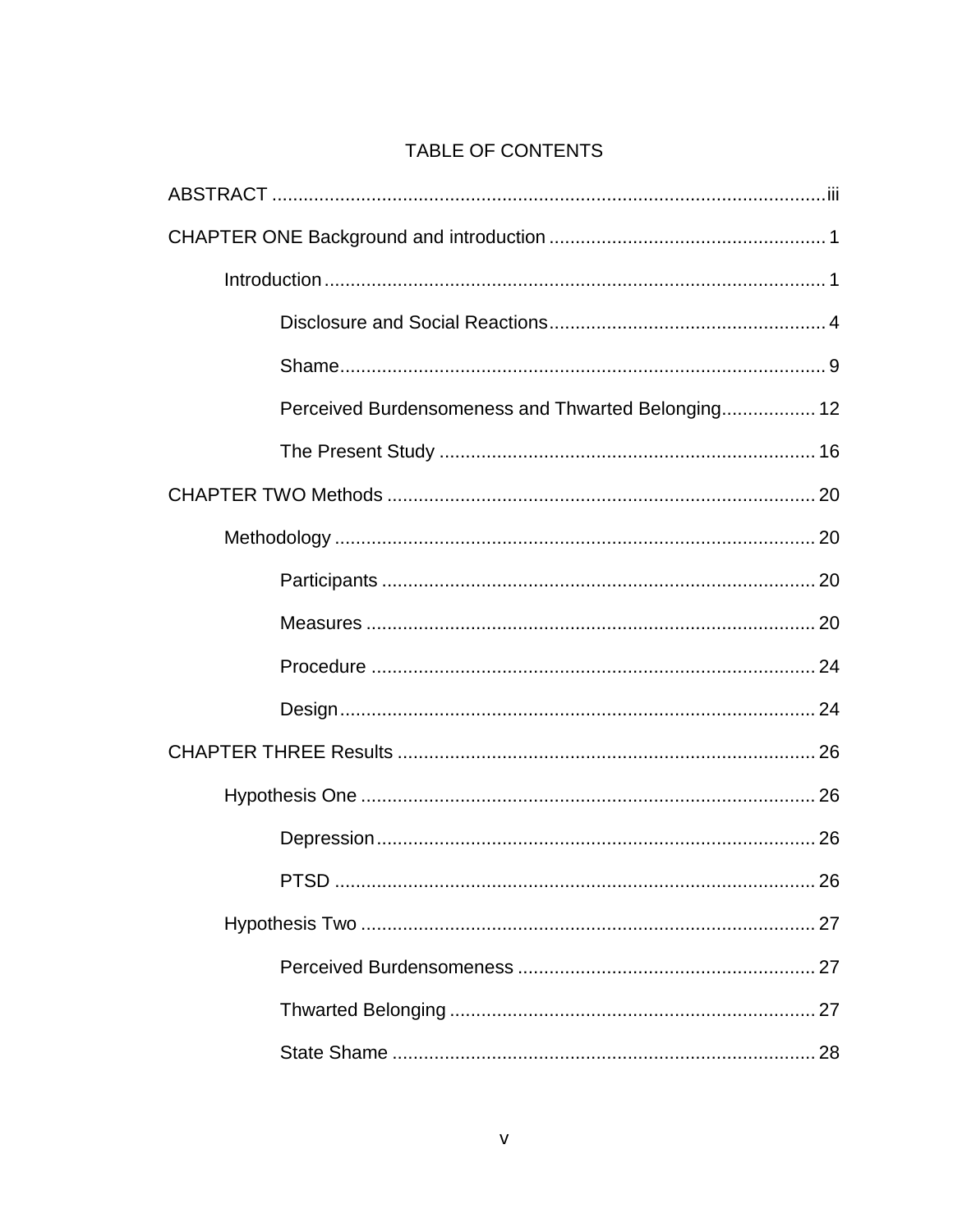# TABLE OF CONTENTS

ABSTRACT .......... iii

CHAPTER ONE Background and introduction .......... 1

- Introduction .......... 1
  - Disclosure and Social Reactions .......... 4
  - Shame .......... 9
  - Perceived Burdensomeness and Thwarted Belonging .......... 12
  - The Present Study .......... 16

CHAPTER TWO Methods .......... 20

- Methodology .......... 20
  - Participants .......... 20
  - Measures .......... 20
  - Procedure .......... 24
  - Design .......... 24

CHAPTER THREE Results .......... 26

- Hypothesis One .......... 26
  - Depression .......... 26
  - PTSD .......... 26
- Hypothesis Two .......... 27
  - Perceived Burdensomeness .......... 27
  - Thwarted Belonging .......... 27
  - State Shame .......... 28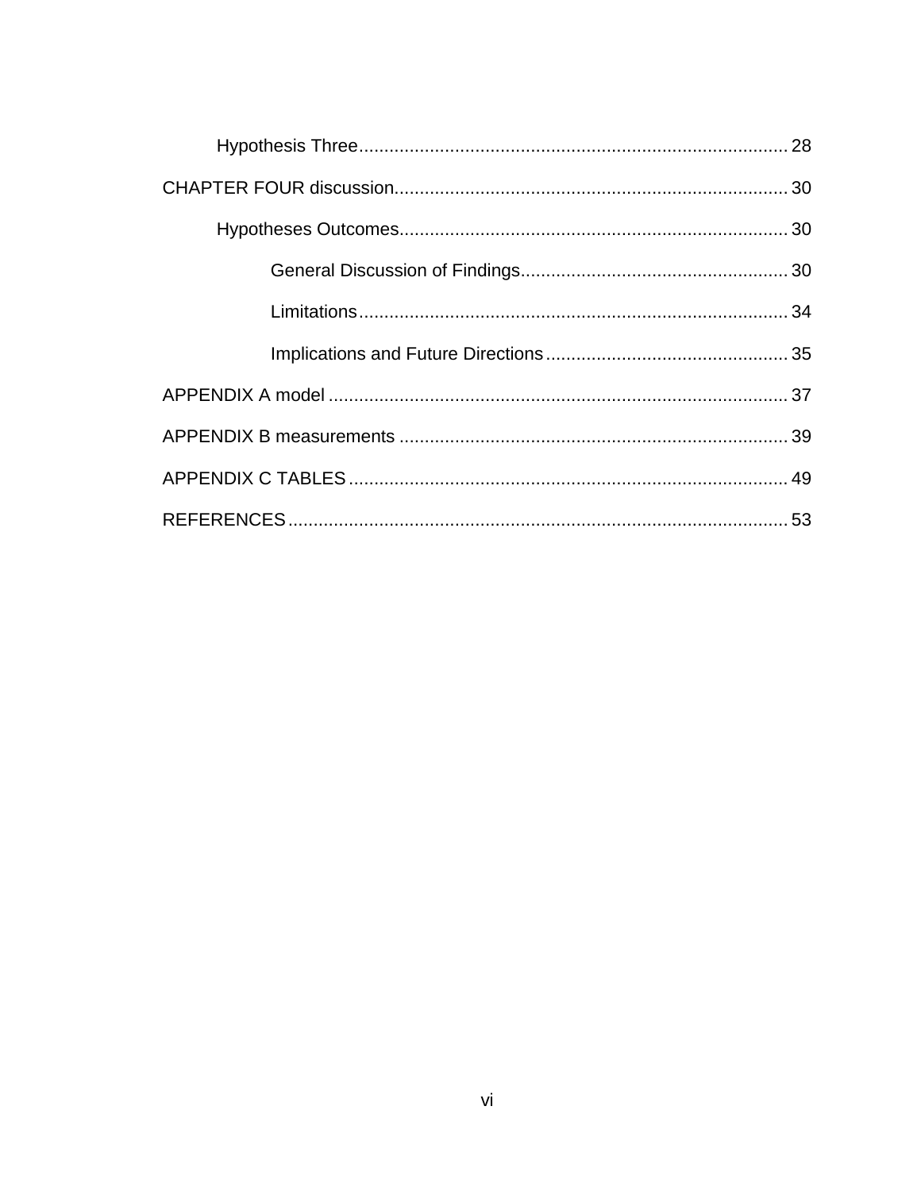Hypothesis Three ..... 28

CHAPTER FOUR discussion ..... 30

Hypotheses Outcomes ..... 30

General Discussion of Findings ..... 30

Limitations ..... 34

Implications and Future Directions ..... 35

APPENDIX A model ..... 37

APPENDIX B measurements ..... 39

APPENDIX C TABLES ..... 49

REFERENCES ..... 53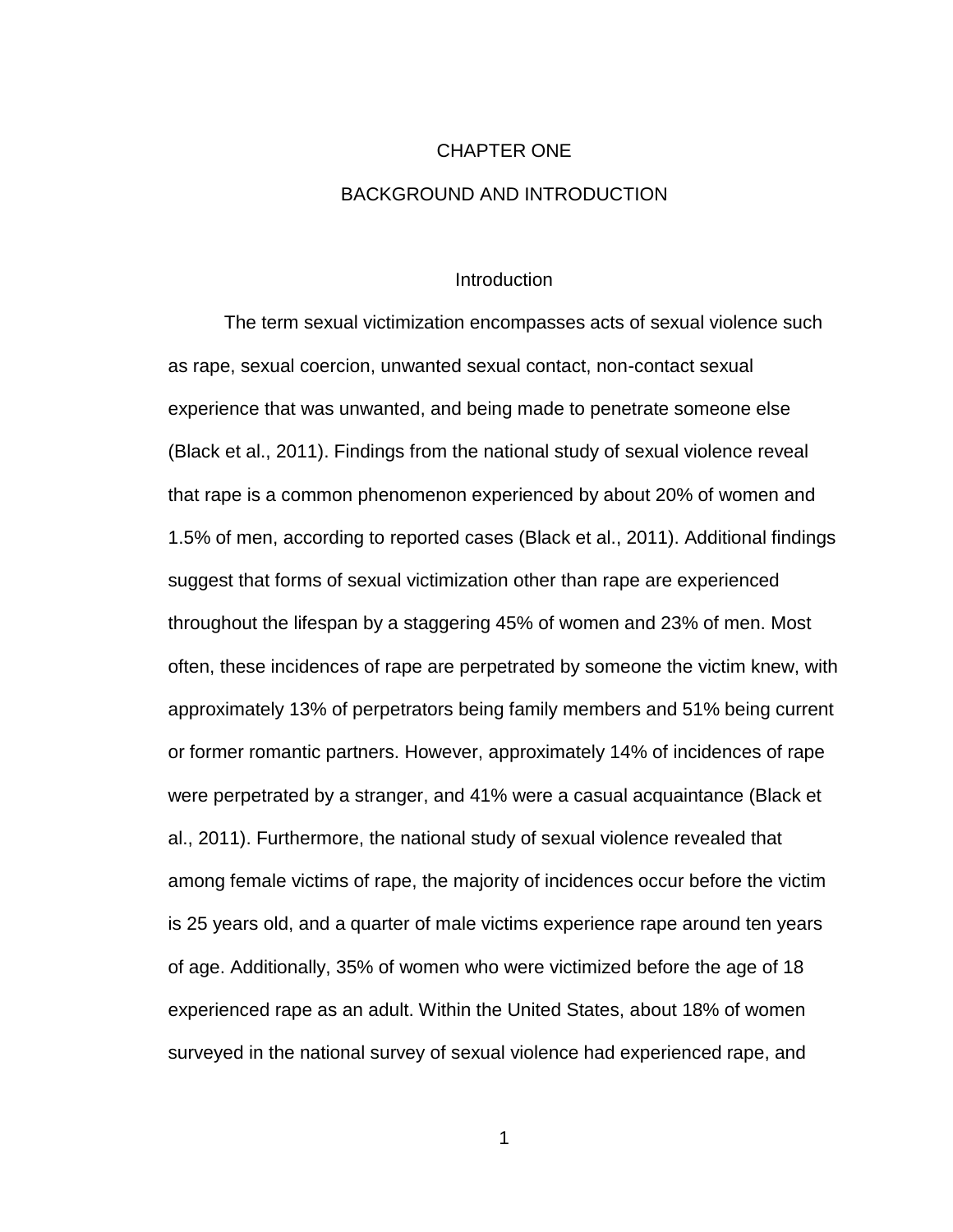# CHAPTER ONE

# BACKGROUND AND INTRODUCTION

## Introduction

The term sexual victimization encompasses acts of sexual violence such as rape, sexual coercion, unwanted sexual contact, non-contact sexual experience that was unwanted, and being made to penetrate someone else (Black et al., 2011). Findings from the national study of sexual violence reveal that rape is a common phenomenon experienced by about 20% of women and 1.5% of men, according to reported cases (Black et al., 2011). Additional findings suggest that forms of sexual victimization other than rape are experienced throughout the lifespan by a staggering 45% of women and 23% of men. Most often, these incidences of rape are perpetrated by someone the victim knew, with approximately 13% of perpetrators being family members and 51% being current or former romantic partners. However, approximately 14% of incidences of rape were perpetrated by a stranger, and 41% were a casual acquaintance (Black et al., 2011). Furthermore, the national study of sexual violence revealed that among female victims of rape, the majority of incidences occur before the victim is 25 years old, and a quarter of male victims experience rape around ten years of age. Additionally, 35% of women who were victimized before the age of 18 experienced rape as an adult. Within the United States, about 18% of women surveyed in the national survey of sexual violence had experienced rape, and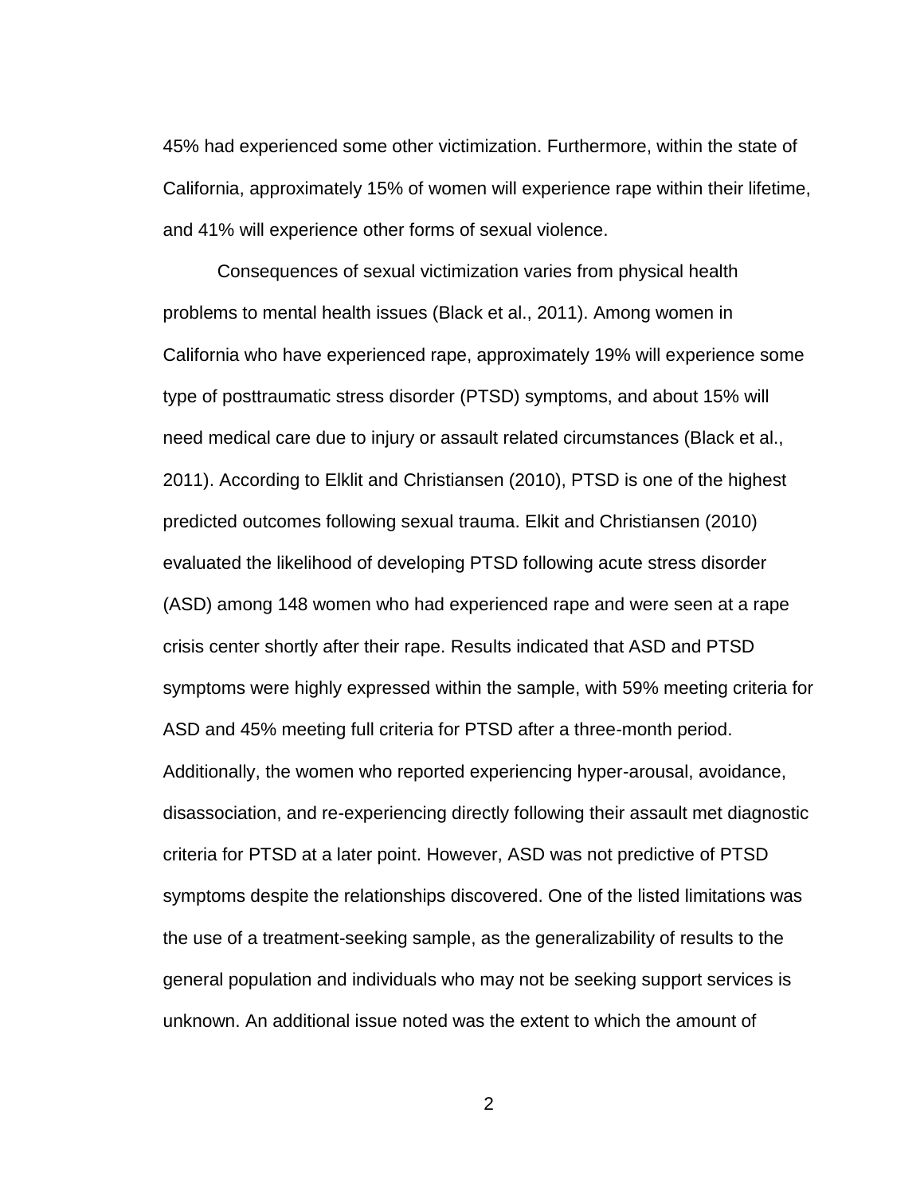45% had experienced some other victimization. Furthermore, within the state of California, approximately 15% of women will experience rape within their lifetime, and 41% will experience other forms of sexual violence.

Consequences of sexual victimization varies from physical health problems to mental health issues (Black et al., 2011). Among women in California who have experienced rape, approximately 19% will experience some type of posttraumatic stress disorder (PTSD) symptoms, and about 15% will need medical care due to injury or assault related circumstances (Black et al., 2011). According to Elklit and Christiansen (2010), PTSD is one of the highest predicted outcomes following sexual trauma. Elkit and Christiansen (2010) evaluated the likelihood of developing PTSD following acute stress disorder (ASD) among 148 women who had experienced rape and were seen at a rape crisis center shortly after their rape. Results indicated that ASD and PTSD symptoms were highly expressed within the sample, with 59% meeting criteria for ASD and 45% meeting full criteria for PTSD after a three-month period. Additionally, the women who reported experiencing hyper-arousal, avoidance, disassociation, and re-experiencing directly following their assault met diagnostic criteria for PTSD at a later point. However, ASD was not predictive of PTSD symptoms despite the relationships discovered. One of the listed limitations was the use of a treatment-seeking sample, as the generalizability of results to the general population and individuals who may not be seeking support services is unknown. An additional issue noted was the extent to which the amount of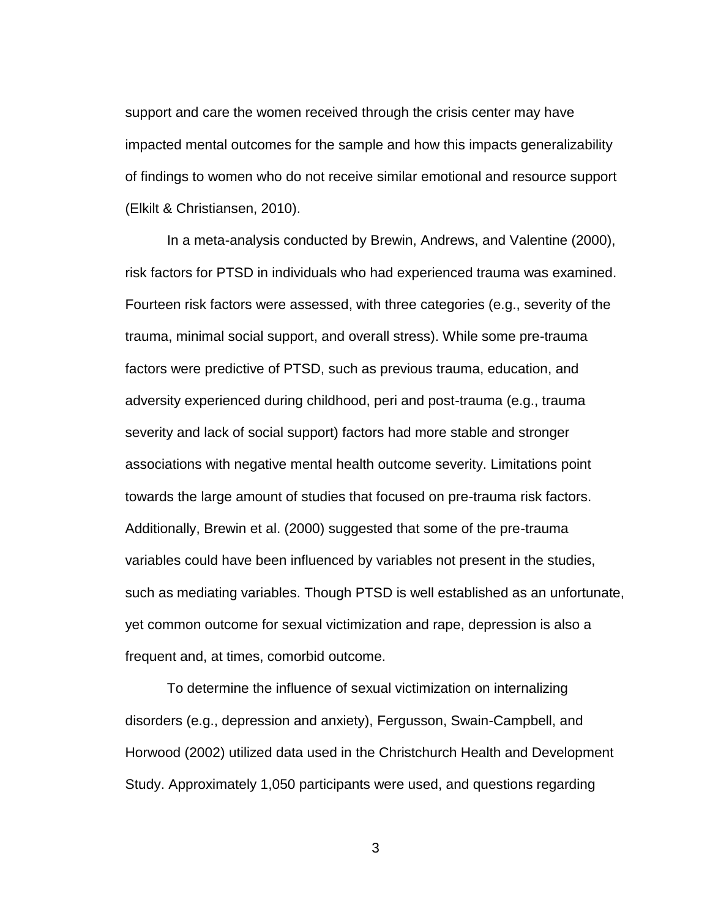support and care the women received through the crisis center may have impacted mental outcomes for the sample and how this impacts generalizability of findings to women who do not receive similar emotional and resource support (Elkilt & Christiansen, 2010).

In a meta-analysis conducted by Brewin, Andrews, and Valentine (2000), risk factors for PTSD in individuals who had experienced trauma was examined. Fourteen risk factors were assessed, with three categories (e.g., severity of the trauma, minimal social support, and overall stress). While some pre-trauma factors were predictive of PTSD, such as previous trauma, education, and adversity experienced during childhood, peri and post-trauma (e.g., trauma severity and lack of social support) factors had more stable and stronger associations with negative mental health outcome severity. Limitations point towards the large amount of studies that focused on pre-trauma risk factors. Additionally, Brewin et al. (2000) suggested that some of the pre-trauma variables could have been influenced by variables not present in the studies, such as mediating variables. Though PTSD is well established as an unfortunate, yet common outcome for sexual victimization and rape, depression is also a frequent and, at times, comorbid outcome.

To determine the influence of sexual victimization on internalizing disorders (e.g., depression and anxiety), Fergusson, Swain-Campbell, and Horwood (2002) utilized data used in the Christchurch Health and Development Study. Approximately 1,050 participants were used, and questions regarding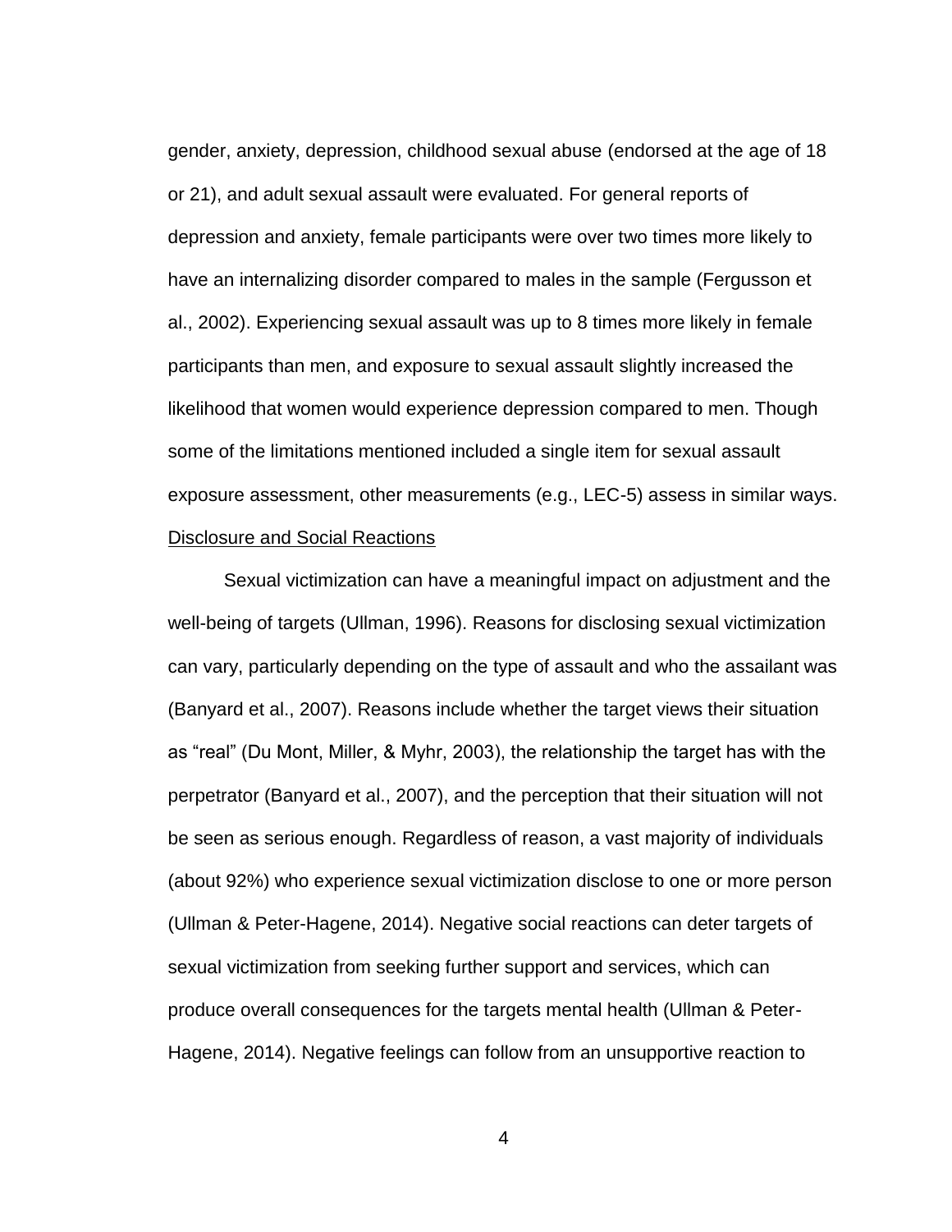gender, anxiety, depression, childhood sexual abuse (endorsed at the age of 18 or 21), and adult sexual assault were evaluated. For general reports of depression and anxiety, female participants were over two times more likely to have an internalizing disorder compared to males in the sample (Fergusson et al., 2002). Experiencing sexual assault was up to 8 times more likely in female participants than men, and exposure to sexual assault slightly increased the likelihood that women would experience depression compared to men. Though some of the limitations mentioned included a single item for sexual assault exposure assessment, other measurements (e.g., LEC-5) assess in similar ways.

<u>Disclosure and Social Reactions</u>

Sexual victimization can have a meaningful impact on adjustment and the well-being of targets (Ullman, 1996). Reasons for disclosing sexual victimization can vary, particularly depending on the type of assault and who the assailant was (Banyard et al., 2007). Reasons include whether the target views their situation as "real" (Du Mont, Miller, & Myhr, 2003), the relationship the target has with the perpetrator (Banyard et al., 2007), and the perception that their situation will not be seen as serious enough. Regardless of reason, a vast majority of individuals (about 92%) who experience sexual victimization disclose to one or more person (Ullman & Peter-Hagene, 2014). Negative social reactions can deter targets of sexual victimization from seeking further support and services, which can produce overall consequences for the targets mental health (Ullman & Peter-Hagene, 2014). Negative feelings can follow from an unsupportive reaction to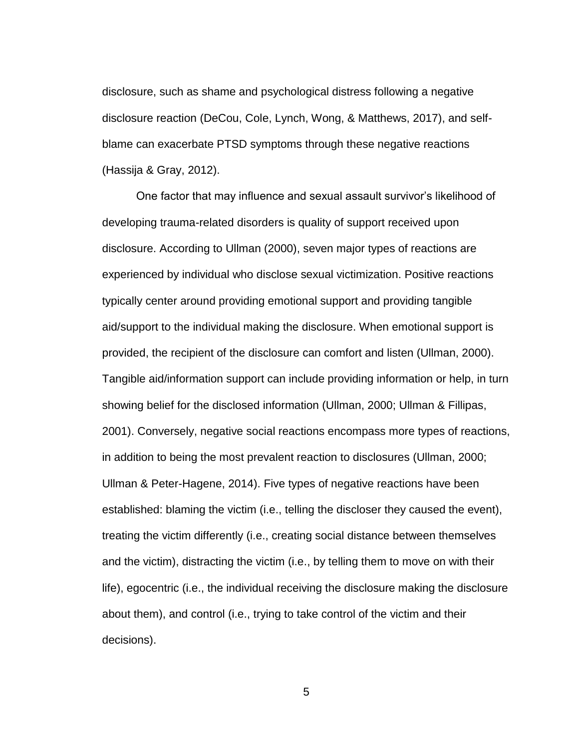disclosure, such as shame and psychological distress following a negative disclosure reaction (DeCou, Cole, Lynch, Wong, & Matthews, 2017), and self-blame can exacerbate PTSD symptoms through these negative reactions (Hassija & Gray, 2012).

One factor that may influence and sexual assault survivor's likelihood of developing trauma-related disorders is quality of support received upon disclosure. According to Ullman (2000), seven major types of reactions are experienced by individual who disclose sexual victimization. Positive reactions typically center around providing emotional support and providing tangible aid/support to the individual making the disclosure. When emotional support is provided, the recipient of the disclosure can comfort and listen (Ullman, 2000). Tangible aid/information support can include providing information or help, in turn showing belief for the disclosed information (Ullman, 2000; Ullman & Fillipas, 2001). Conversely, negative social reactions encompass more types of reactions, in addition to being the most prevalent reaction to disclosures (Ullman, 2000; Ullman & Peter-Hagene, 2014). Five types of negative reactions have been established: blaming the victim (i.e., telling the discloser they caused the event), treating the victim differently (i.e., creating social distance between themselves and the victim), distracting the victim (i.e., by telling them to move on with their life), egocentric (i.e., the individual receiving the disclosure making the disclosure about them), and control (i.e., trying to take control of the victim and their decisions).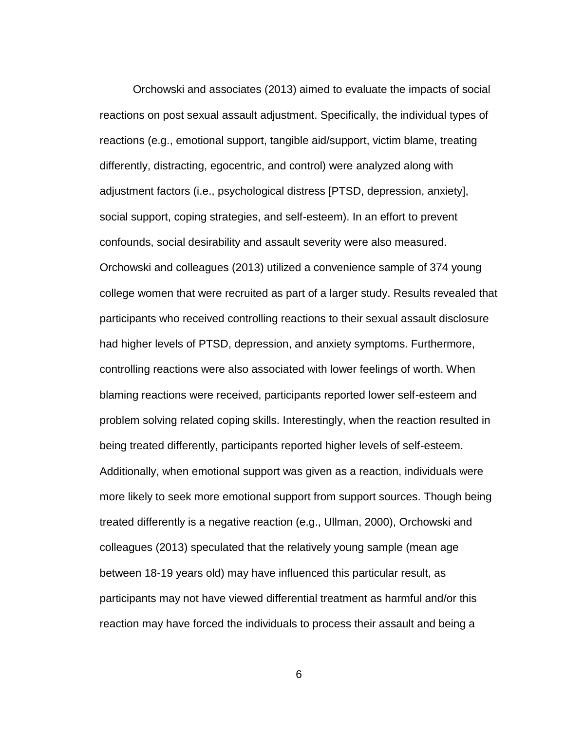Orchowski and associates (2013) aimed to evaluate the impacts of social reactions on post sexual assault adjustment. Specifically, the individual types of reactions (e.g., emotional support, tangible aid/support, victim blame, treating differently, distracting, egocentric, and control) were analyzed along with adjustment factors (i.e., psychological distress [PTSD, depression, anxiety], social support, coping strategies, and self-esteem). In an effort to prevent confounds, social desirability and assault severity were also measured. Orchowski and colleagues (2013) utilized a convenience sample of 374 young college women that were recruited as part of a larger study. Results revealed that participants who received controlling reactions to their sexual assault disclosure had higher levels of PTSD, depression, and anxiety symptoms. Furthermore, controlling reactions were also associated with lower feelings of worth. When blaming reactions were received, participants reported lower self-esteem and problem solving related coping skills. Interestingly, when the reaction resulted in being treated differently, participants reported higher levels of self-esteem. Additionally, when emotional support was given as a reaction, individuals were more likely to seek more emotional support from support sources. Though being treated differently is a negative reaction (e.g., Ullman, 2000), Orchowski and colleagues (2013) speculated that the relatively young sample (mean age between 18-19 years old) may have influenced this particular result, as participants may not have viewed differential treatment as harmful and/or this reaction may have forced the individuals to process their assault and being a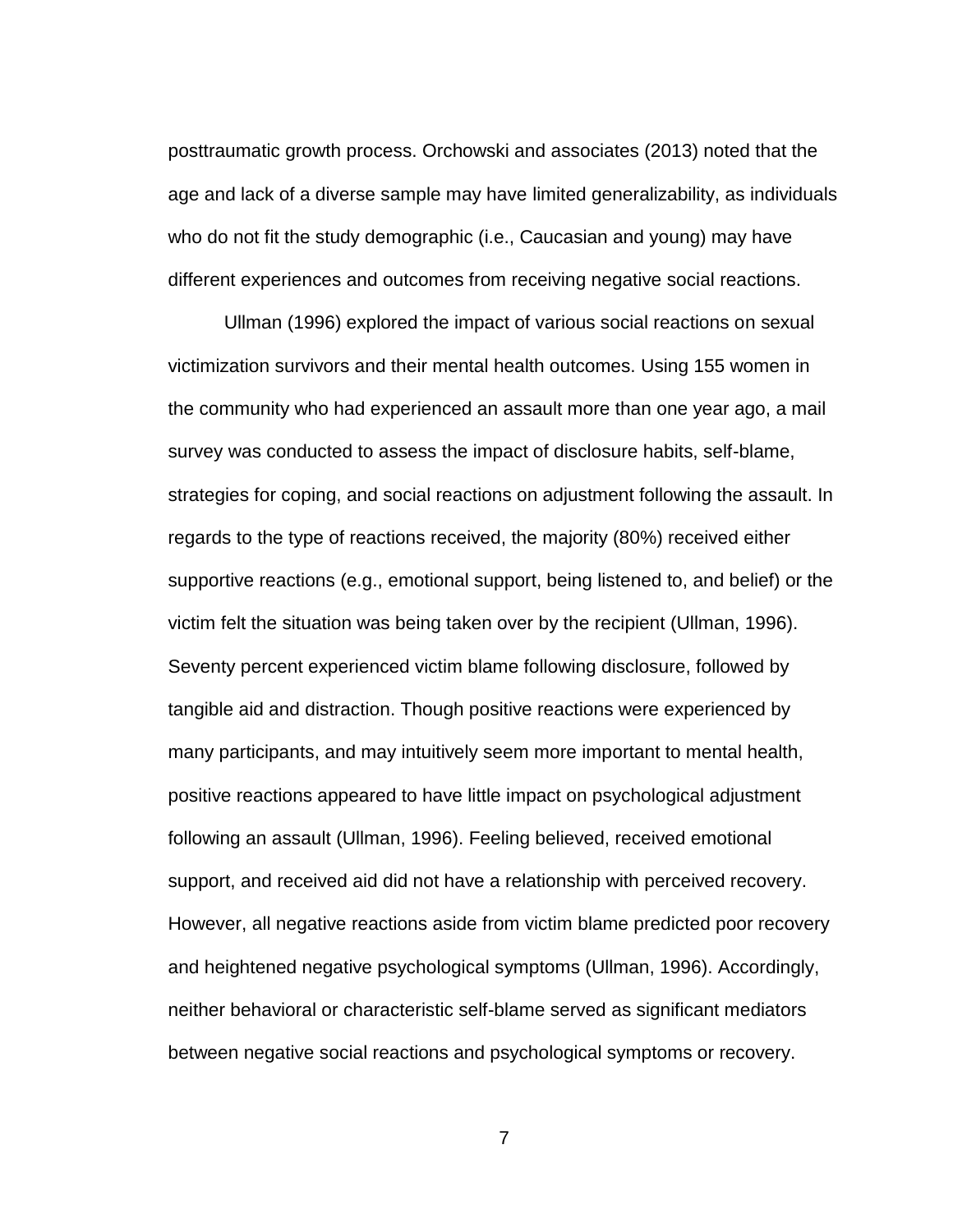posttraumatic growth process. Orchowski and associates (2013) noted that the age and lack of a diverse sample may have limited generalizability, as individuals who do not fit the study demographic (i.e., Caucasian and young) may have different experiences and outcomes from receiving negative social reactions.

Ullman (1996) explored the impact of various social reactions on sexual victimization survivors and their mental health outcomes. Using 155 women in the community who had experienced an assault more than one year ago, a mail survey was conducted to assess the impact of disclosure habits, self-blame, strategies for coping, and social reactions on adjustment following the assault. In regards to the type of reactions received, the majority (80%) received either supportive reactions (e.g., emotional support, being listened to, and belief) or the victim felt the situation was being taken over by the recipient (Ullman, 1996). Seventy percent experienced victim blame following disclosure, followed by tangible aid and distraction. Though positive reactions were experienced by many participants, and may intuitively seem more important to mental health, positive reactions appeared to have little impact on psychological adjustment following an assault (Ullman, 1996). Feeling believed, received emotional support, and received aid did not have a relationship with perceived recovery. However, all negative reactions aside from victim blame predicted poor recovery and heightened negative psychological symptoms (Ullman, 1996). Accordingly, neither behavioral or characteristic self-blame served as significant mediators between negative social reactions and psychological symptoms or recovery.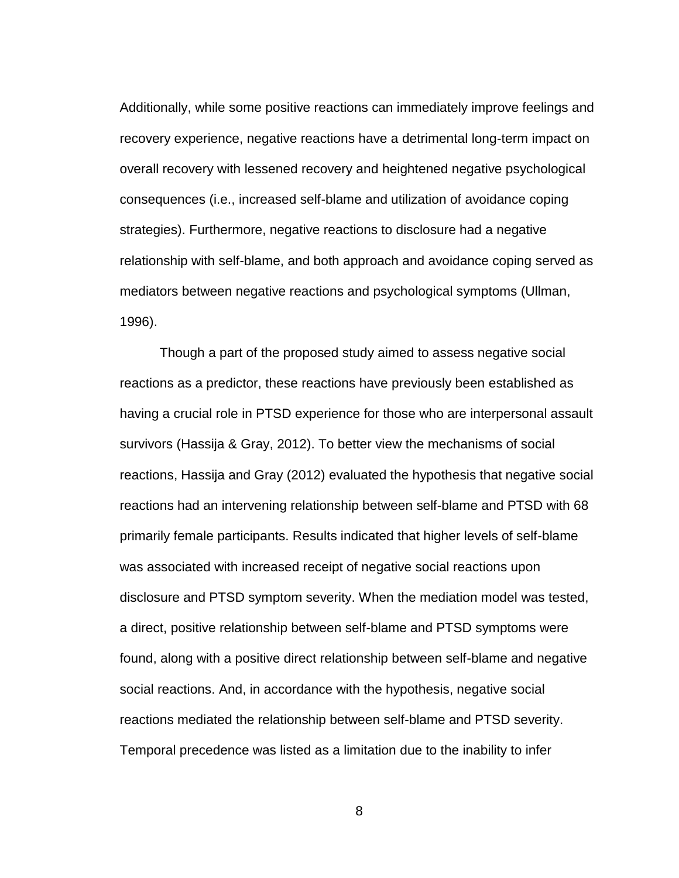Additionally, while some positive reactions can immediately improve feelings and recovery experience, negative reactions have a detrimental long-term impact on overall recovery with lessened recovery and heightened negative psychological consequences (i.e., increased self-blame and utilization of avoidance coping strategies). Furthermore, negative reactions to disclosure had a negative relationship with self-blame, and both approach and avoidance coping served as mediators between negative reactions and psychological symptoms (Ullman, 1996).

Though a part of the proposed study aimed to assess negative social reactions as a predictor, these reactions have previously been established as having a crucial role in PTSD experience for those who are interpersonal assault survivors (Hassija & Gray, 2012). To better view the mechanisms of social reactions, Hassija and Gray (2012) evaluated the hypothesis that negative social reactions had an intervening relationship between self-blame and PTSD with 68 primarily female participants. Results indicated that higher levels of self-blame was associated with increased receipt of negative social reactions upon disclosure and PTSD symptom severity. When the mediation model was tested, a direct, positive relationship between self-blame and PTSD symptoms were found, along with a positive direct relationship between self-blame and negative social reactions. And, in accordance with the hypothesis, negative social reactions mediated the relationship between self-blame and PTSD severity. Temporal precedence was listed as a limitation due to the inability to infer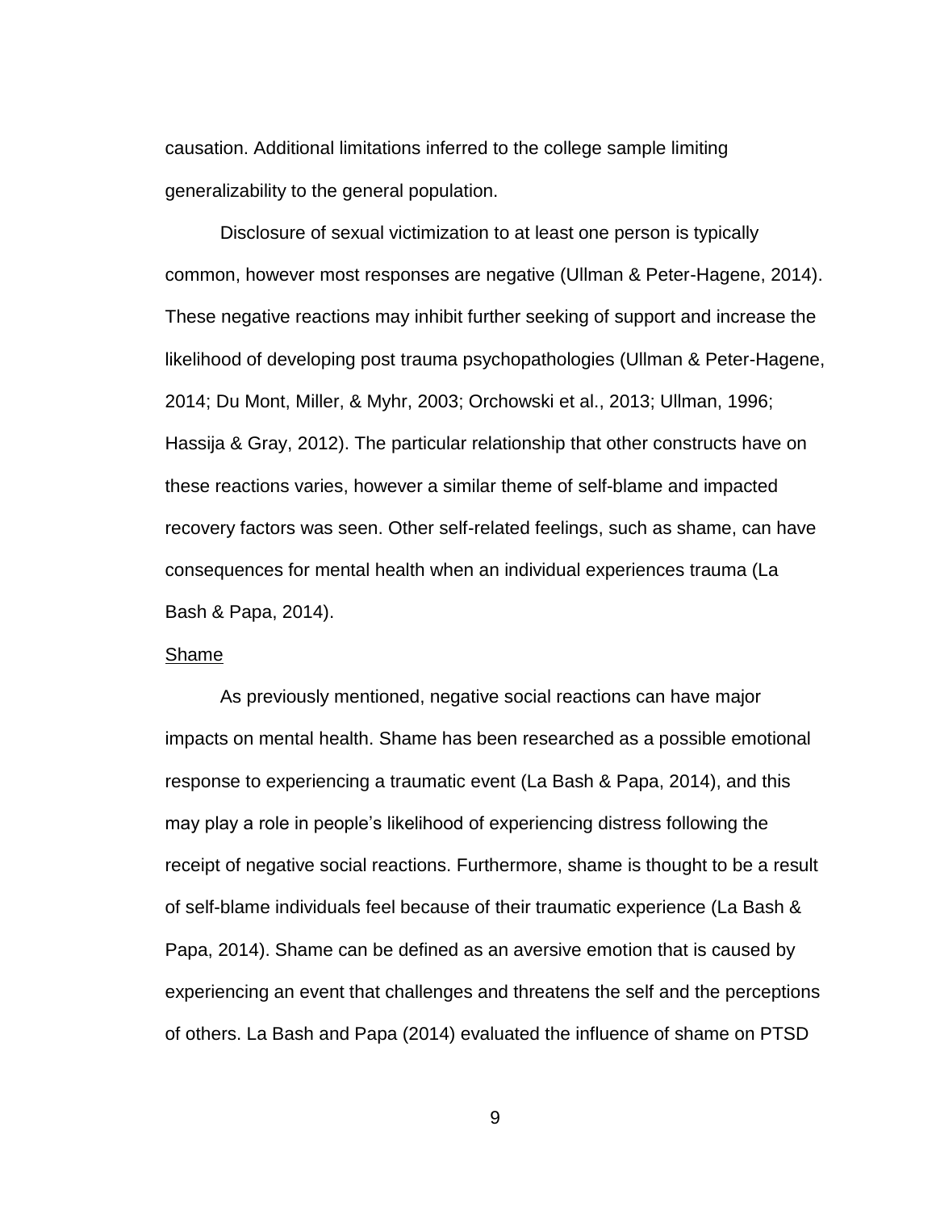causation. Additional limitations inferred to the college sample limiting generalizability to the general population.

Disclosure of sexual victimization to at least one person is typically common, however most responses are negative (Ullman & Peter-Hagene, 2014). These negative reactions may inhibit further seeking of support and increase the likelihood of developing post trauma psychopathologies (Ullman & Peter-Hagene, 2014; Du Mont, Miller, & Myhr, 2003; Orchowski et al., 2013; Ullman, 1996; Hassija & Gray, 2012). The particular relationship that other constructs have on these reactions varies, however a similar theme of self-blame and impacted recovery factors was seen. Other self-related feelings, such as shame, can have consequences for mental health when an individual experiences trauma (La Bash & Papa, 2014).

## Shame

As previously mentioned, negative social reactions can have major impacts on mental health. Shame has been researched as a possible emotional response to experiencing a traumatic event (La Bash & Papa, 2014), and this may play a role in people's likelihood of experiencing distress following the receipt of negative social reactions. Furthermore, shame is thought to be a result of self-blame individuals feel because of their traumatic experience (La Bash & Papa, 2014). Shame can be defined as an aversive emotion that is caused by experiencing an event that challenges and threatens the self and the perceptions of others. La Bash and Papa (2014) evaluated the influence of shame on PTSD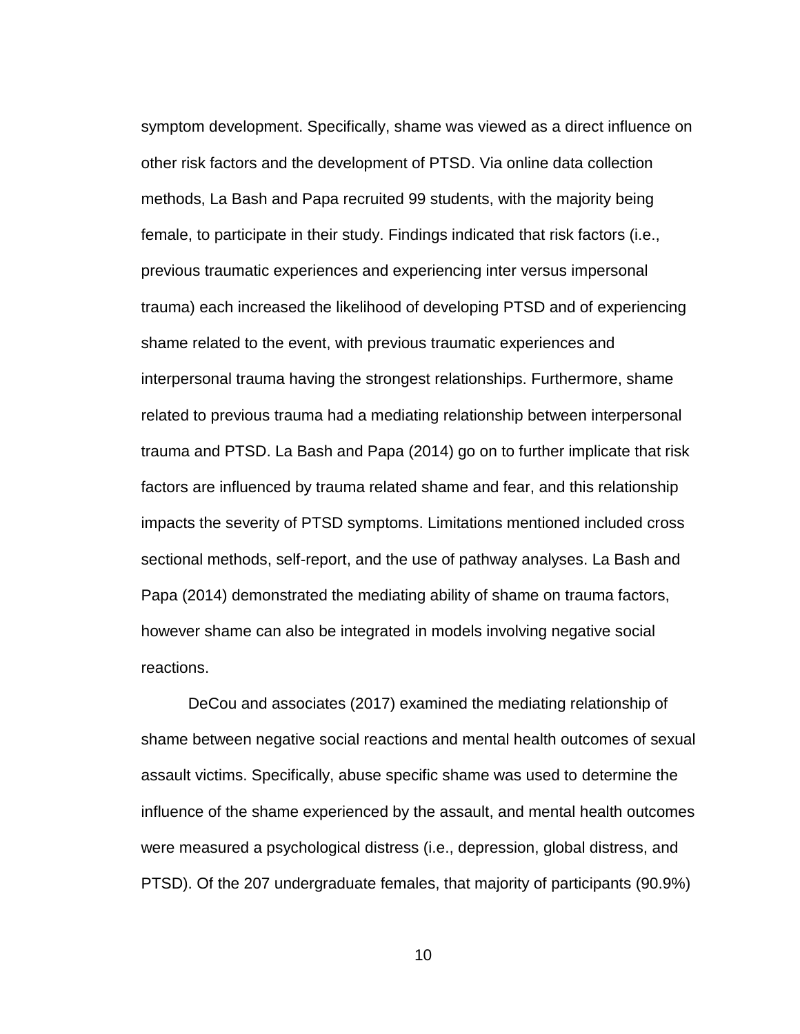symptom development. Specifically, shame was viewed as a direct influence on other risk factors and the development of PTSD. Via online data collection methods, La Bash and Papa recruited 99 students, with the majority being female, to participate in their study. Findings indicated that risk factors (i.e., previous traumatic experiences and experiencing inter versus impersonal trauma) each increased the likelihood of developing PTSD and of experiencing shame related to the event, with previous traumatic experiences and interpersonal trauma having the strongest relationships. Furthermore, shame related to previous trauma had a mediating relationship between interpersonal trauma and PTSD. La Bash and Papa (2014) go on to further implicate that risk factors are influenced by trauma related shame and fear, and this relationship impacts the severity of PTSD symptoms. Limitations mentioned included cross sectional methods, self-report, and the use of pathway analyses. La Bash and Papa (2014) demonstrated the mediating ability of shame on trauma factors, however shame can also be integrated in models involving negative social reactions.

DeCou and associates (2017) examined the mediating relationship of shame between negative social reactions and mental health outcomes of sexual assault victims. Specifically, abuse specific shame was used to determine the influence of the shame experienced by the assault, and mental health outcomes were measured a psychological distress (i.e., depression, global distress, and PTSD). Of the 207 undergraduate females, that majority of participants (90.9%)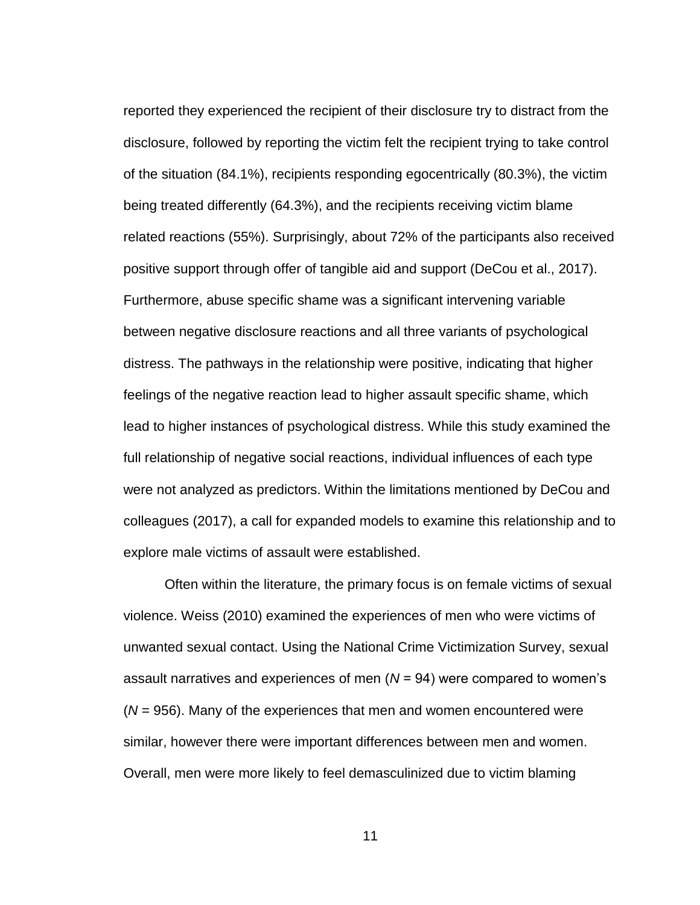reported they experienced the recipient of their disclosure try to distract from the disclosure, followed by reporting the victim felt the recipient trying to take control of the situation (84.1%), recipients responding egocentrically (80.3%), the victim being treated differently (64.3%), and the recipients receiving victim blame related reactions (55%). Surprisingly, about 72% of the participants also received positive support through offer of tangible aid and support (DeCou et al., 2017). Furthermore, abuse specific shame was a significant intervening variable between negative disclosure reactions and all three variants of psychological distress. The pathways in the relationship were positive, indicating that higher feelings of the negative reaction lead to higher assault specific shame, which lead to higher instances of psychological distress. While this study examined the full relationship of negative social reactions, individual influences of each type were not analyzed as predictors. Within the limitations mentioned by DeCou and colleagues (2017), a call for expanded models to examine this relationship and to explore male victims of assault were established.

Often within the literature, the primary focus is on female victims of sexual violence. Weiss (2010) examined the experiences of men who were victims of unwanted sexual contact. Using the National Crime Victimization Survey, sexual assault narratives and experiences of men ($N$ = 94) were compared to women's ($N$ = 956). Many of the experiences that men and women encountered were similar, however there were important differences between men and women. Overall, men were more likely to feel demasculinized due to victim blaming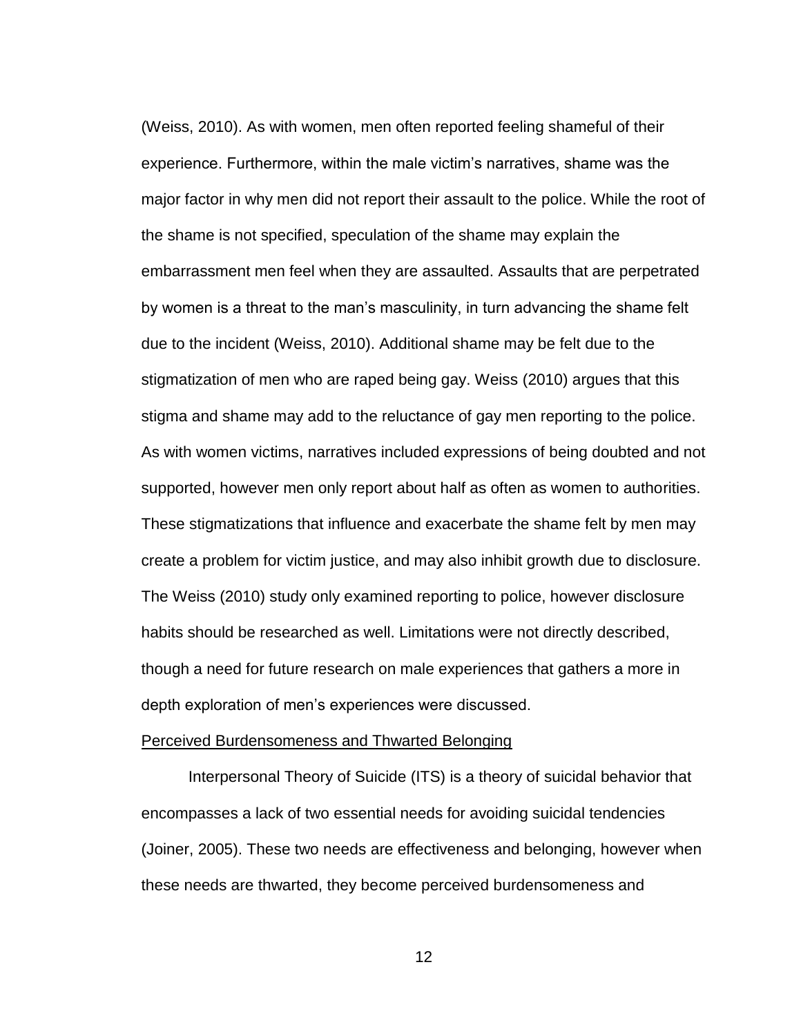(Weiss, 2010). As with women, men often reported feeling shameful of their experience. Furthermore, within the male victim's narratives, shame was the major factor in why men did not report their assault to the police. While the root of the shame is not specified, speculation of the shame may explain the embarrassment men feel when they are assaulted. Assaults that are perpetrated by women is a threat to the man's masculinity, in turn advancing the shame felt due to the incident (Weiss, 2010). Additional shame may be felt due to the stigmatization of men who are raped being gay. Weiss (2010) argues that this stigma and shame may add to the reluctance of gay men reporting to the police. As with women victims, narratives included expressions of being doubted and not supported, however men only report about half as often as women to authorities. These stigmatizations that influence and exacerbate the shame felt by men may create a problem for victim justice, and may also inhibit growth due to disclosure. The Weiss (2010) study only examined reporting to police, however disclosure habits should be researched as well. Limitations were not directly described, though a need for future research on male experiences that gathers a more in depth exploration of men's experiences were discussed.

### Perceived Burdensomeness and Thwarted Belonging

Interpersonal Theory of Suicide (ITS) is a theory of suicidal behavior that encompasses a lack of two essential needs for avoiding suicidal tendencies (Joiner, 2005). These two needs are effectiveness and belonging, however when these needs are thwarted, they become perceived burdensomeness and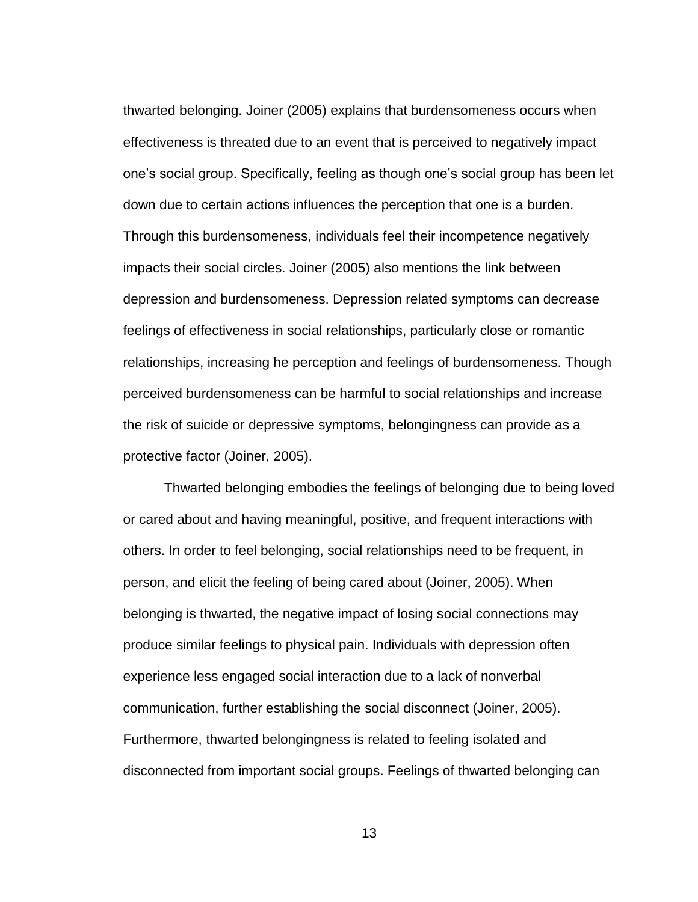thwarted belonging. Joiner (2005) explains that burdensomeness occurs when effectiveness is threated due to an event that is perceived to negatively impact one's social group. Specifically, feeling as though one's social group has been let down due to certain actions influences the perception that one is a burden. Through this burdensomeness, individuals feel their incompetence negatively impacts their social circles. Joiner (2005) also mentions the link between depression and burdensomeness. Depression related symptoms can decrease feelings of effectiveness in social relationships, particularly close or romantic relationships, increasing he perception and feelings of burdensomeness. Though perceived burdensomeness can be harmful to social relationships and increase the risk of suicide or depressive symptoms, belongingness can provide as a protective factor (Joiner, 2005).

Thwarted belonging embodies the feelings of belonging due to being loved or cared about and having meaningful, positive, and frequent interactions with others. In order to feel belonging, social relationships need to be frequent, in person, and elicit the feeling of being cared about (Joiner, 2005). When belonging is thwarted, the negative impact of losing social connections may produce similar feelings to physical pain. Individuals with depression often experience less engaged social interaction due to a lack of nonverbal communication, further establishing the social disconnect (Joiner, 2005). Furthermore, thwarted belongingness is related to feeling isolated and disconnected from important social groups. Feelings of thwarted belonging can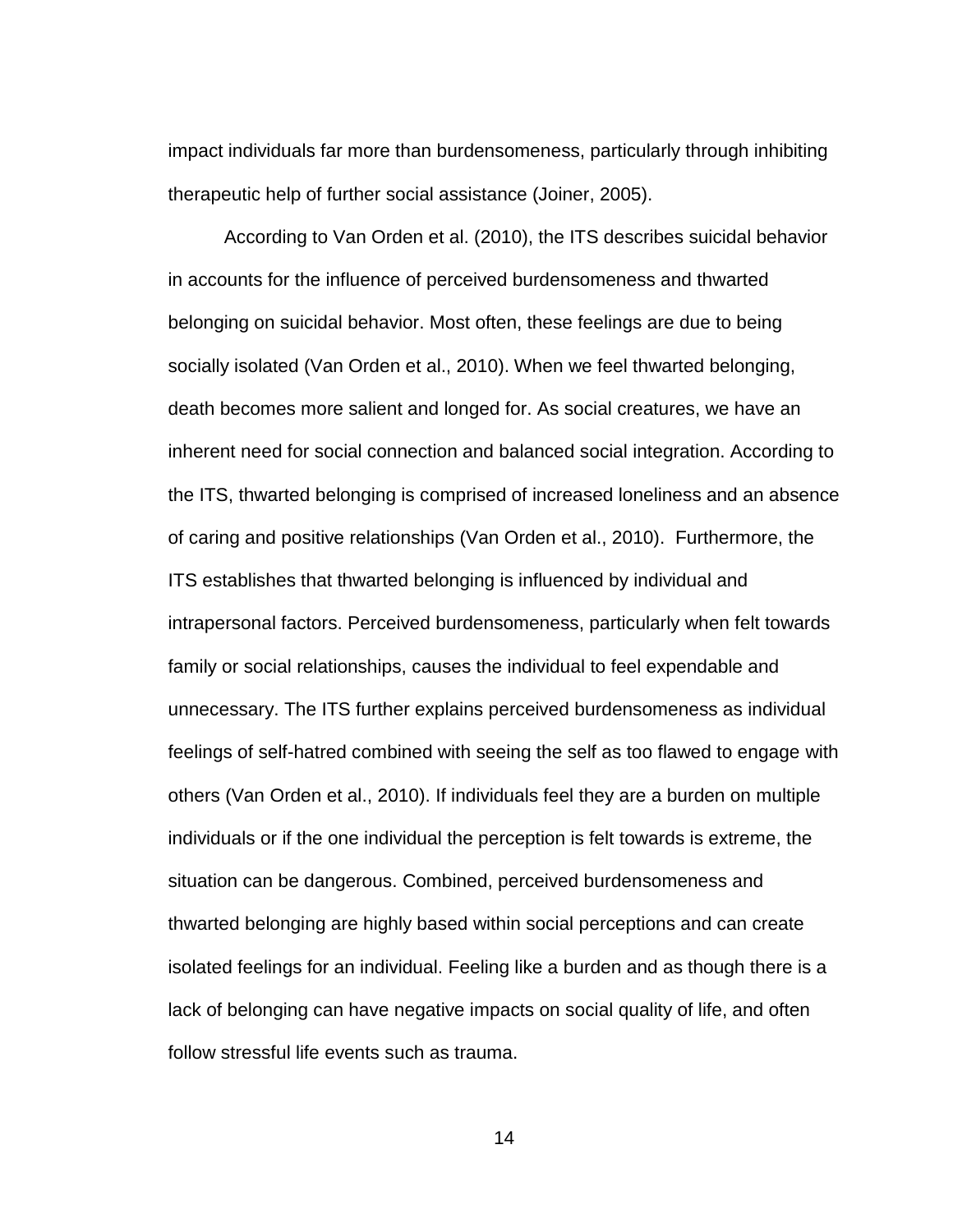impact individuals far more than burdensomeness, particularly through inhibiting therapeutic help of further social assistance (Joiner, 2005).

According to Van Orden et al. (2010), the ITS describes suicidal behavior in accounts for the influence of perceived burdensomeness and thwarted belonging on suicidal behavior. Most often, these feelings are due to being socially isolated (Van Orden et al., 2010). When we feel thwarted belonging, death becomes more salient and longed for. As social creatures, we have an inherent need for social connection and balanced social integration. According to the ITS, thwarted belonging is comprised of increased loneliness and an absence of caring and positive relationships (Van Orden et al., 2010). Furthermore, the ITS establishes that thwarted belonging is influenced by individual and intrapersonal factors. Perceived burdensomeness, particularly when felt towards family or social relationships, causes the individual to feel expendable and unnecessary. The ITS further explains perceived burdensomeness as individual feelings of self-hatred combined with seeing the self as too flawed to engage with others (Van Orden et al., 2010). If individuals feel they are a burden on multiple individuals or if the one individual the perception is felt towards is extreme, the situation can be dangerous. Combined, perceived burdensomeness and thwarted belonging are highly based within social perceptions and can create isolated feelings for an individual. Feeling like a burden and as though there is a lack of belonging can have negative impacts on social quality of life, and often follow stressful life events such as trauma.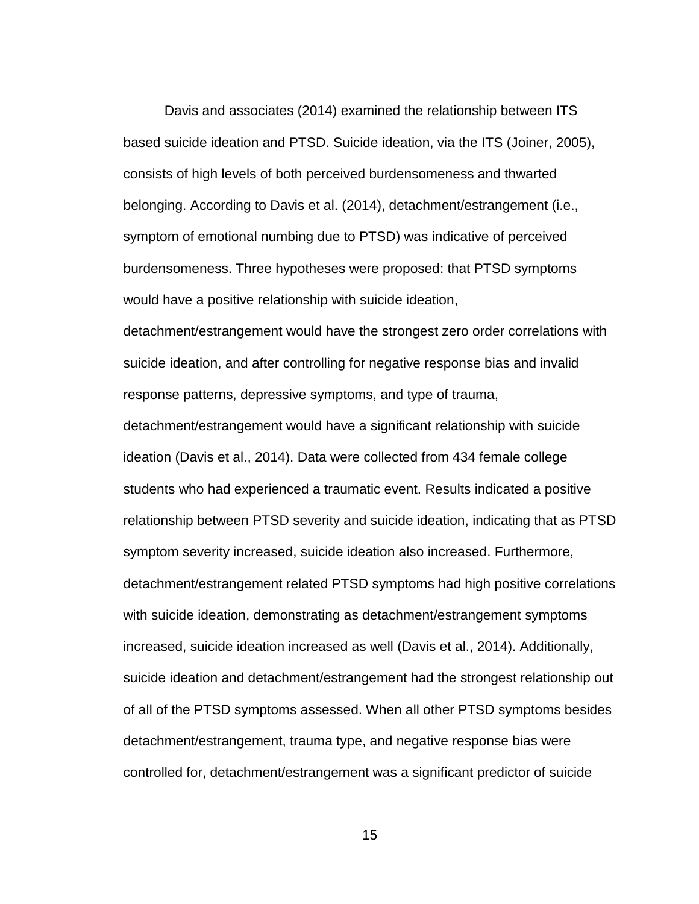Davis and associates (2014) examined the relationship between ITS based suicide ideation and PTSD. Suicide ideation, via the ITS (Joiner, 2005), consists of high levels of both perceived burdensomeness and thwarted belonging. According to Davis et al. (2014), detachment/estrangement (i.e., symptom of emotional numbing due to PTSD) was indicative of perceived burdensomeness. Three hypotheses were proposed: that PTSD symptoms would have a positive relationship with suicide ideation, detachment/estrangement would have the strongest zero order correlations with suicide ideation, and after controlling for negative response bias and invalid response patterns, depressive symptoms, and type of trauma, detachment/estrangement would have a significant relationship with suicide ideation (Davis et al., 2014). Data were collected from 434 female college students who had experienced a traumatic event. Results indicated a positive relationship between PTSD severity and suicide ideation, indicating that as PTSD symptom severity increased, suicide ideation also increased. Furthermore, detachment/estrangement related PTSD symptoms had high positive correlations with suicide ideation, demonstrating as detachment/estrangement symptoms increased, suicide ideation increased as well (Davis et al., 2014). Additionally, suicide ideation and detachment/estrangement had the strongest relationship out of all of the PTSD symptoms assessed. When all other PTSD symptoms besides detachment/estrangement, trauma type, and negative response bias were controlled for, detachment/estrangement was a significant predictor of suicide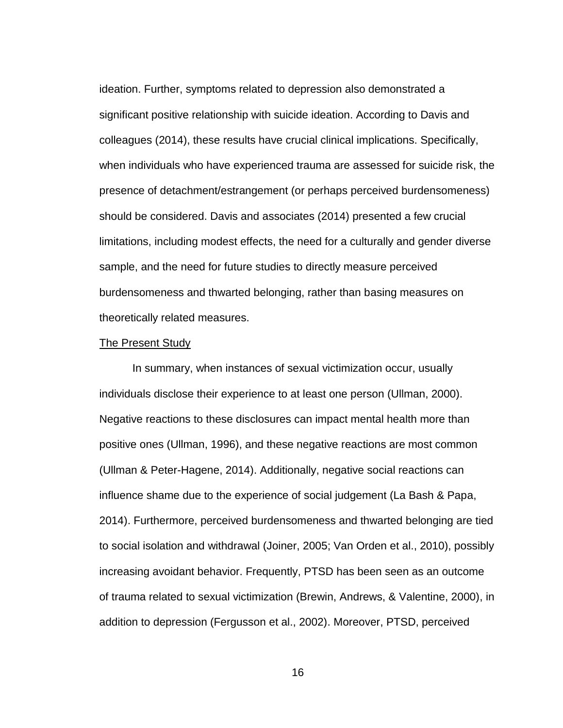ideation. Further, symptoms related to depression also demonstrated a significant positive relationship with suicide ideation. According to Davis and colleagues (2014), these results have crucial clinical implications. Specifically, when individuals who have experienced trauma are assessed for suicide risk, the presence of detachment/estrangement (or perhaps perceived burdensomeness) should be considered. Davis and associates (2014) presented a few crucial limitations, including modest effects, the need for a culturally and gender diverse sample, and the need for future studies to directly measure perceived burdensomeness and thwarted belonging, rather than basing measures on theoretically related measures.

<u>The Present Study</u>

In summary, when instances of sexual victimization occur, usually individuals disclose their experience to at least one person (Ullman, 2000). Negative reactions to these disclosures can impact mental health more than positive ones (Ullman, 1996), and these negative reactions are most common (Ullman & Peter-Hagene, 2014). Additionally, negative social reactions can influence shame due to the experience of social judgement (La Bash & Papa, 2014). Furthermore, perceived burdensomeness and thwarted belonging are tied to social isolation and withdrawal (Joiner, 2005; Van Orden et al., 2010), possibly increasing avoidant behavior. Frequently, PTSD has been seen as an outcome of trauma related to sexual victimization (Brewin, Andrews, & Valentine, 2000), in addition to depression (Fergusson et al., 2002). Moreover, PTSD, perceived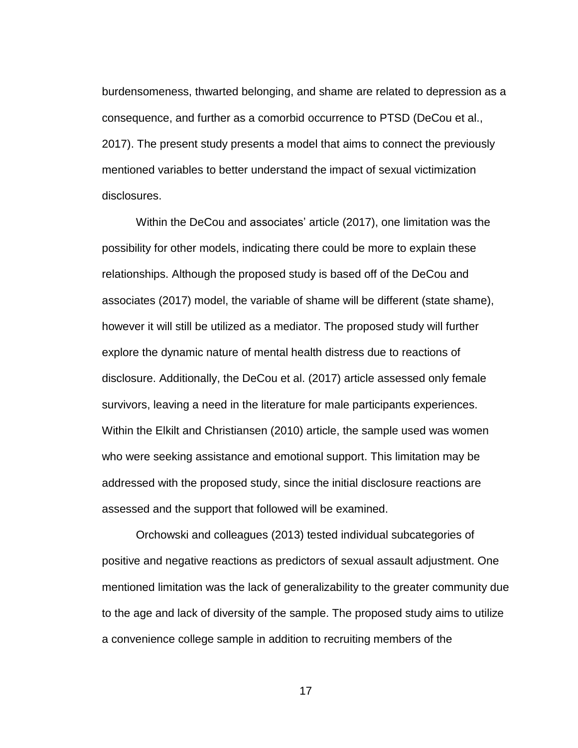burdensomeness, thwarted belonging, and shame are related to depression as a consequence, and further as a comorbid occurrence to PTSD (DeCou et al., 2017). The present study presents a model that aims to connect the previously mentioned variables to better understand the impact of sexual victimization disclosures.

Within the DeCou and associates' article (2017), one limitation was the possibility for other models, indicating there could be more to explain these relationships. Although the proposed study is based off of the DeCou and associates (2017) model, the variable of shame will be different (state shame), however it will still be utilized as a mediator. The proposed study will further explore the dynamic nature of mental health distress due to reactions of disclosure. Additionally, the DeCou et al. (2017) article assessed only female survivors, leaving a need in the literature for male participants experiences. Within the Elkilt and Christiansen (2010) article, the sample used was women who were seeking assistance and emotional support. This limitation may be addressed with the proposed study, since the initial disclosure reactions are assessed and the support that followed will be examined.

Orchowski and colleagues (2013) tested individual subcategories of positive and negative reactions as predictors of sexual assault adjustment. One mentioned limitation was the lack of generalizability to the greater community due to the age and lack of diversity of the sample. The proposed study aims to utilize a convenience college sample in addition to recruiting members of the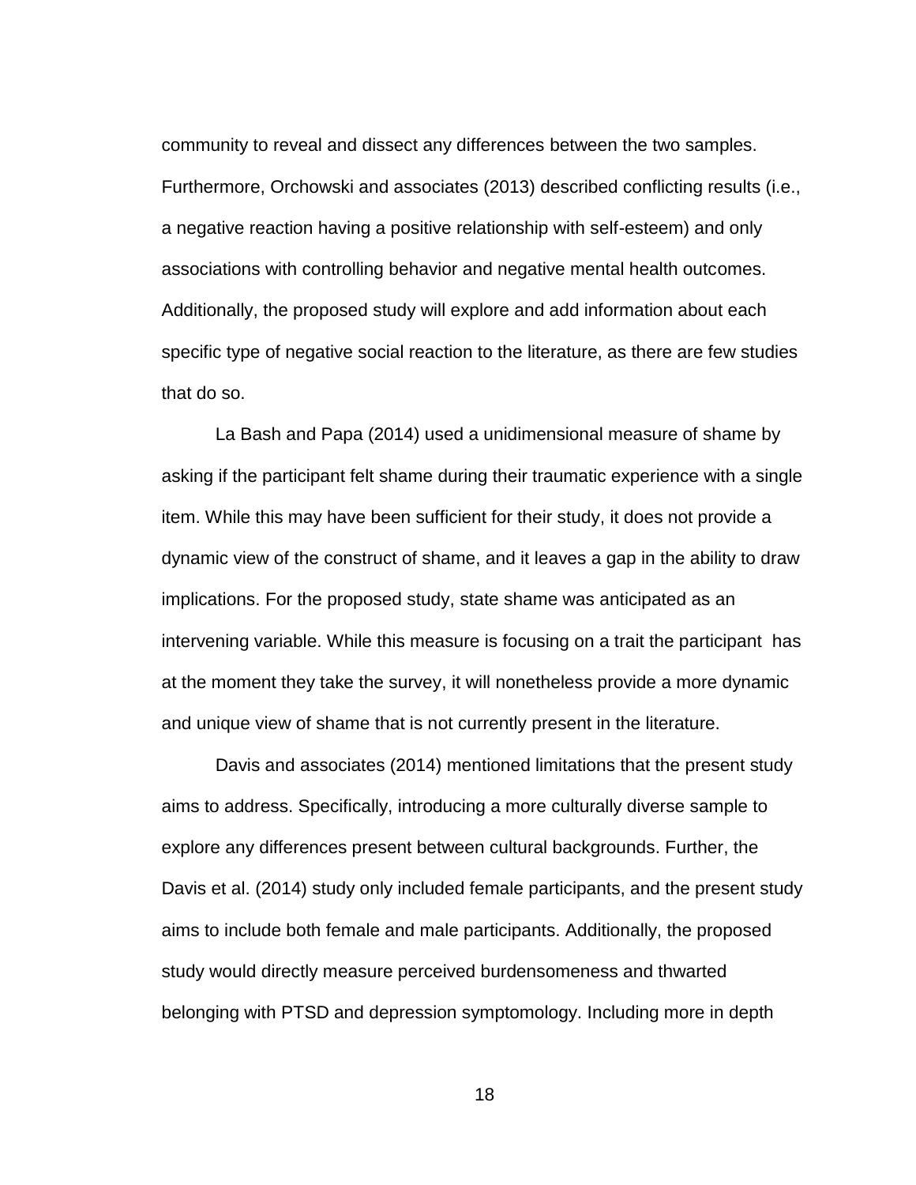community to reveal and dissect any differences between the two samples. Furthermore, Orchowski and associates (2013) described conflicting results (i.e., a negative reaction having a positive relationship with self-esteem) and only associations with controlling behavior and negative mental health outcomes. Additionally, the proposed study will explore and add information about each specific type of negative social reaction to the literature, as there are few studies that do so.

La Bash and Papa (2014) used a unidimensional measure of shame by asking if the participant felt shame during their traumatic experience with a single item. While this may have been sufficient for their study, it does not provide a dynamic view of the construct of shame, and it leaves a gap in the ability to draw implications. For the proposed study, state shame was anticipated as an intervening variable. While this measure is focusing on a trait the participant has at the moment they take the survey, it will nonetheless provide a more dynamic and unique view of shame that is not currently present in the literature.

Davis and associates (2014) mentioned limitations that the present study aims to address. Specifically, introducing a more culturally diverse sample to explore any differences present between cultural backgrounds. Further, the Davis et al. (2014) study only included female participants, and the present study aims to include both female and male participants. Additionally, the proposed study would directly measure perceived burdensomeness and thwarted belonging with PTSD and depression symptomology. Including more in depth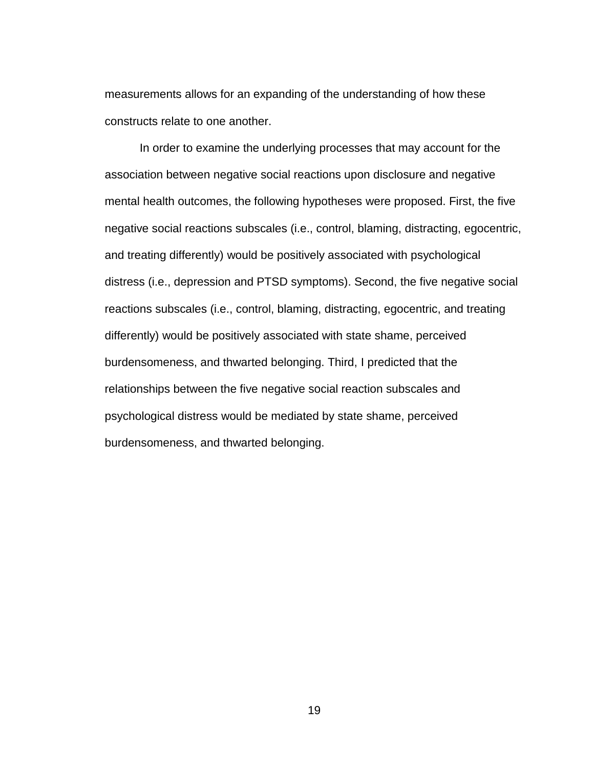measurements allows for an expanding of the understanding of how these constructs relate to one another.

In order to examine the underlying processes that may account for the association between negative social reactions upon disclosure and negative mental health outcomes, the following hypotheses were proposed. First, the five negative social reactions subscales (i.e., control, blaming, distracting, egocentric, and treating differently) would be positively associated with psychological distress (i.e., depression and PTSD symptoms). Second, the five negative social reactions subscales (i.e., control, blaming, distracting, egocentric, and treating differently) would be positively associated with state shame, perceived burdensomeness, and thwarted belonging. Third, I predicted that the relationships between the five negative social reaction subscales and psychological distress would be mediated by state shame, perceived burdensomeness, and thwarted belonging.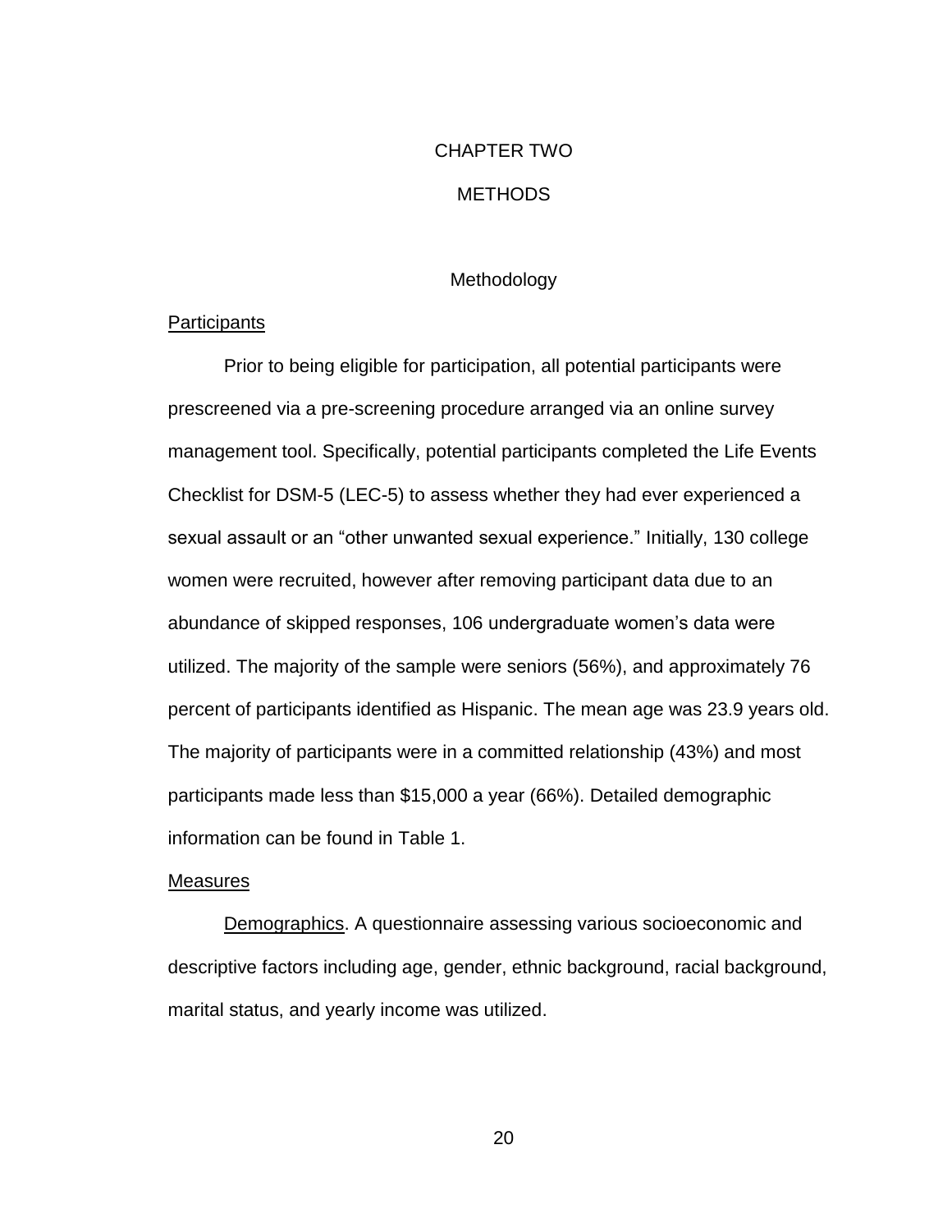# CHAPTER TWO

# METHODS

## Methodology

### Participants

Prior to being eligible for participation, all potential participants were prescreened via a pre-screening procedure arranged via an online survey management tool. Specifically, potential participants completed the Life Events Checklist for DSM-5 (LEC-5) to assess whether they had ever experienced a sexual assault or an “other unwanted sexual experience.” Initially, 130 college women were recruited, however after removing participant data due to an abundance of skipped responses, 106 undergraduate women’s data were utilized. The majority of the sample were seniors (56%), and approximately 76 percent of participants identified as Hispanic. The mean age was 23.9 years old. The majority of participants were in a committed relationship (43%) and most participants made less than $15,000 a year (66%). Detailed demographic information can be found in Table 1.

### Measures

Demographics. A questionnaire assessing various socioeconomic and descriptive factors including age, gender, ethnic background, racial background, marital status, and yearly income was utilized.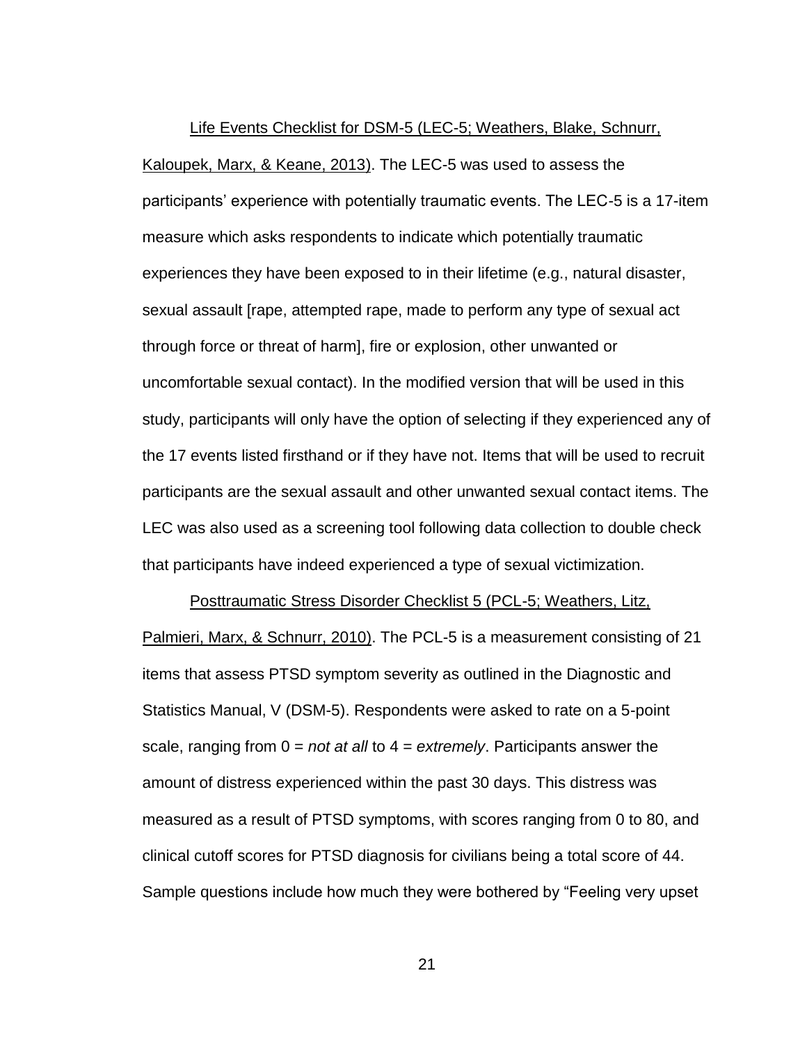Life Events Checklist for DSM-5 (LEC-5; Weathers, Blake, Schnurr, Kaloupek, Marx, & Keane, 2013). The LEC-5 was used to assess the participants' experience with potentially traumatic events. The LEC-5 is a 17-item measure which asks respondents to indicate which potentially traumatic experiences they have been exposed to in their lifetime (e.g., natural disaster, sexual assault [rape, attempted rape, made to perform any type of sexual act through force or threat of harm], fire or explosion, other unwanted or uncomfortable sexual contact). In the modified version that will be used in this study, participants will only have the option of selecting if they experienced any of the 17 events listed firsthand or if they have not. Items that will be used to recruit participants are the sexual assault and other unwanted sexual contact items. The LEC was also used as a screening tool following data collection to double check that participants have indeed experienced a type of sexual victimization.

Posttraumatic Stress Disorder Checklist 5 (PCL-5; Weathers, Litz, Palmieri, Marx, & Schnurr, 2010). The PCL-5 is a measurement consisting of 21 items that assess PTSD symptom severity as outlined in the Diagnostic and Statistics Manual, V (DSM-5). Respondents were asked to rate on a 5-point scale, ranging from 0 = *not at all* to 4 = *extremely*. Participants answer the amount of distress experienced within the past 30 days. This distress was measured as a result of PTSD symptoms, with scores ranging from 0 to 80, and clinical cutoff scores for PTSD diagnosis for civilians being a total score of 44. Sample questions include how much they were bothered by "Feeling very upset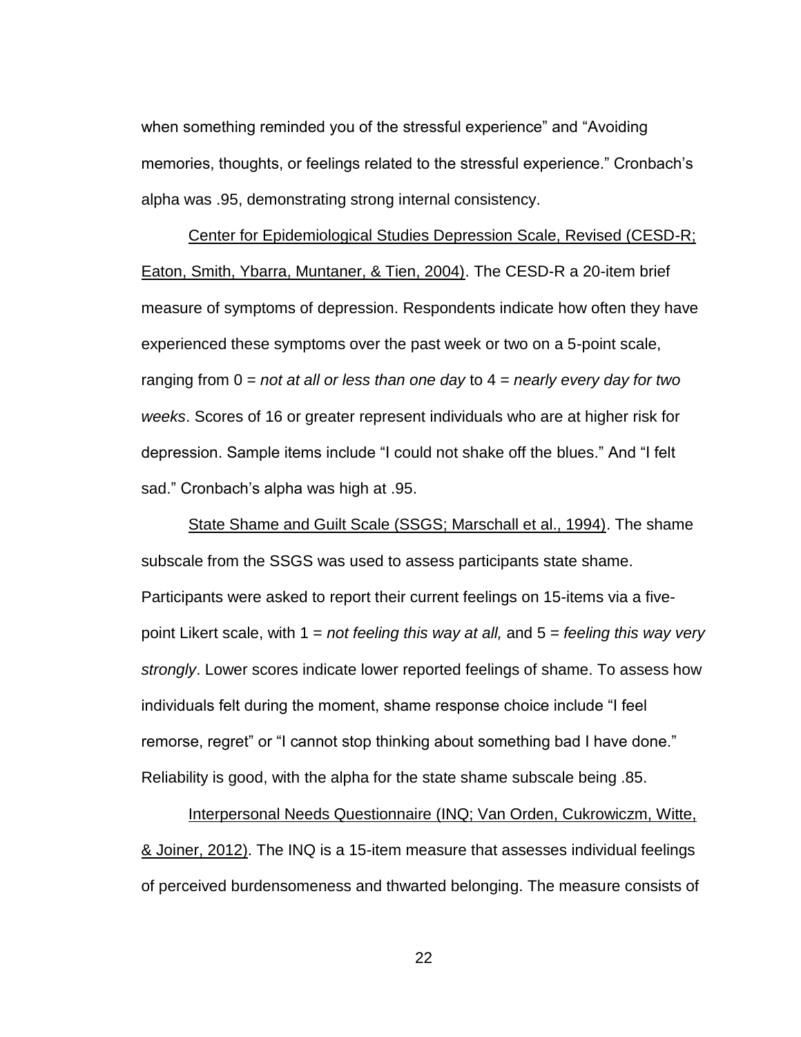when something reminded you of the stressful experience" and "Avoiding memories, thoughts, or feelings related to the stressful experience." Cronbach's alpha was .95, demonstrating strong internal consistency.

<u>Center for Epidemiological Studies Depression Scale, Revised (CESD-R; Eaton, Smith, Ybarra, Muntaner, & Tien, 2004)</u>. The CESD-R a 20-item brief measure of symptoms of depression. Respondents indicate how often they have experienced these symptoms over the past week or two on a 5-point scale, ranging from 0 = *not at all or less than one day* to 4 = *nearly every day for two weeks*. Scores of 16 or greater represent individuals who are at higher risk for depression. Sample items include "I could not shake off the blues." And "I felt sad." Cronbach's alpha was high at .95.

<u>State Shame and Guilt Scale (SSGS; Marschall et al., 1994)</u>. The shame subscale from the SSGS was used to assess participants state shame. Participants were asked to report their current feelings on 15-items via a five-point Likert scale, with 1 = *not feeling this way at all,* and 5 = *feeling this way very strongly*. Lower scores indicate lower reported feelings of shame. To assess how individuals felt during the moment, shame response choice include "I feel remorse, regret" or "I cannot stop thinking about something bad I have done." Reliability is good, with the alpha for the state shame subscale being .85.

<u>Interpersonal Needs Questionnaire (INQ; Van Orden, Cukrowiczm, Witte, & Joiner, 2012)</u>. The INQ is a 15-item measure that assesses individual feelings of perceived burdensomeness and thwarted belonging. The measure consists of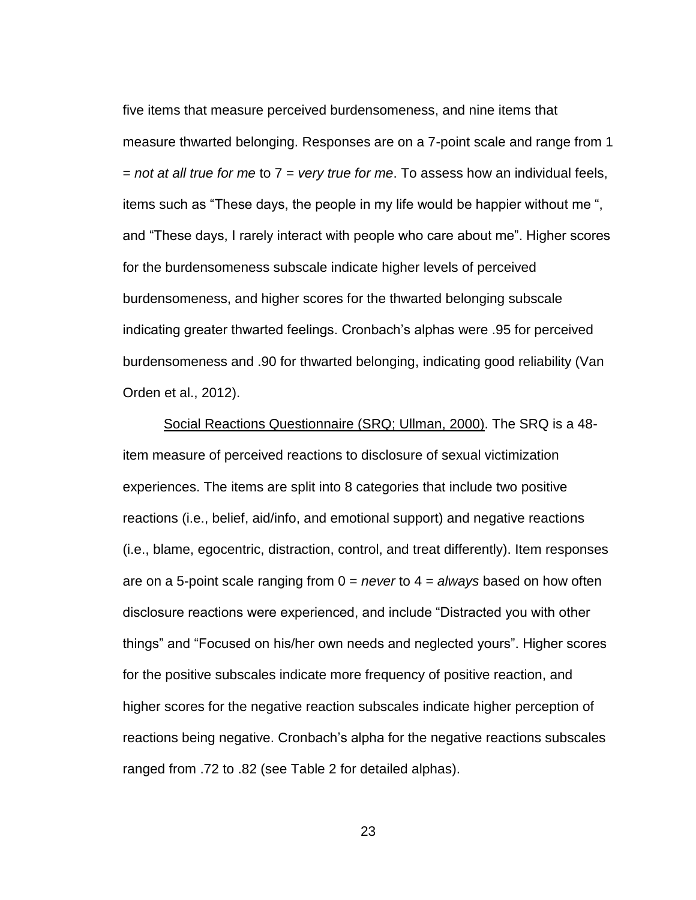five items that measure perceived burdensomeness, and nine items that measure thwarted belonging. Responses are on a 7-point scale and range from 1 = *not at all true for me* to 7 = *very true for me*. To assess how an individual feels, items such as “These days, the people in my life would be happier without me “, and “These days, I rarely interact with people who care about me”. Higher scores for the burdensomeness subscale indicate higher levels of perceived burdensomeness, and higher scores for the thwarted belonging subscale indicating greater thwarted feelings. Cronbach’s alphas were .95 for perceived burdensomeness and .90 for thwarted belonging, indicating good reliability (Van Orden et al., 2012).

<u>Social Reactions Questionnaire (SRQ; Ullman, 2000)</u>. The SRQ is a 48-item measure of perceived reactions to disclosure of sexual victimization experiences. The items are split into 8 categories that include two positive reactions (i.e., belief, aid/info, and emotional support) and negative reactions (i.e., blame, egocentric, distraction, control, and treat differently). Item responses are on a 5-point scale ranging from 0 = *never* to 4 = *always* based on how often disclosure reactions were experienced, and include “Distracted you with other things” and “Focused on his/her own needs and neglected yours”. Higher scores for the positive subscales indicate more frequency of positive reaction, and higher scores for the negative reaction subscales indicate higher perception of reactions being negative. Cronbach’s alpha for the negative reactions subscales ranged from .72 to .82 (see Table 2 for detailed alphas).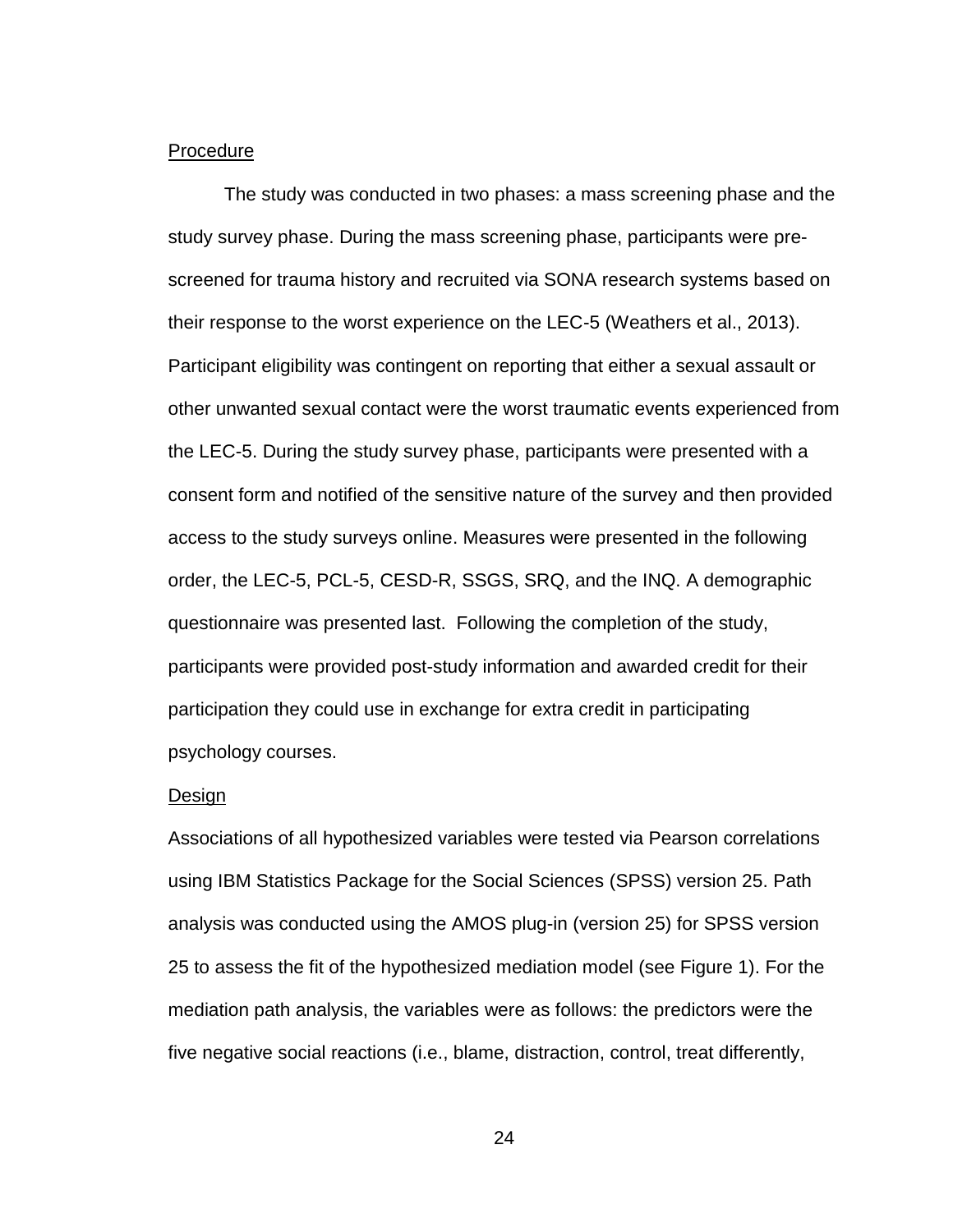## Procedure

The study was conducted in two phases: a mass screening phase and the study survey phase. During the mass screening phase, participants were pre-screened for trauma history and recruited via SONA research systems based on their response to the worst experience on the LEC-5 (Weathers et al., 2013). Participant eligibility was contingent on reporting that either a sexual assault or other unwanted sexual contact were the worst traumatic events experienced from the LEC-5. During the study survey phase, participants were presented with a consent form and notified of the sensitive nature of the survey and then provided access to the study surveys online. Measures were presented in the following order, the LEC-5, PCL-5, CESD-R, SSGS, SRQ, and the INQ. A demographic questionnaire was presented last. Following the completion of the study, participants were provided post-study information and awarded credit for their participation they could use in exchange for extra credit in participating psychology courses.

## Design

Associations of all hypothesized variables were tested via Pearson correlations using IBM Statistics Package for the Social Sciences (SPSS) version 25. Path analysis was conducted using the AMOS plug-in (version 25) for SPSS version 25 to assess the fit of the hypothesized mediation model (see Figure 1). For the mediation path analysis, the variables were as follows: the predictors were the five negative social reactions (i.e., blame, distraction, control, treat differently,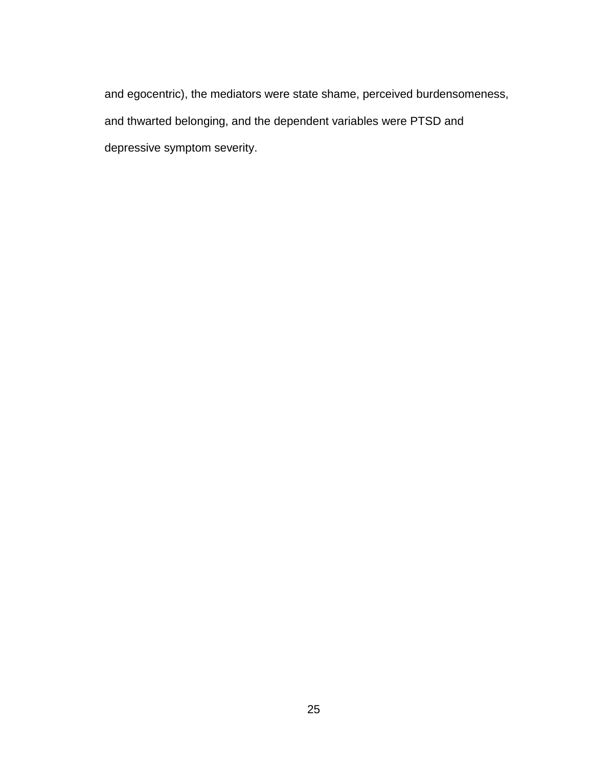and egocentric), the mediators were state shame, perceived burdensomeness, and thwarted belonging, and the dependent variables were PTSD and depressive symptom severity.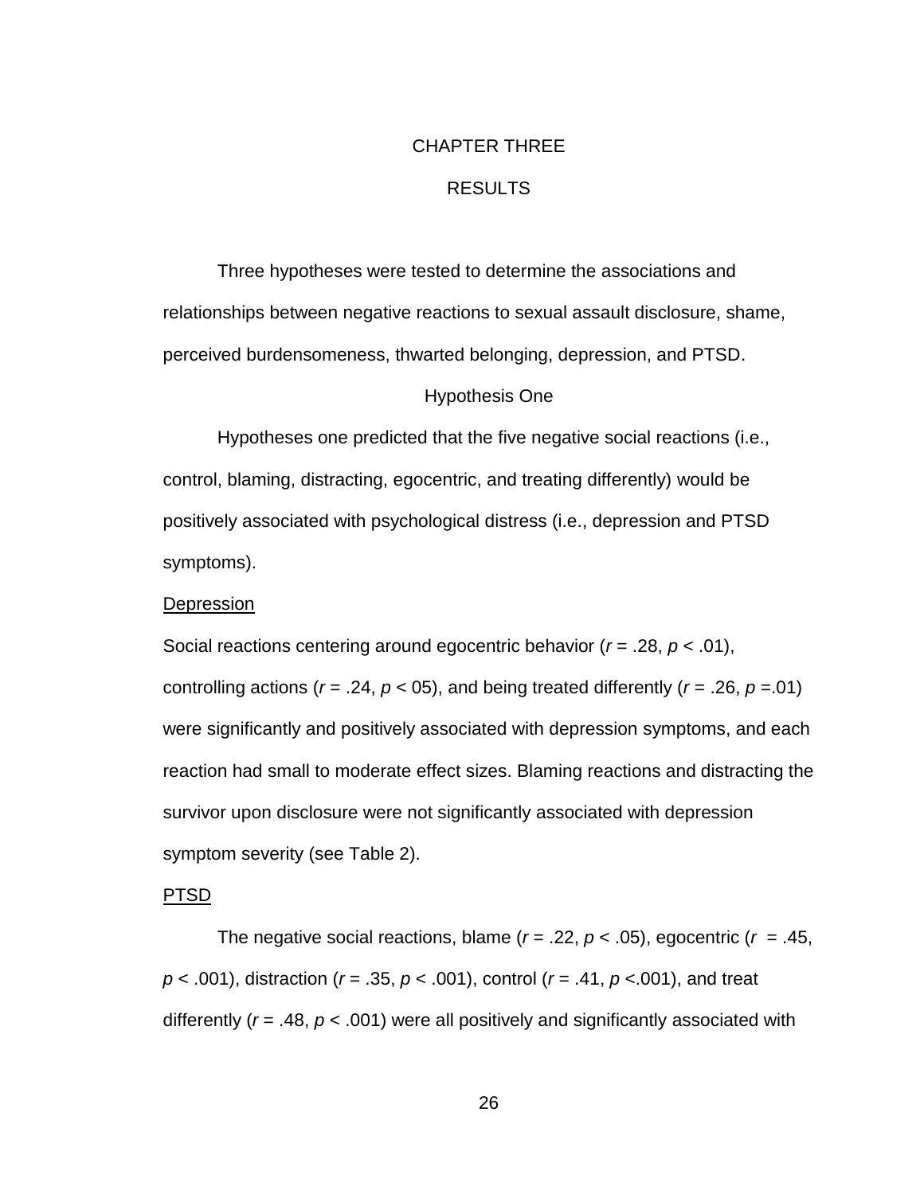# CHAPTER THREE

# RESULTS

Three hypotheses were tested to determine the associations and relationships between negative reactions to sexual assault disclosure, shame, perceived burdensomeness, thwarted belonging, depression, and PTSD.

## Hypothesis One

Hypotheses one predicted that the five negative social reactions (i.e., control, blaming, distracting, egocentric, and treating differently) would be positively associated with psychological distress (i.e., depression and PTSD symptoms).

### Depression

Social reactions centering around egocentric behavior ($r$ = .28, $p$ < .01), controlling actions ($r$ = .24, $p$ < 05), and being treated differently ($r$ = .26, $p$ =.01) were significantly and positively associated with depression symptoms, and each reaction had small to moderate effect sizes. Blaming reactions and distracting the survivor upon disclosure were not significantly associated with depression symptom severity (see Table 2).

### PTSD

The negative social reactions, blame ($r$ = .22, $p$ < .05), egocentric ($r$ = .45, $p$ < .001), distraction ($r$ = .35, $p$ < .001), control ($r$ = .41, $p$ <.001), and treat differently ($r$ = .48, $p$ < .001) were all positively and significantly associated with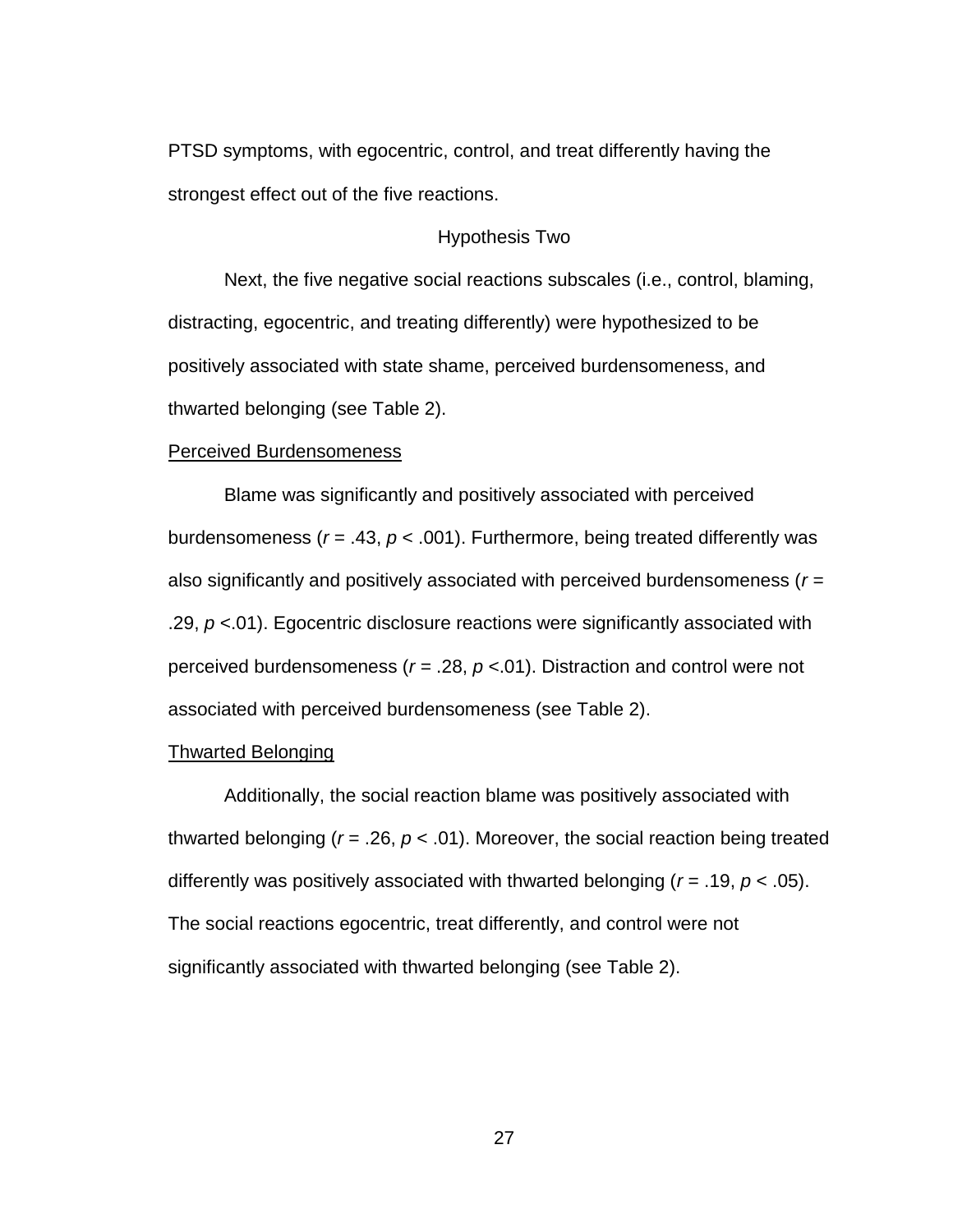PTSD symptoms, with egocentric, control, and treat differently having the strongest effect out of the five reactions.

## Hypothesis Two

Next, the five negative social reactions subscales (i.e., control, blaming, distracting, egocentric, and treating differently) were hypothesized to be positively associated with state shame, perceived burdensomeness, and thwarted belonging (see Table 2).

### Perceived Burdensomeness

Blame was significantly and positively associated with perceived burdensomeness ($r$ = .43, $p$ < .001). Furthermore, being treated differently was also significantly and positively associated with perceived burdensomeness ($r$ = .29, $p$ <.01). Egocentric disclosure reactions were significantly associated with perceived burdensomeness ($r$ = .28, $p$ <.01). Distraction and control were not associated with perceived burdensomeness (see Table 2).

### Thwarted Belonging

Additionally, the social reaction blame was positively associated with thwarted belonging ($r$ = .26, $p$ < .01). Moreover, the social reaction being treated differently was positively associated with thwarted belonging ($r$ = .19, $p$ < .05). The social reactions egocentric, treat differently, and control were not significantly associated with thwarted belonging (see Table 2).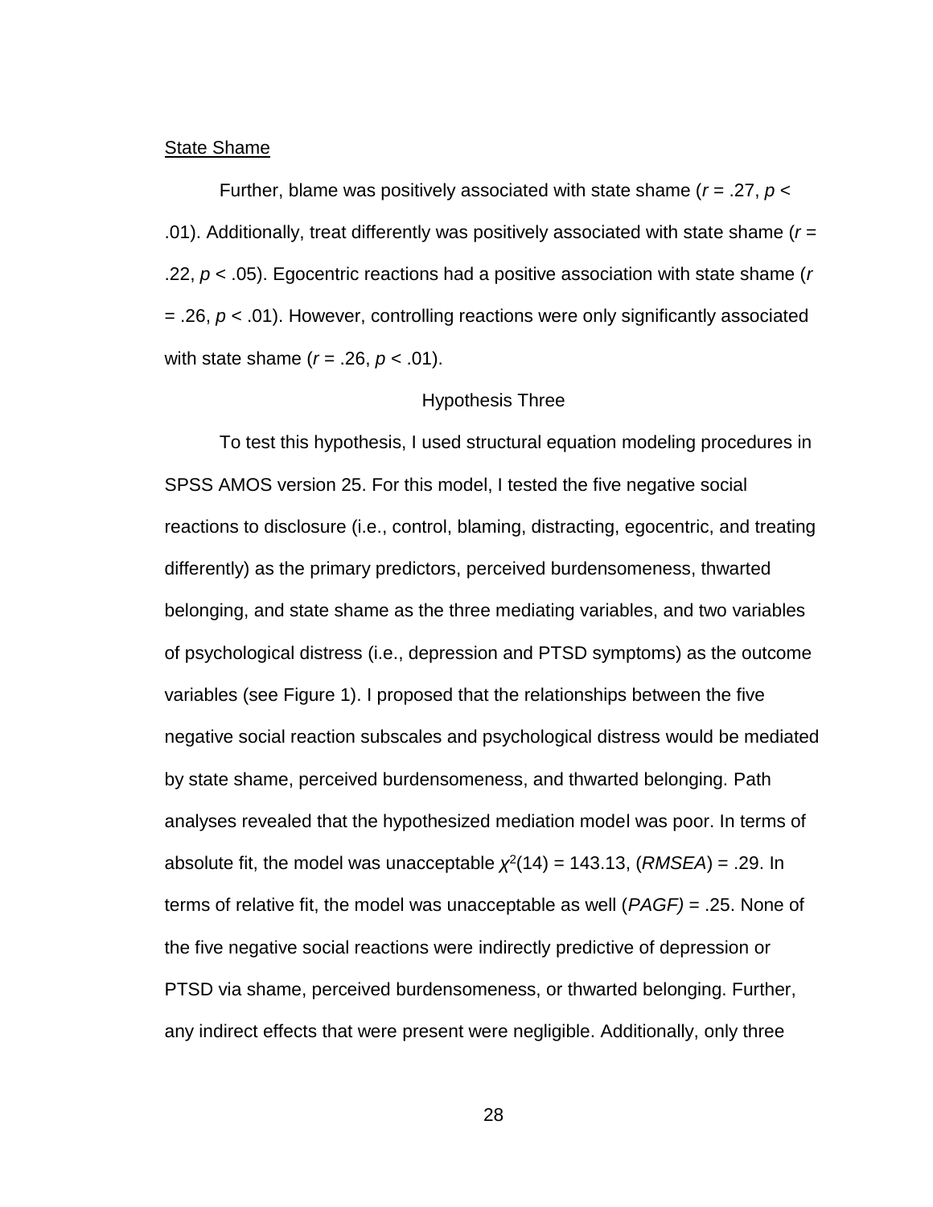State Shame

Further, blame was positively associated with state shame ($r$ = .27, $p$ < .01). Additionally, treat differently was positively associated with state shame ($r$ = .22, $p$ < .05). Egocentric reactions had a positive association with state shame ($r$ = .26, $p$ < .01). However, controlling reactions were only significantly associated with state shame ($r$ = .26, $p$ < .01).

## Hypothesis Three

To test this hypothesis, I used structural equation modeling procedures in SPSS AMOS version 25. For this model, I tested the five negative social reactions to disclosure (i.e., control, blaming, distracting, egocentric, and treating differently) as the primary predictors, perceived burdensomeness, thwarted belonging, and state shame as the three mediating variables, and two variables of psychological distress (i.e., depression and PTSD symptoms) as the outcome variables (see Figure 1). I proposed that the relationships between the five negative social reaction subscales and psychological distress would be mediated by state shame, perceived burdensomeness, and thwarted belonging. Path analyses revealed that the hypothesized mediation model was poor. In terms of absolute fit, the model was unacceptable $\chi^2(14) = 143.13$, (*RMSEA*) = .29. In terms of relative fit, the model was unacceptable as well (*PAGF)* = .25. None of the five negative social reactions were indirectly predictive of depression or PTSD via shame, perceived burdensomeness, or thwarted belonging. Further, any indirect effects that were present were negligible. Additionally, only three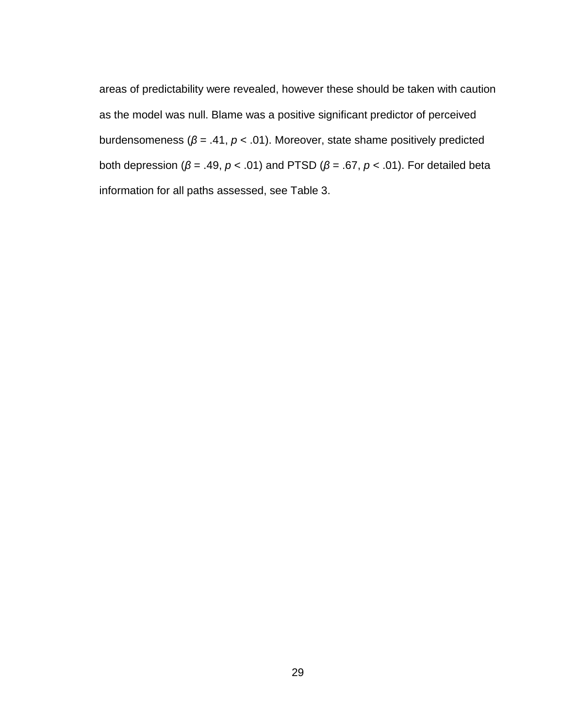areas of predictability were revealed, however these should be taken with caution as the model was null. Blame was a positive significant predictor of perceived burdensomeness ($\beta$ = .41, $p$ < .01). Moreover, state shame positively predicted both depression ($\beta$ = .49, $p$ < .01) and PTSD ($\beta$ = .67, $p$ < .01). For detailed beta information for all paths assessed, see Table 3.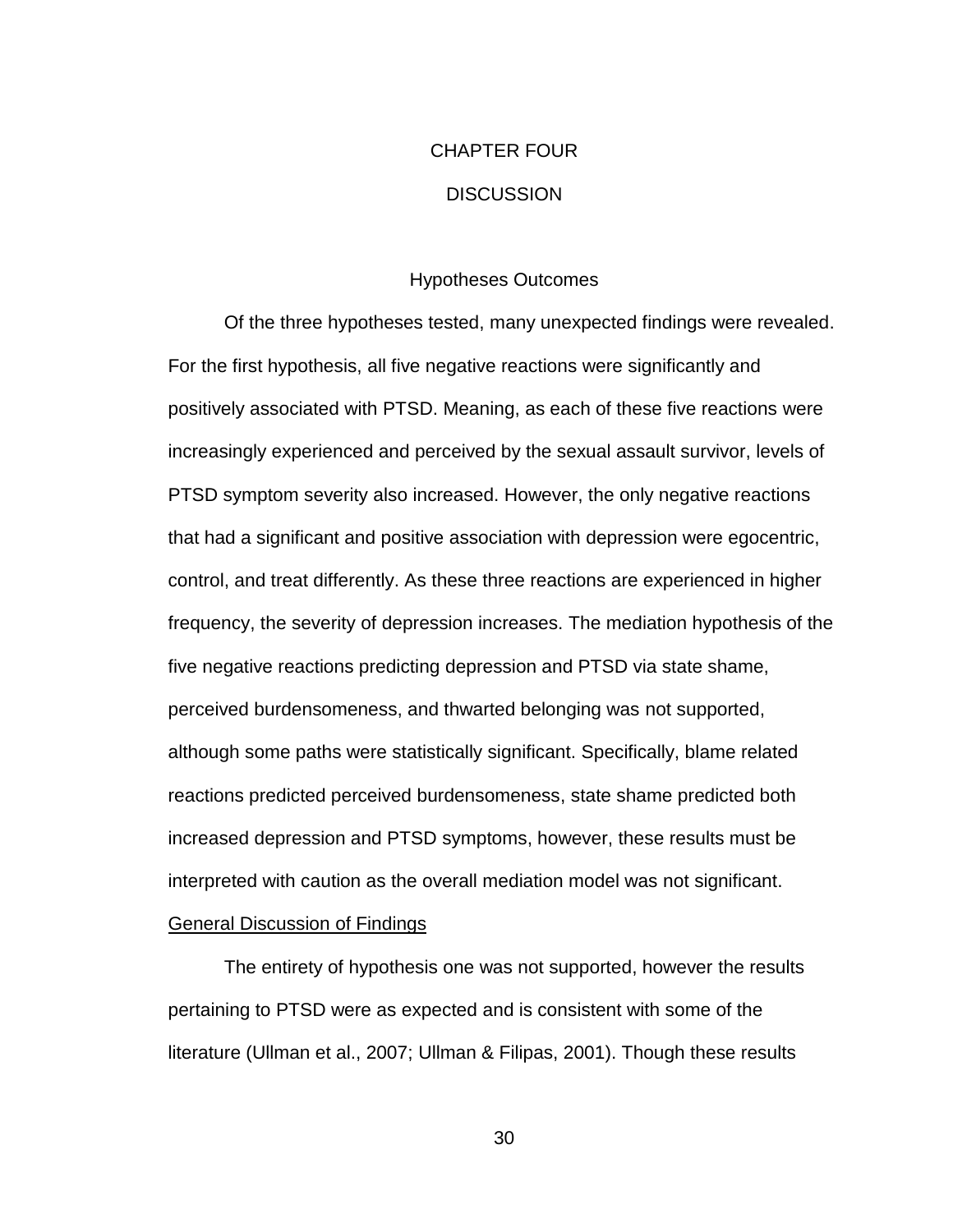# CHAPTER FOUR

# DISCUSSION

## Hypotheses Outcomes

Of the three hypotheses tested, many unexpected findings were revealed. For the first hypothesis, all five negative reactions were significantly and positively associated with PTSD. Meaning, as each of these five reactions were increasingly experienced and perceived by the sexual assault survivor, levels of PTSD symptom severity also increased. However, the only negative reactions that had a significant and positive association with depression were egocentric, control, and treat differently. As these three reactions are experienced in higher frequency, the severity of depression increases. The mediation hypothesis of the five negative reactions predicting depression and PTSD via state shame, perceived burdensomeness, and thwarted belonging was not supported, although some paths were statistically significant. Specifically, blame related reactions predicted perceived burdensomeness, state shame predicted both increased depression and PTSD symptoms, however, these results must be interpreted with caution as the overall mediation model was not significant.

### General Discussion of Findings

The entirety of hypothesis one was not supported, however the results pertaining to PTSD were as expected and is consistent with some of the literature (Ullman et al., 2007; Ullman & Filipas, 2001). Though these results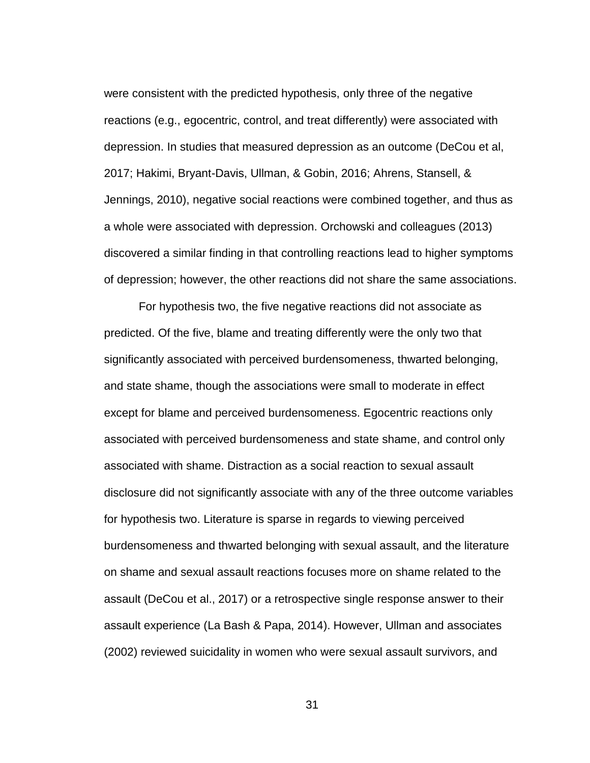were consistent with the predicted hypothesis, only three of the negative reactions (e.g., egocentric, control, and treat differently) were associated with depression. In studies that measured depression as an outcome (DeCou et al, 2017; Hakimi, Bryant-Davis, Ullman, & Gobin, 2016; Ahrens, Stansell, & Jennings, 2010), negative social reactions were combined together, and thus as a whole were associated with depression. Orchowski and colleagues (2013) discovered a similar finding in that controlling reactions lead to higher symptoms of depression; however, the other reactions did not share the same associations.

For hypothesis two, the five negative reactions did not associate as predicted. Of the five, blame and treating differently were the only two that significantly associated with perceived burdensomeness, thwarted belonging, and state shame, though the associations were small to moderate in effect except for blame and perceived burdensomeness. Egocentric reactions only associated with perceived burdensomeness and state shame, and control only associated with shame. Distraction as a social reaction to sexual assault disclosure did not significantly associate with any of the three outcome variables for hypothesis two. Literature is sparse in regards to viewing perceived burdensomeness and thwarted belonging with sexual assault, and the literature on shame and sexual assault reactions focuses more on shame related to the assault (DeCou et al., 2017) or a retrospective single response answer to their assault experience (La Bash & Papa, 2014). However, Ullman and associates (2002) reviewed suicidality in women who were sexual assault survivors, and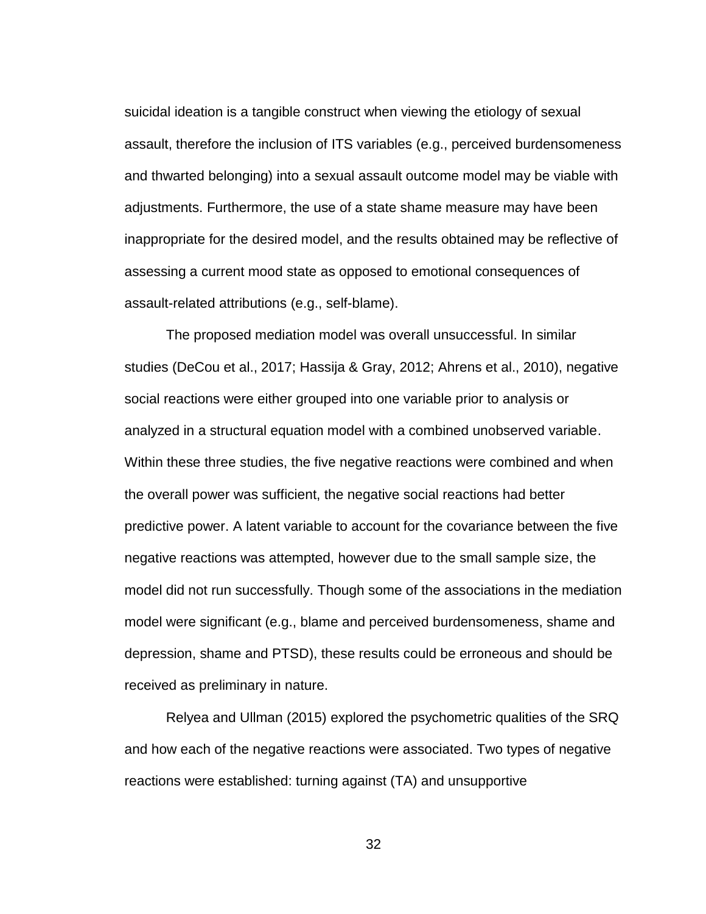suicidal ideation is a tangible construct when viewing the etiology of sexual assault, therefore the inclusion of ITS variables (e.g., perceived burdensomeness and thwarted belonging) into a sexual assault outcome model may be viable with adjustments. Furthermore, the use of a state shame measure may have been inappropriate for the desired model, and the results obtained may be reflective of assessing a current mood state as opposed to emotional consequences of assault-related attributions (e.g., self-blame).

The proposed mediation model was overall unsuccessful. In similar studies (DeCou et al., 2017; Hassija & Gray, 2012; Ahrens et al., 2010), negative social reactions were either grouped into one variable prior to analysis or analyzed in a structural equation model with a combined unobserved variable. Within these three studies, the five negative reactions were combined and when the overall power was sufficient, the negative social reactions had better predictive power. A latent variable to account for the covariance between the five negative reactions was attempted, however due to the small sample size, the model did not run successfully. Though some of the associations in the mediation model were significant (e.g., blame and perceived burdensomeness, shame and depression, shame and PTSD), these results could be erroneous and should be received as preliminary in nature.

Relyea and Ullman (2015) explored the psychometric qualities of the SRQ and how each of the negative reactions were associated. Two types of negative reactions were established: turning against (TA) and unsupportive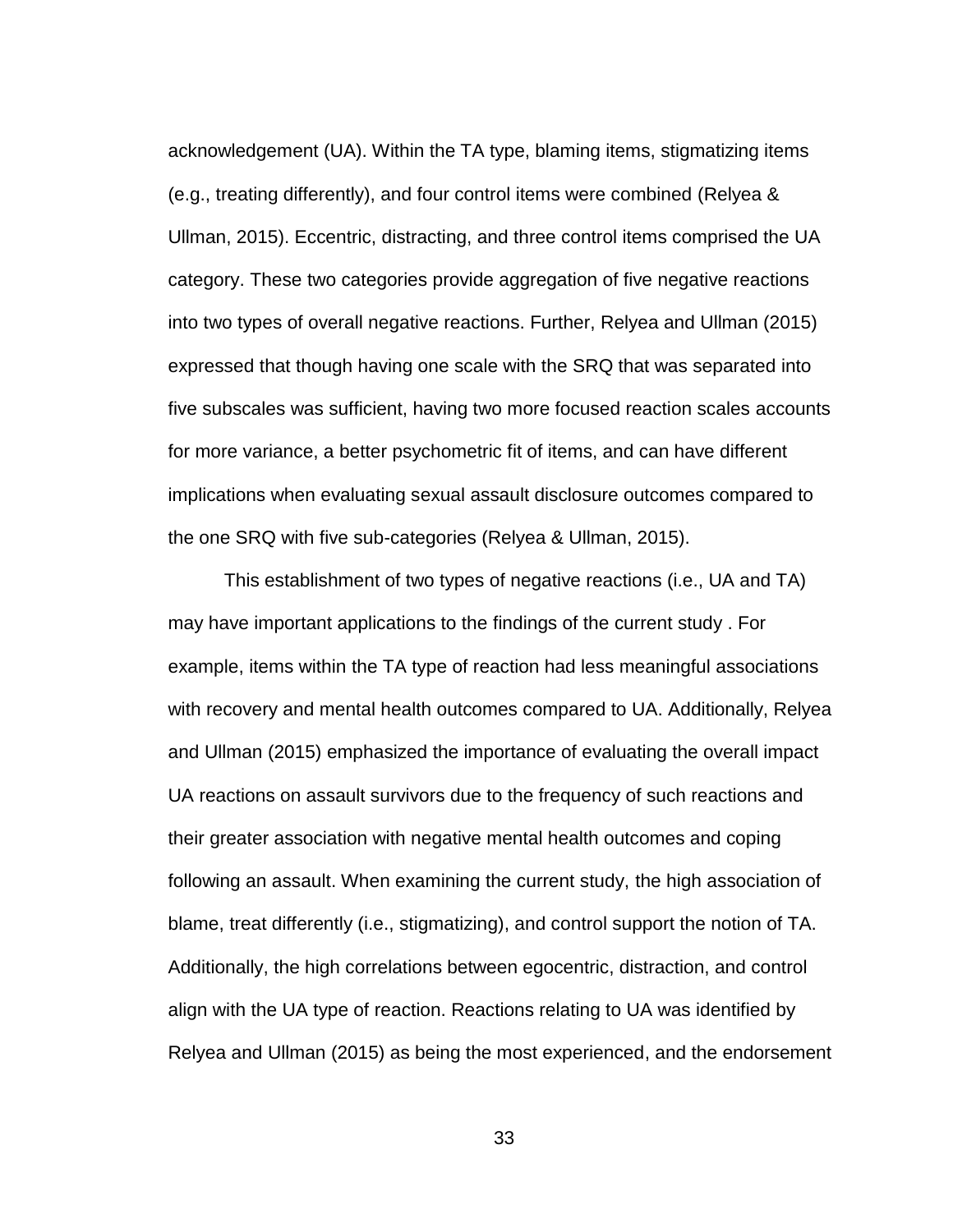acknowledgement (UA). Within the TA type, blaming items, stigmatizing items (e.g., treating differently), and four control items were combined (Relyea & Ullman, 2015). Eccentric, distracting, and three control items comprised the UA category. These two categories provide aggregation of five negative reactions into two types of overall negative reactions. Further, Relyea and Ullman (2015) expressed that though having one scale with the SRQ that was separated into five subscales was sufficient, having two more focused reaction scales accounts for more variance, a better psychometric fit of items, and can have different implications when evaluating sexual assault disclosure outcomes compared to the one SRQ with five sub-categories (Relyea & Ullman, 2015).

This establishment of two types of negative reactions (i.e., UA and TA) may have important applications to the findings of the current study . For example, items within the TA type of reaction had less meaningful associations with recovery and mental health outcomes compared to UA. Additionally, Relyea and Ullman (2015) emphasized the importance of evaluating the overall impact UA reactions on assault survivors due to the frequency of such reactions and their greater association with negative mental health outcomes and coping following an assault. When examining the current study, the high association of blame, treat differently (i.e., stigmatizing), and control support the notion of TA. Additionally, the high correlations between egocentric, distraction, and control align with the UA type of reaction. Reactions relating to UA was identified by Relyea and Ullman (2015) as being the most experienced, and the endorsement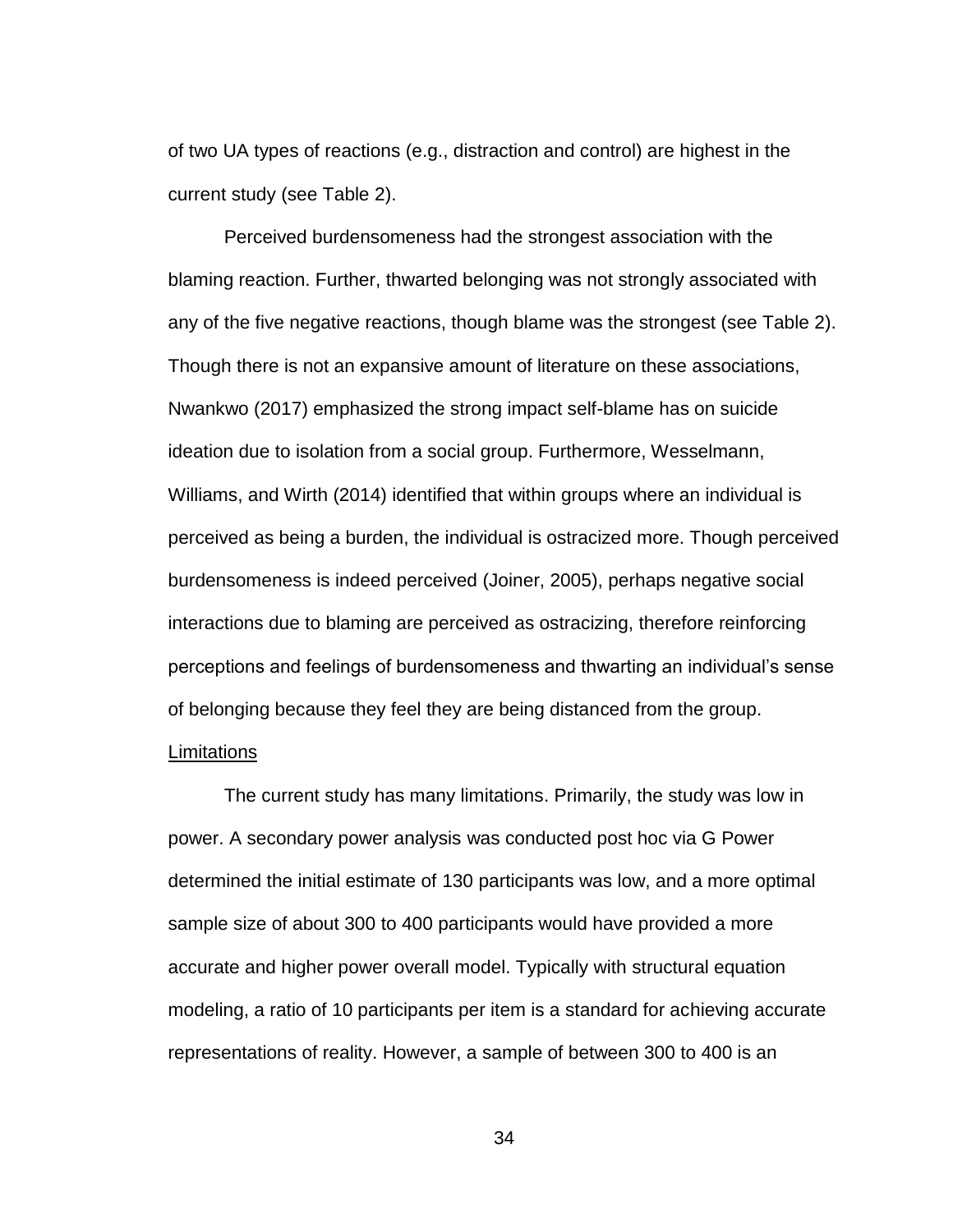of two UA types of reactions (e.g., distraction and control) are highest in the current study (see Table 2).

Perceived burdensomeness had the strongest association with the blaming reaction. Further, thwarted belonging was not strongly associated with any of the five negative reactions, though blame was the strongest (see Table 2). Though there is not an expansive amount of literature on these associations, Nwankwo (2017) emphasized the strong impact self-blame has on suicide ideation due to isolation from a social group. Furthermore, Wesselmann, Williams, and Wirth (2014) identified that within groups where an individual is perceived as being a burden, the individual is ostracized more. Though perceived burdensomeness is indeed perceived (Joiner, 2005), perhaps negative social interactions due to blaming are perceived as ostracizing, therefore reinforcing perceptions and feelings of burdensomeness and thwarting an individual's sense of belonging because they feel they are being distanced from the group.

## Limitations

The current study has many limitations. Primarily, the study was low in power. A secondary power analysis was conducted post hoc via G Power determined the initial estimate of 130 participants was low, and a more optimal sample size of about 300 to 400 participants would have provided a more accurate and higher power overall model. Typically with structural equation modeling, a ratio of 10 participants per item is a standard for achieving accurate representations of reality. However, a sample of between 300 to 400 is an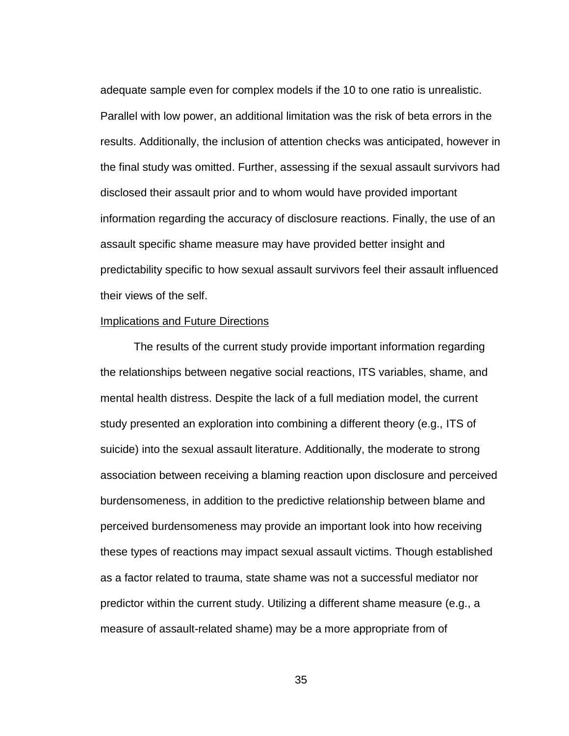adequate sample even for complex models if the 10 to one ratio is unrealistic. Parallel with low power, an additional limitation was the risk of beta errors in the results. Additionally, the inclusion of attention checks was anticipated, however in the final study was omitted. Further, assessing if the sexual assault survivors had disclosed their assault prior and to whom would have provided important information regarding the accuracy of disclosure reactions. Finally, the use of an assault specific shame measure may have provided better insight and predictability specific to how sexual assault survivors feel their assault influenced their views of the self.

## Implications and Future Directions

The results of the current study provide important information regarding the relationships between negative social reactions, ITS variables, shame, and mental health distress. Despite the lack of a full mediation model, the current study presented an exploration into combining a different theory (e.g., ITS of suicide) into the sexual assault literature. Additionally, the moderate to strong association between receiving a blaming reaction upon disclosure and perceived burdensomeness, in addition to the predictive relationship between blame and perceived burdensomeness may provide an important look into how receiving these types of reactions may impact sexual assault victims. Though established as a factor related to trauma, state shame was not a successful mediator nor predictor within the current study. Utilizing a different shame measure (e.g., a measure of assault-related shame) may be a more appropriate from of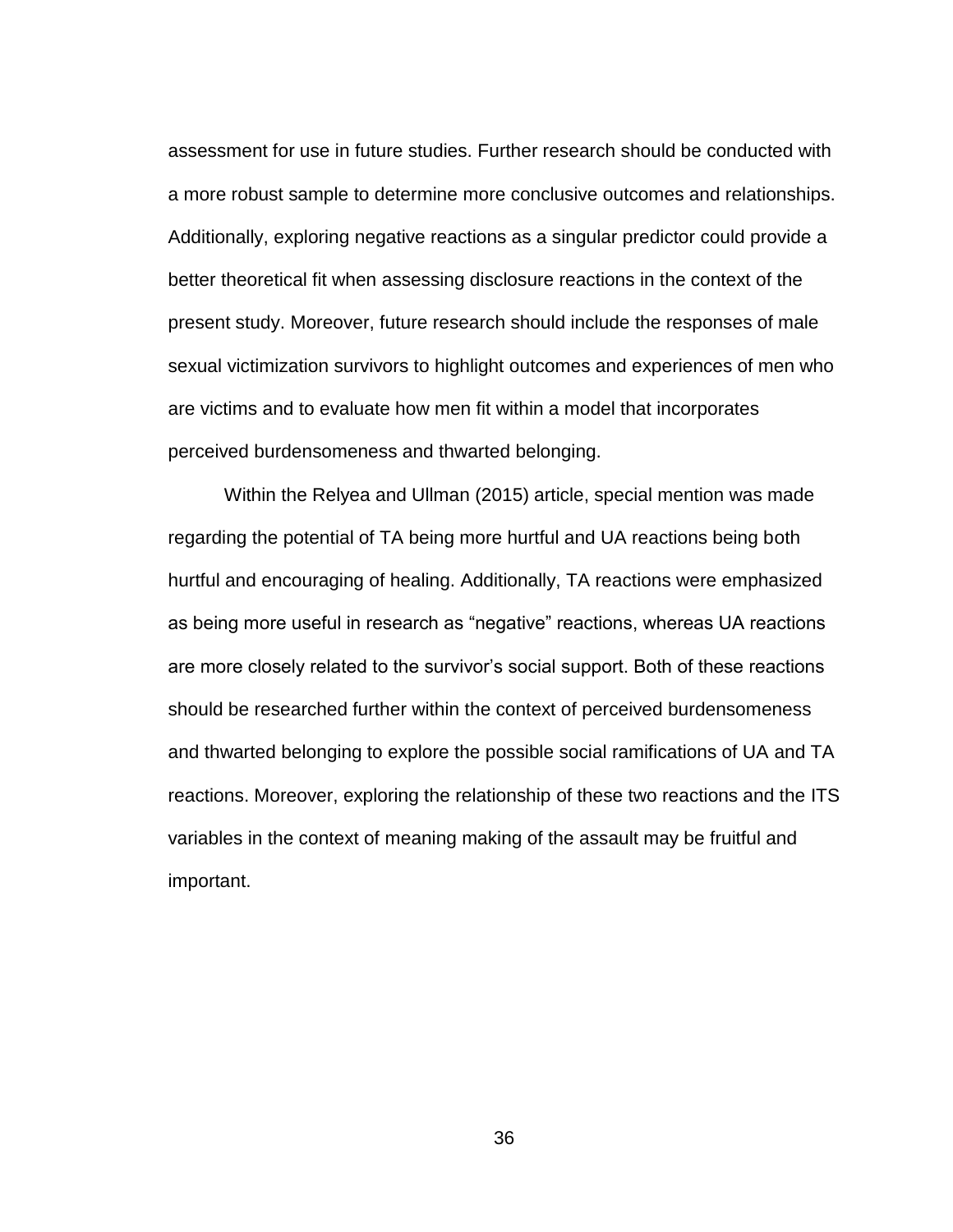assessment for use in future studies. Further research should be conducted with a more robust sample to determine more conclusive outcomes and relationships. Additionally, exploring negative reactions as a singular predictor could provide a better theoretical fit when assessing disclosure reactions in the context of the present study. Moreover, future research should include the responses of male sexual victimization survivors to highlight outcomes and experiences of men who are victims and to evaluate how men fit within a model that incorporates perceived burdensomeness and thwarted belonging.

Within the Relyea and Ullman (2015) article, special mention was made regarding the potential of TA being more hurtful and UA reactions being both hurtful and encouraging of healing. Additionally, TA reactions were emphasized as being more useful in research as "negative" reactions, whereas UA reactions are more closely related to the survivor's social support. Both of these reactions should be researched further within the context of perceived burdensomeness and thwarted belonging to explore the possible social ramifications of UA and TA reactions. Moreover, exploring the relationship of these two reactions and the ITS variables in the context of meaning making of the assault may be fruitful and important.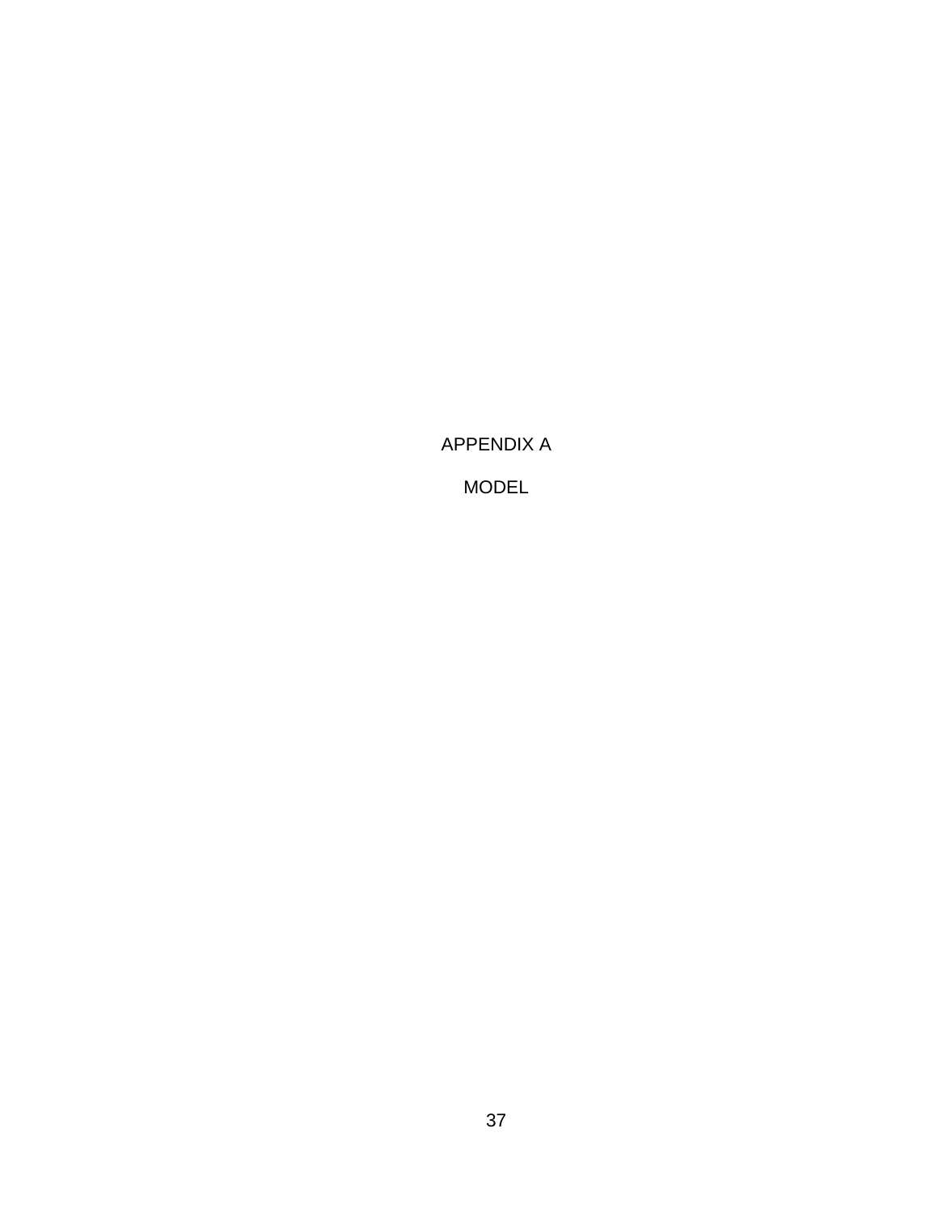# APPENDIX A

## MODEL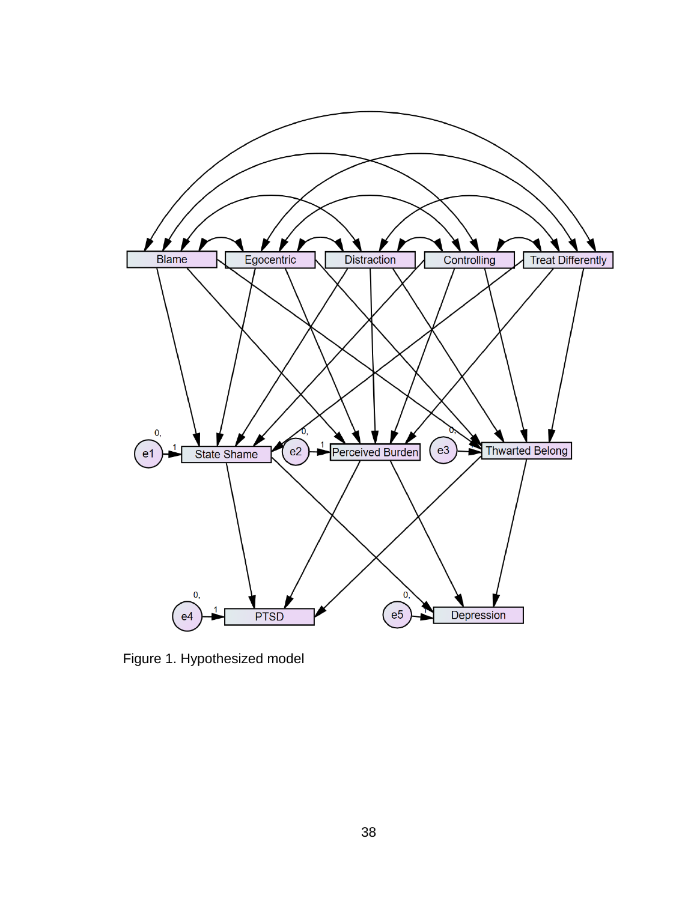Figure 1. Hypothesized model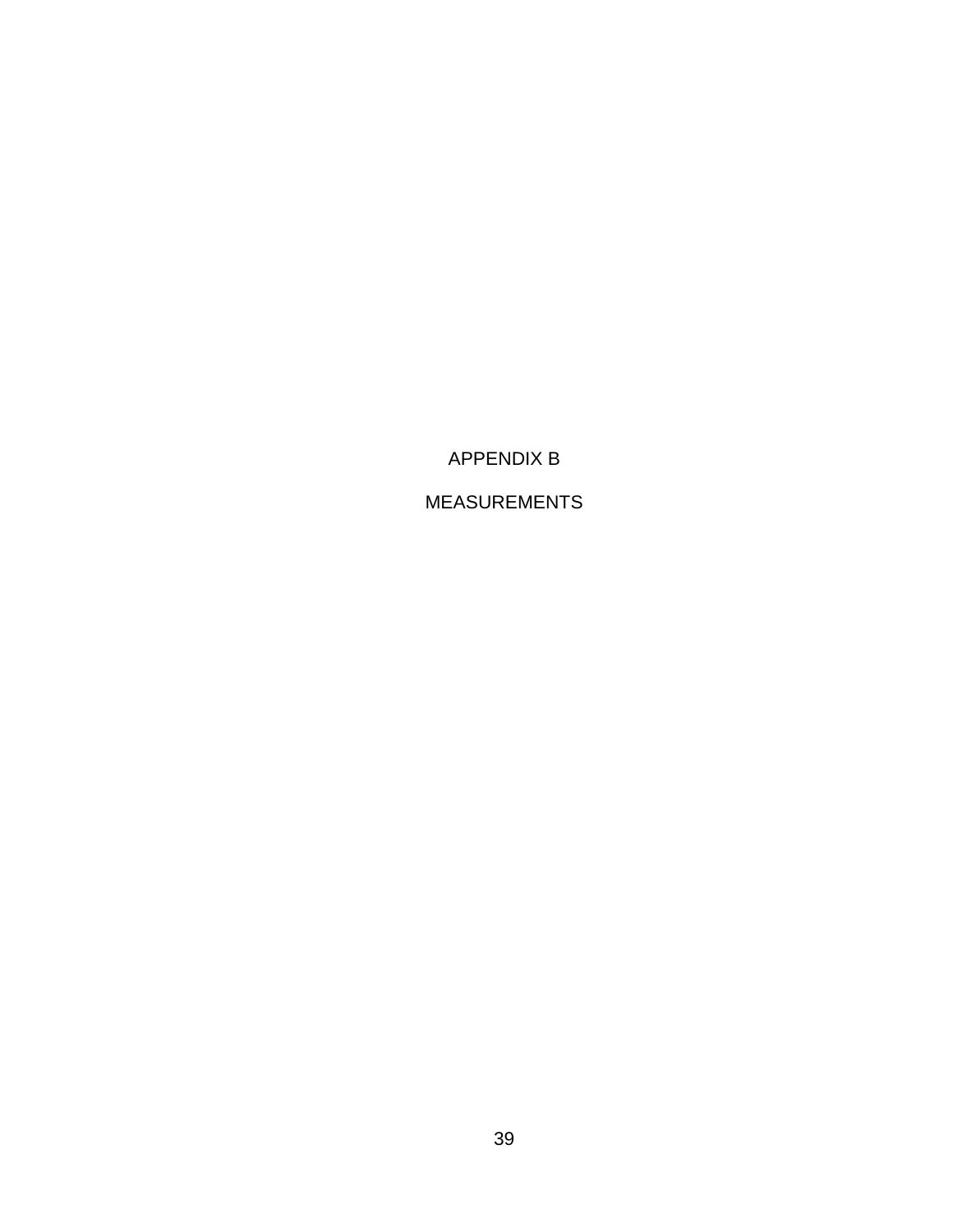# APPENDIX B

# MEASUREMENTS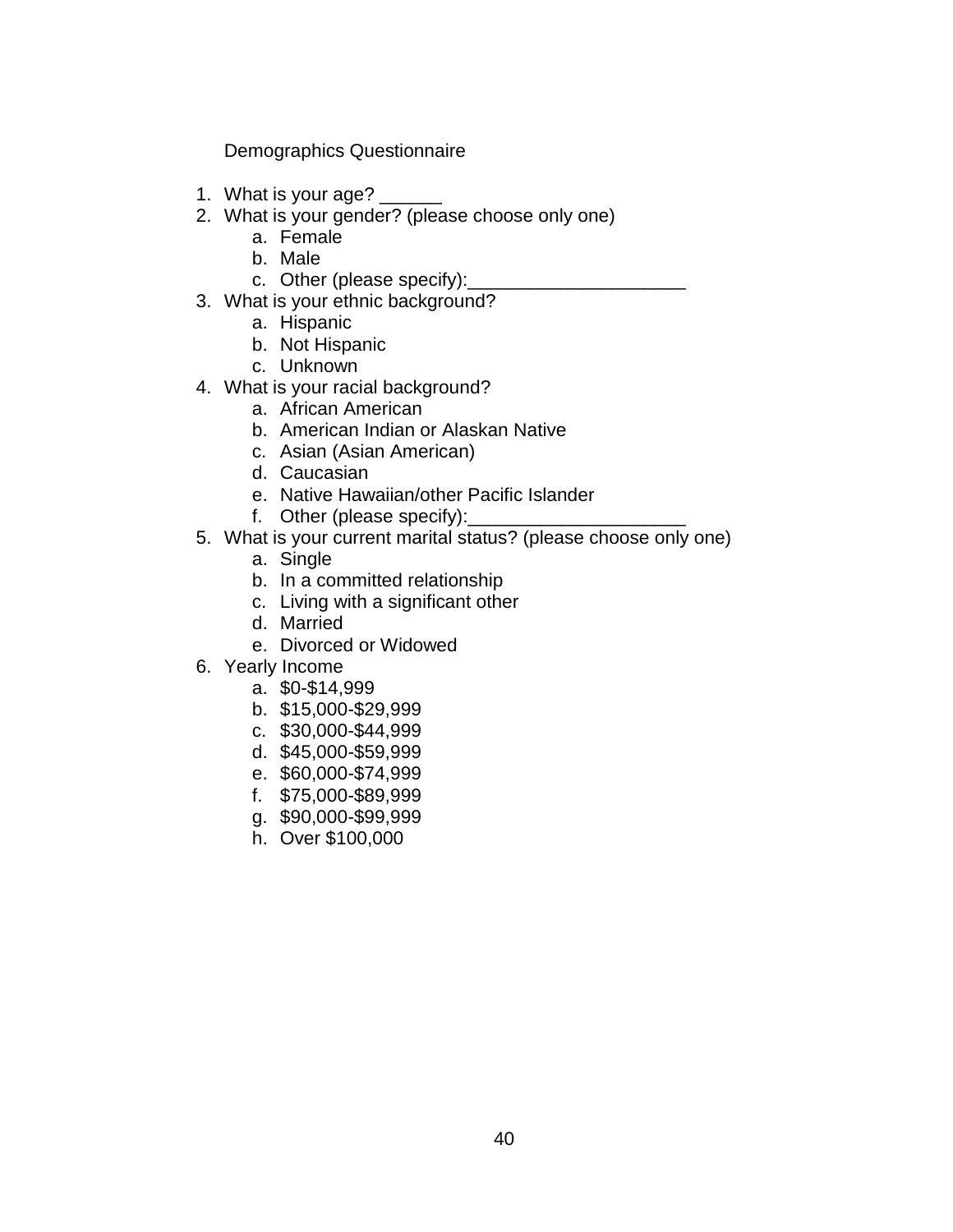Demographics Questionnaire

1. What is your age? ______
2. What is your gender? (please choose only one)
    a. Female
    b. Male
    c. Other (please specify):_____________________
3. What is your ethnic background?
    a. Hispanic
    b. Not Hispanic
    c. Unknown
4. What is your racial background?
    a. African American
    b. American Indian or Alaskan Native
    c. Asian (Asian American)
    d. Caucasian
    e. Native Hawaiian/other Pacific Islander
    f. Other (please specify):_____________________
5. What is your current marital status? (please choose only one)
    a. Single
    b. In a committed relationship
    c. Living with a significant other
    d. Married
    e. Divorced or Widowed
6. Yearly Income
    a. $0-$14,999
    b. $15,000-$29,999
    c. $30,000-$44,999
    d. $45,000-$59,999
    e. $60,000-$74,999
    f. $75,000-$89,999
    g. $90,000-$99,999
    h. Over $100,000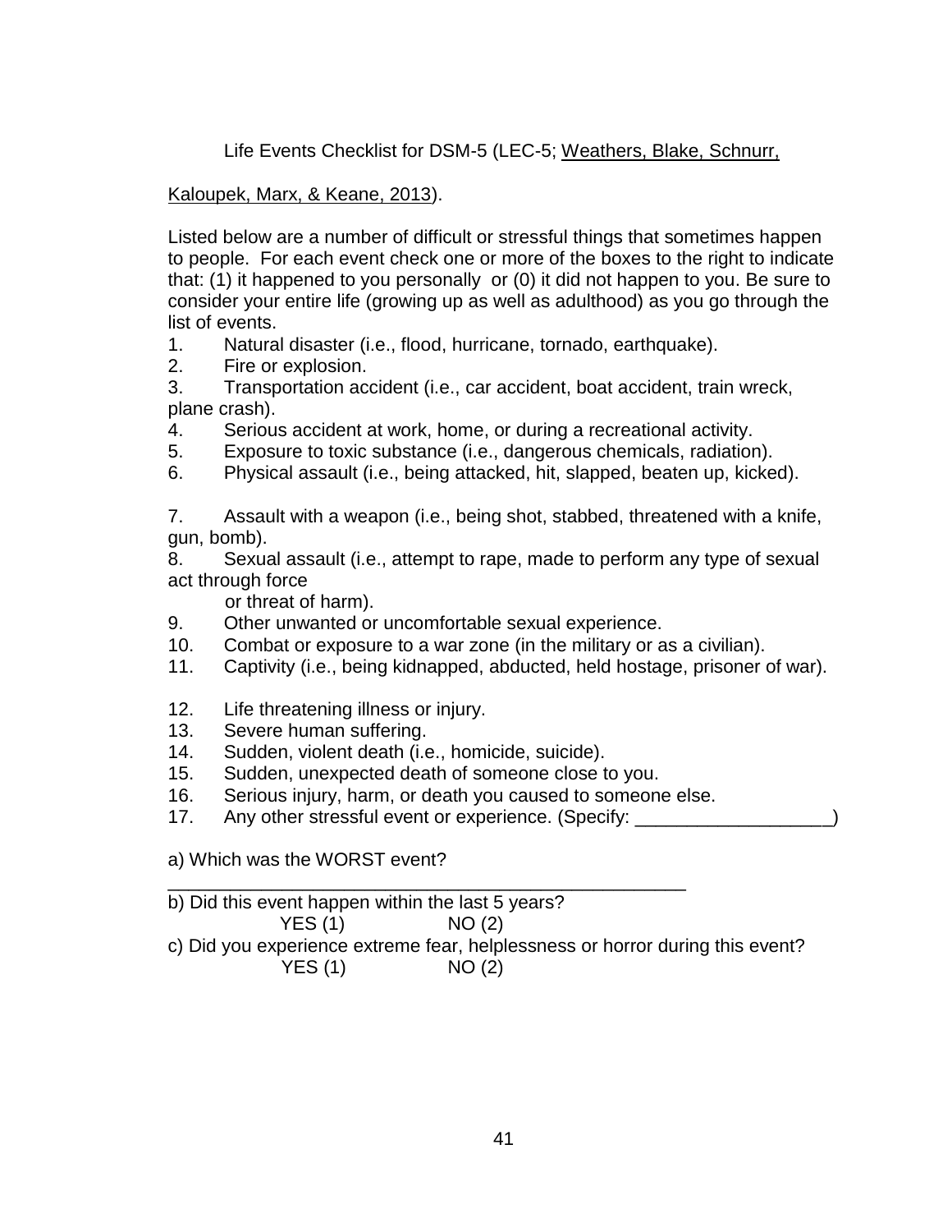Life Events Checklist for DSM-5 (LEC-5; Weathers, Blake, Schnurr, Kaloupek, Marx, & Keane, 2013).

Listed below are a number of difficult or stressful things that sometimes happen to people. For each event check one or more of the boxes to the right to indicate that: (1) it happened to you personally or (0) it did not happen to you. Be sure to consider your entire life (growing up as well as adulthood) as you go through the list of events.

1. Natural disaster (i.e., flood, hurricane, tornado, earthquake).
2. Fire or explosion.
3. Transportation accident (i.e., car accident, boat accident, train wreck, plane crash).
4. Serious accident at work, home, or during a recreational activity.
5. Exposure to toxic substance (i.e., dangerous chemicals, radiation).
6. Physical assault (i.e., being attacked, hit, slapped, beaten up, kicked).
7. Assault with a weapon (i.e., being shot, stabbed, threatened with a knife, gun, bomb).
8. Sexual assault (i.e., attempt to rape, made to perform any type of sexual act through force or threat of harm).
9. Other unwanted or uncomfortable sexual experience.
10. Combat or exposure to a war zone (in the military or as a civilian).
11. Captivity (i.e., being kidnapped, abducted, held hostage, prisoner of war).
12. Life threatening illness or injury.
13. Severe human suffering.
14. Sudden, violent death (i.e., homicide, suicide).
15. Sudden, unexpected death of someone close to you.
16. Serious injury, harm, or death you caused to someone else.
17. Any other stressful event or experience. (Specify: ___________________)

a) Which was the WORST event? _____________________________________________________

b) Did this event happen within the last 5 years?
YES (1) NO (2)

c) Did you experience extreme fear, helplessness or horror during this event?
YES (1) NO (2)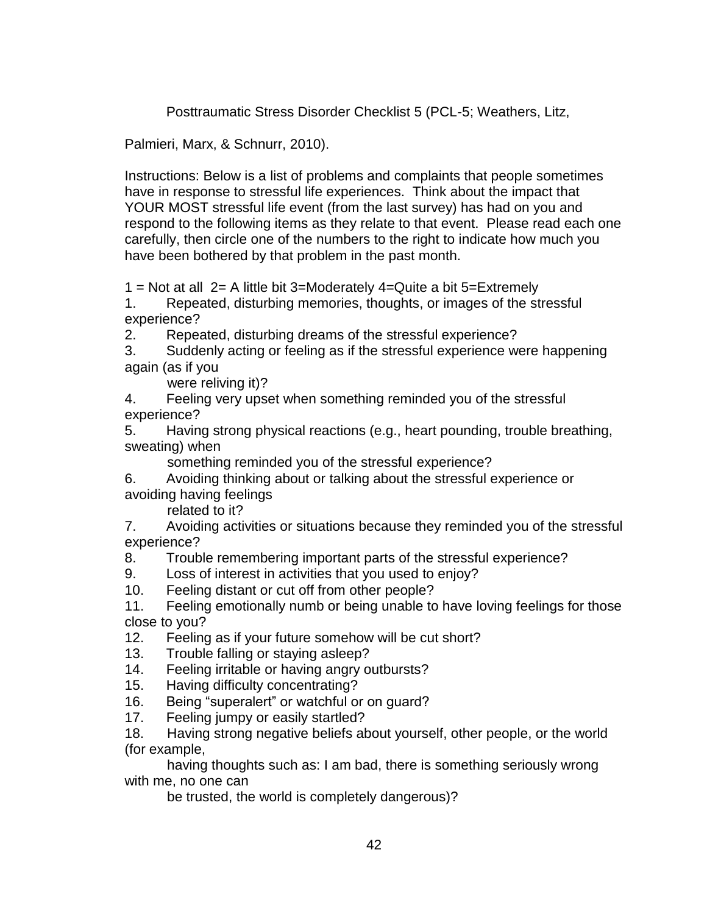Posttraumatic Stress Disorder Checklist 5 (PCL-5; Weathers, Litz, Palmieri, Marx, & Schnurr, 2010).

Instructions: Below is a list of problems and complaints that people sometimes have in response to stressful life experiences. Think about the impact that YOUR MOST stressful life event (from the last survey) has had on you and respond to the following items as they relate to that event. Please read each one carefully, then circle one of the numbers to the right to indicate how much you have been bothered by that problem in the past month.

1 = Not at all 2= A little bit 3=Moderately 4=Quite a bit 5=Extremely

1. Repeated, disturbing memories, thoughts, or images of the stressful experience?
2. Repeated, disturbing dreams of the stressful experience?
3. Suddenly acting or feeling as if the stressful experience were happening again (as if you were reliving it)?
4. Feeling very upset when something reminded you of the stressful experience?
5. Having strong physical reactions (e.g., heart pounding, trouble breathing, sweating) when something reminded you of the stressful experience?
6. Avoiding thinking about or talking about the stressful experience or avoiding having feelings related to it?
7. Avoiding activities or situations because they reminded you of the stressful experience?
8. Trouble remembering important parts of the stressful experience?
9. Loss of interest in activities that you used to enjoy?
10. Feeling distant or cut off from other people?
11. Feeling emotionally numb or being unable to have loving feelings for those close to you?
12. Feeling as if your future somehow will be cut short?
13. Trouble falling or staying asleep?
14. Feeling irritable or having angry outbursts?
15. Having difficulty concentrating?
16. Being "superalert" or watchful or on guard?
17. Feeling jumpy or easily startled?
18. Having strong negative beliefs about yourself, other people, or the world (for example, having thoughts such as: I am bad, there is something seriously wrong with me, no one can be trusted, the world is completely dangerous)?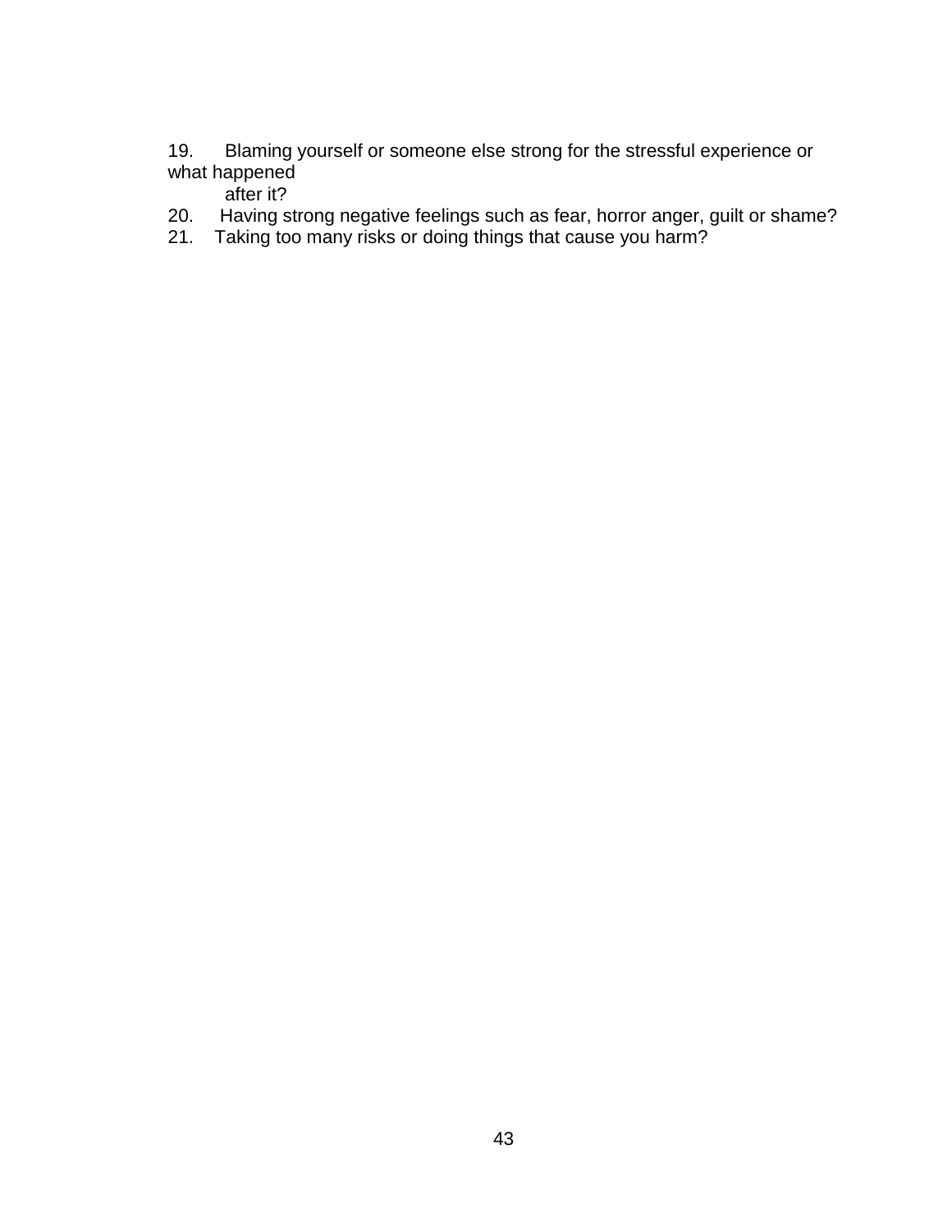19. Blaming yourself or someone else strong for the stressful experience or what happened after it?
20. Having strong negative feelings such as fear, horror anger, guilt or shame?
21. Taking too many risks or doing things that cause you harm?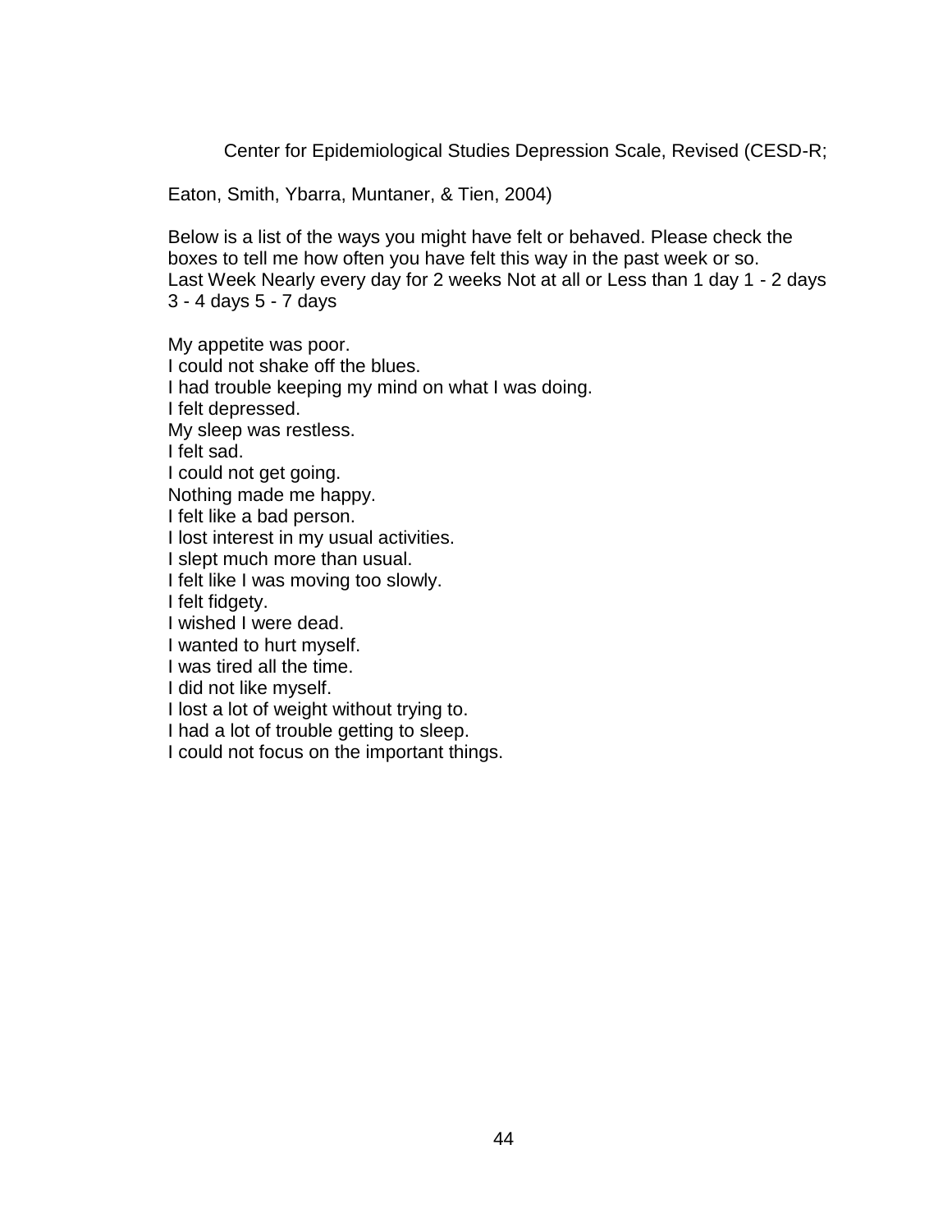Center for Epidemiological Studies Depression Scale, Revised (CESD-R;

Eaton, Smith, Ybarra, Muntaner, & Tien, 2004)

Below is a list of the ways you might have felt or behaved. Please check the boxes to tell me how often you have felt this way in the past week or so.
Last Week Nearly every day for 2 weeks Not at all or Less than 1 day 1 - 2 days 3 - 4 days 5 - 7 days

My appetite was poor.
I could not shake off the blues.
I had trouble keeping my mind on what I was doing.
I felt depressed.
My sleep was restless.
I felt sad.
I could not get going.
Nothing made me happy.
I felt like a bad person.
I lost interest in my usual activities.
I slept much more than usual.
I felt like I was moving too slowly.
I felt fidgety.
I wished I were dead.
I wanted to hurt myself.
I was tired all the time.
I did not like myself.
I lost a lot of weight without trying to.
I had a lot of trouble getting to sleep.
I could not focus on the important things.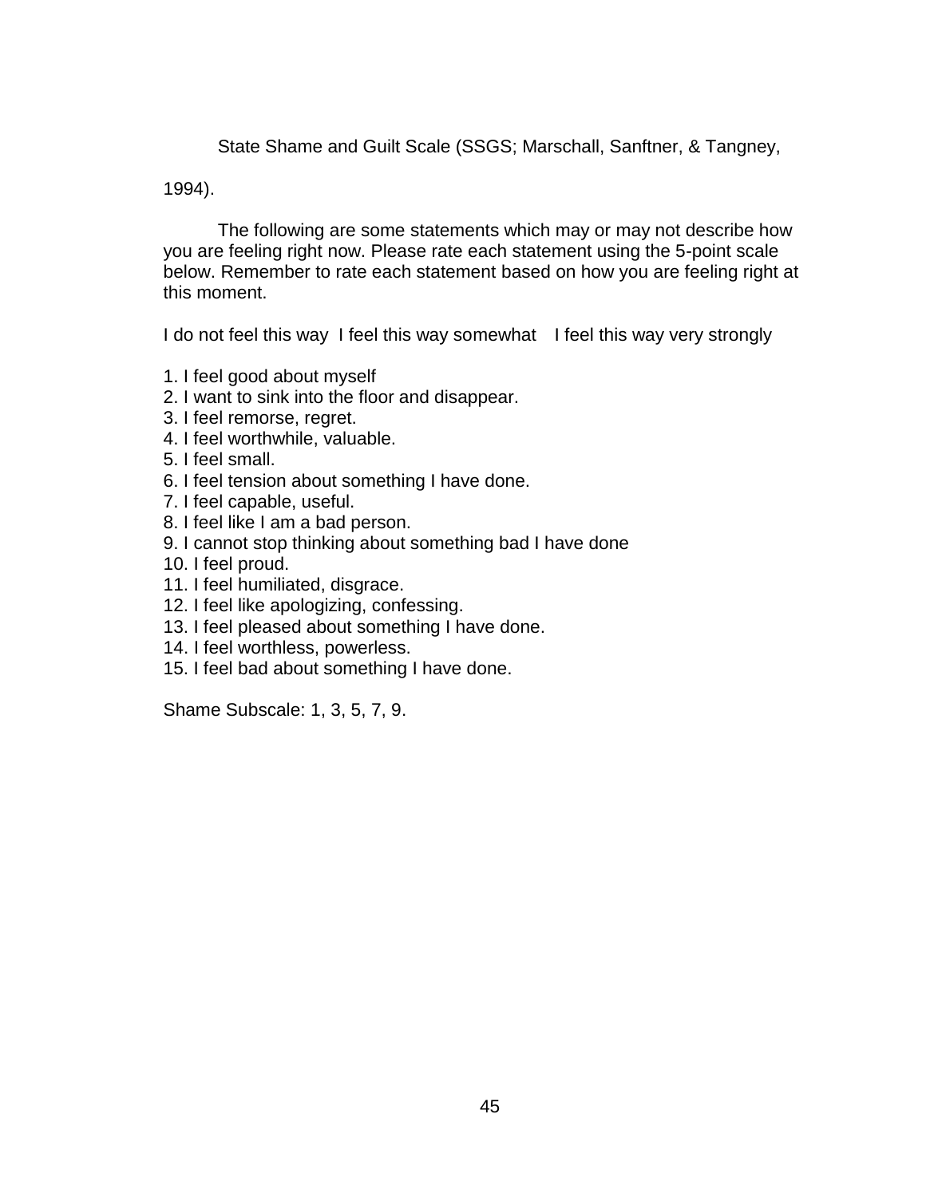State Shame and Guilt Scale (SSGS; Marschall, Sanftner, & Tangney, 1994).

The following are some statements which may or may not describe how you are feeling right now. Please rate each statement using the 5-point scale below. Remember to rate each statement based on how you are feeling right at this moment.

I do not feel this way  I feel this way somewhat   I feel this way very strongly

1. I feel good about myself
2. I want to sink into the floor and disappear.
3. I feel remorse, regret.
4. I feel worthwhile, valuable.
5. I feel small.
6. I feel tension about something I have done.
7. I feel capable, useful.
8. I feel like I am a bad person.
9. I cannot stop thinking about something bad I have done
10. I feel proud.
11. I feel humiliated, disgrace.
12. I feel like apologizing, confessing.
13. I feel pleased about something I have done.
14. I feel worthless, powerless.
15. I feel bad about something I have done.

Shame Subscale: 1, 3, 5, 7, 9.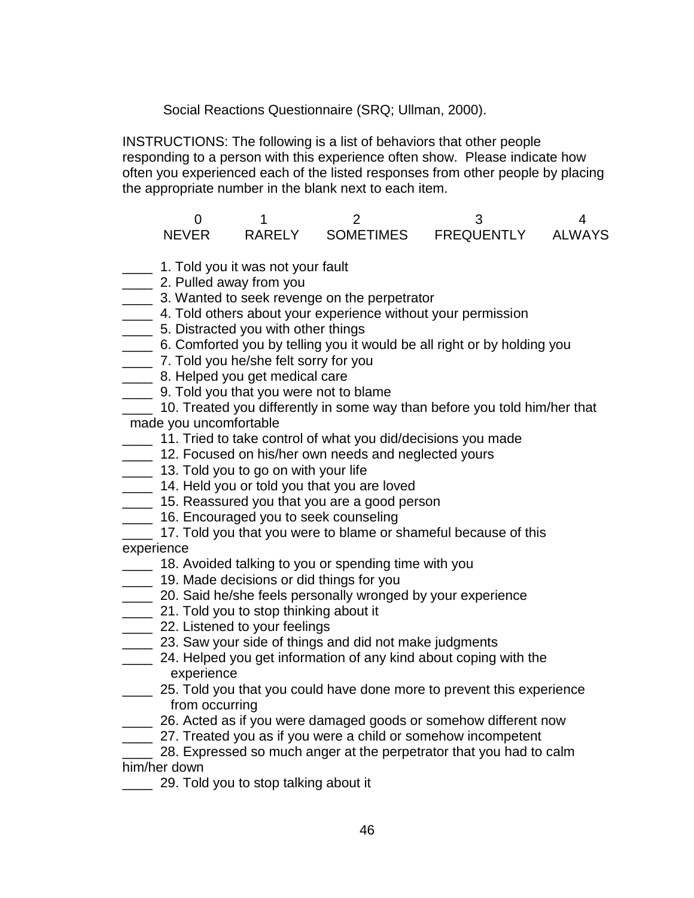Social Reactions Questionnaire (SRQ; Ullman, 2000).

INSTRUCTIONS: The following is a list of behaviors that other people responding to a person with this experience often show. Please indicate how often you experienced each of the listed responses from other people by placing the appropriate number in the blank next to each item.

| 0 | 1 | 2 | 3 | 4 |
|---|---|---|---|---|
| NEVER | RARELY | SOMETIMES | FREQUENTLY | ALWAYS |

____ 1. Told you it was not your fault
____ 2. Pulled away from you
____ 3. Wanted to seek revenge on the perpetrator
____ 4. Told others about your experience without your permission
____ 5. Distracted you with other things
____ 6. Comforted you by telling you it would be all right or by holding you
____ 7. Told you he/she felt sorry for you
____ 8. Helped you get medical care
____ 9. Told you that you were not to blame
____ 10. Treated you differently in some way than before you told him/her that made you uncomfortable
____ 11. Tried to take control of what you did/decisions you made
____ 12. Focused on his/her own needs and neglected yours
____ 13. Told you to go on with your life
____ 14. Held you or told you that you are loved
____ 15. Reassured you that you are a good person
____ 16. Encouraged you to seek counseling
____ 17. Told you that you were to blame or shameful because of this experience
____ 18. Avoided talking to you or spending time with you
____ 19. Made decisions or did things for you
____ 20. Said he/she feels personally wronged by your experience
____ 21. Told you to stop thinking about it
____ 22. Listened to your feelings
____ 23. Saw your side of things and did not make judgments
____ 24. Helped you get information of any kind about coping with the experience
____ 25. Told you that you could have done more to prevent this experience from occurring
____ 26. Acted as if you were damaged goods or somehow different now
____ 27. Treated you as if you were a child or somehow incompetent
____ 28. Expressed so much anger at the perpetrator that you had to calm him/her down
____ 29. Told you to stop talking about it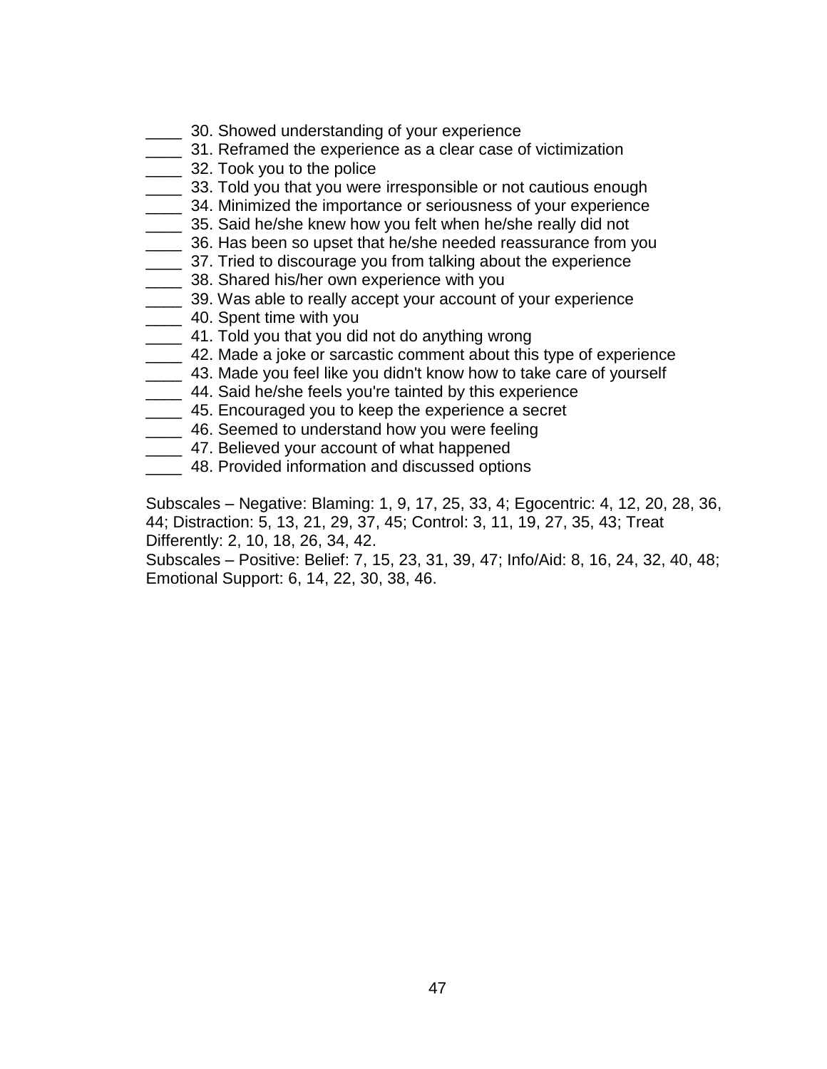____ 30. Showed understanding of your experience
____ 31. Reframed the experience as a clear case of victimization
____ 32. Took you to the police
____ 33. Told you that you were irresponsible or not cautious enough
____ 34. Minimized the importance or seriousness of your experience
____ 35. Said he/she knew how you felt when he/she really did not
____ 36. Has been so upset that he/she needed reassurance from you
____ 37. Tried to discourage you from talking about the experience
____ 38. Shared his/her own experience with you
____ 39. Was able to really accept your account of your experience
____ 40. Spent time with you
____ 41. Told you that you did not do anything wrong
____ 42. Made a joke or sarcastic comment about this type of experience
____ 43. Made you feel like you didn't know how to take care of yourself
____ 44. Said he/she feels you're tainted by this experience
____ 45. Encouraged you to keep the experience a secret
____ 46. Seemed to understand how you were feeling
____ 47. Believed your account of what happened
____ 48. Provided information and discussed options

Subscales – Negative: Blaming: 1, 9, 17, 25, 33, 4; Egocentric: 4, 12, 20, 28, 36, 44; Distraction: 5, 13, 21, 29, 37, 45; Control: 3, 11, 19, 27, 35, 43; Treat Differently: 2, 10, 18, 26, 34, 42.
Subscales – Positive: Belief: 7, 15, 23, 31, 39, 47; Info/Aid: 8, 16, 24, 32, 40, 48; Emotional Support: 6, 14, 22, 30, 38, 46.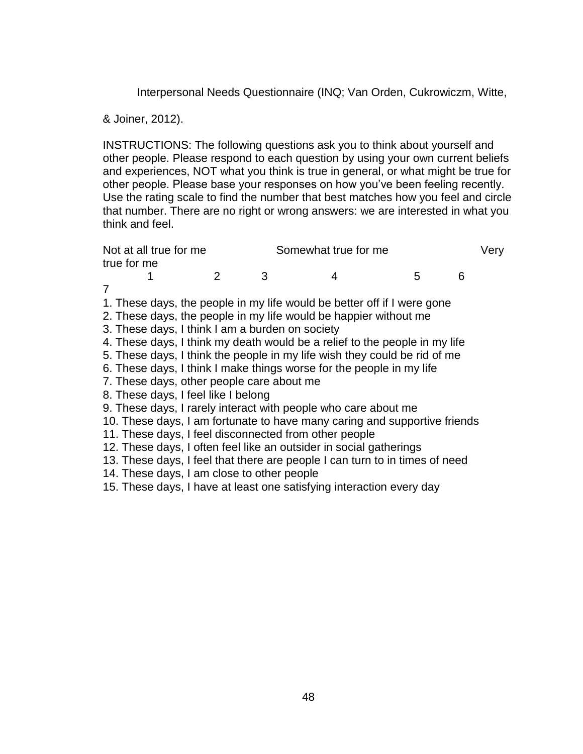Interpersonal Needs Questionnaire (INQ; Van Orden, Cukrowiczm, Witte, & Joiner, 2012).

INSTRUCTIONS: The following questions ask you to think about yourself and other people. Please respond to each question by using your own current beliefs and experiences, NOT what you think is true in general, or what might be true for other people. Please base your responses on how you've been feeling recently. Use the rating scale to find the number that best matches how you feel and circle that number. There are no right or wrong answers: we are interested in what you think and feel.

| Not at all true for me | | | Somewhat true for me | | | Very true for me |
|---|---|---|---|---|---|---|
| 1 | 2 | 3 | 4 | 5 | 6 | 7 |

1. These days, the people in my life would be better off if I were gone
2. These days, the people in my life would be happier without me
3. These days, I think I am a burden on society
4. These days, I think my death would be a relief to the people in my life
5. These days, I think the people in my life wish they could be rid of me
6. These days, I think I make things worse for the people in my life
7. These days, other people care about me
8. These days, I feel like I belong
9. These days, I rarely interact with people who care about me
10. These days, I am fortunate to have many caring and supportive friends
11. These days, I feel disconnected from other people
12. These days, I often feel like an outsider in social gatherings
13. These days, I feel that there are people I can turn to in times of need
14. These days, I am close to other people
15. These days, I have at least one satisfying interaction every day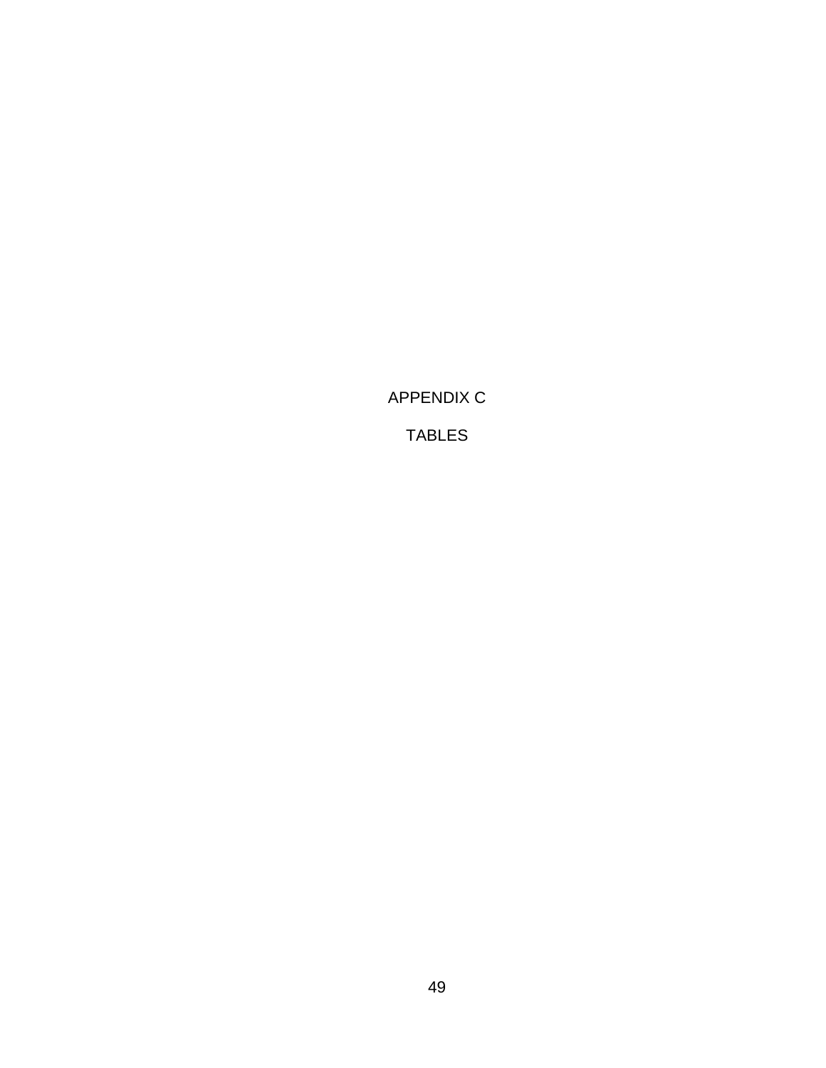# APPENDIX C

## TABLES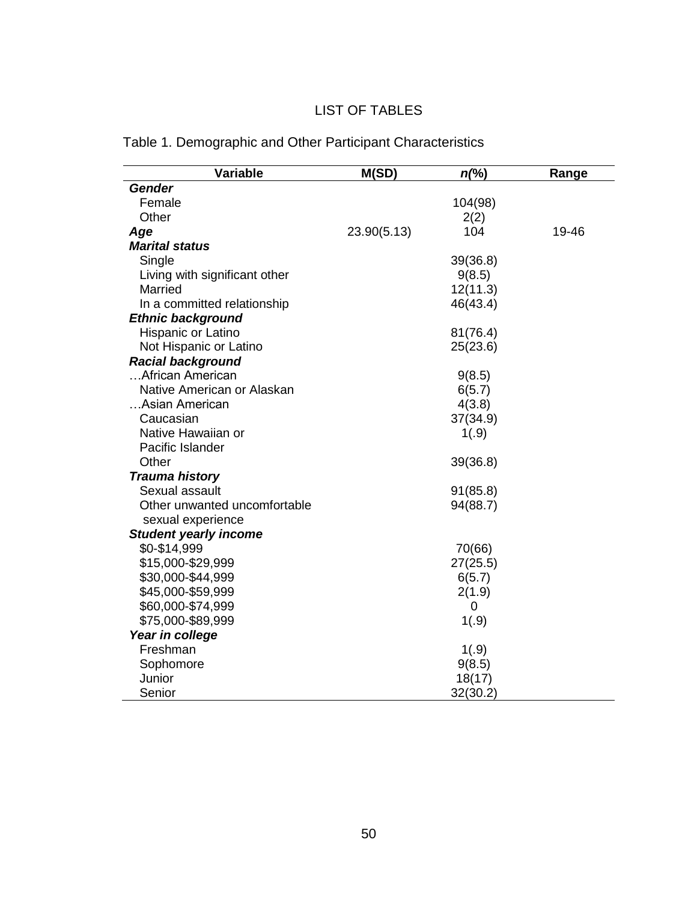# LIST OF TABLES

Table 1. Demographic and Other Participant Characteristics

| Variable | M(SD) | *n*(%) | Range |
|---|---|---|---|
| ***Gender*** | | | |
| Female | | 104(98) | |
| Other | | 2(2) | |
| ***Age*** | 23.90(5.13) | 104 | 19-46 |
| ***Marital status*** | | | |
| Single | | 39(36.8) | |
| Living with significant other | | 9(8.5) | |
| Married | | 12(11.3) | |
| In a committed relationship | | 46(43.4) | |
| ***Ethnic background*** | | | |
| Hispanic or Latino | | 81(76.4) | |
| Not Hispanic or Latino | | 25(23.6) | |
| ***Racial background*** | | | |
| …African American | | 9(8.5) | |
| Native American or Alaskan | | 6(5.7) | |
| …Asian American | | 4(3.8) | |
| Caucasian | | 37(34.9) | |
| Native Hawaiian or Pacific Islander | | 1(.9) | |
| Other | | 39(36.8) | |
| ***Trauma history*** | | | |
| Sexual assault | | 91(85.8) | |
| Other unwanted uncomfortable sexual experience | | 94(88.7) | |
| ***Student yearly income*** | | | |
| $0-$14,999 | | 70(66) | |
| $15,000-$29,999 | | 27(25.5) | |
| $30,000-$44,999 | | 6(5.7) | |
| $45,000-$59,999 | | 2(1.9) | |
| $60,000-$74,999 | | 0 | |
| $75,000-$89,999 | | 1(.9) | |
| ***Year in college*** | | | |
| Freshman | | 1(.9) | |
| Sophomore | | 9(8.5) | |
| Junior | | 18(17) | |
| Senior | | 32(30.2) | |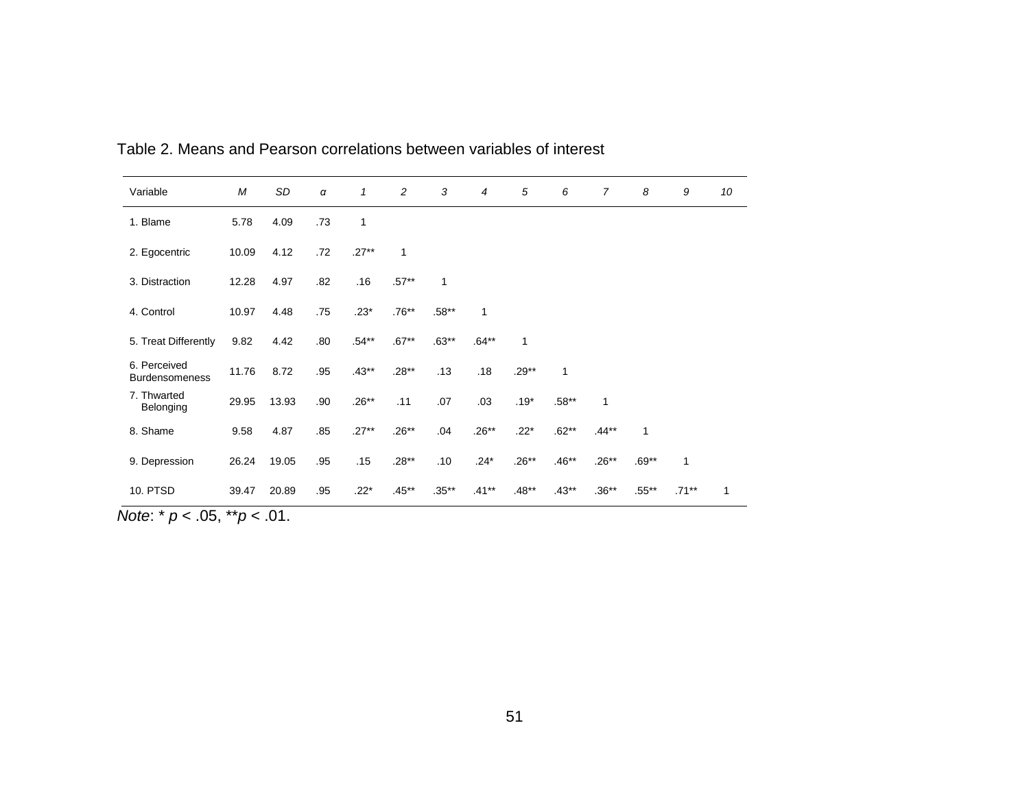Table 2. Means and Pearson correlations between variables of interest

| Variable | *M* | *SD* | *α* | *1* | *2* | *3* | *4* | *5* | *6* | *7* | *8* | *9* | *10* |
|---|---|---|---|---|---|---|---|---|---|---|---|---|---|
| 1. Blame | 5.78 | 4.09 | .73 | 1 | | | | | | | | | |
| 2. Egocentric | 10.09 | 4.12 | .72 | .27** | 1 | | | | | | | | |
| 3. Distraction | 12.28 | 4.97 | .82 | .16 | .57** | 1 | | | | | | | |
| 4. Control | 10.97 | 4.48 | .75 | .23* | .76** | .58** | 1 | | | | | | |
| 5. Treat Differently | 9.82 | 4.42 | .80 | .54** | .67** | .63** | .64** | 1 | | | | | |
| 6. Perceived Burdensomeness | 11.76 | 8.72 | .95 | .43** | .28** | .13 | .18 | .29** | 1 | | | | |
| 7. Thwarted Belonging | 29.95 | 13.93 | .90 | .26** | .11 | .07 | .03 | .19* | .58** | 1 | | | |
| 8. Shame | 9.58 | 4.87 | .85 | .27** | .26** | .04 | .26** | .22* | .62** | .44** | 1 | | |
| 9. Depression | 26.24 | 19.05 | .95 | .15 | .28** | .10 | .24* | .26** | .46** | .26** | .69** | 1 | |
| 10. PTSD | 39.47 | 20.89 | .95 | .22* | .45** | .35** | .41** | .48** | .43** | .36** | .55** | .71** | 1 |

*Note*: * $p < .05$, ** $p < .01$.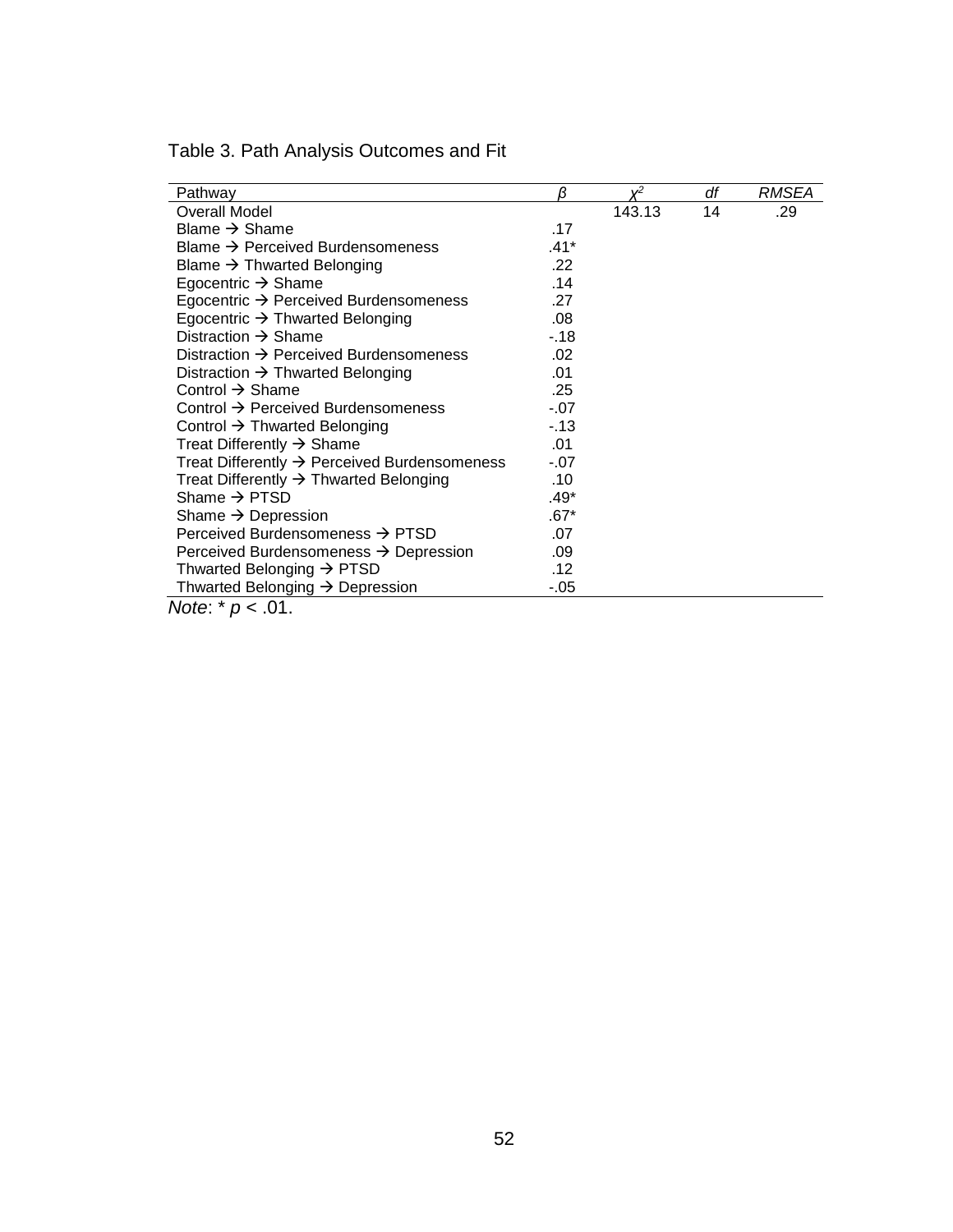Table 3. Path Analysis Outcomes and Fit

| Pathway | *β* | $\chi^2$ | *df* | *RMSEA* |
|---|---|---|---|---|
| Overall Model | | 143.13 | 14 | .29 |
| Blame → Shame | .17 | | | |
| Blame → Perceived Burdensomeness | .41* | | | |
| Blame → Thwarted Belonging | .22 | | | |
| Egocentric → Shame | .14 | | | |
| Egocentric → Perceived Burdensomeness | .27 | | | |
| Egocentric → Thwarted Belonging | .08 | | | |
| Distraction → Shame | -.18 | | | |
| Distraction → Perceived Burdensomeness | .02 | | | |
| Distraction → Thwarted Belonging | .01 | | | |
| Control → Shame | .25 | | | |
| Control → Perceived Burdensomeness | -.07 | | | |
| Control → Thwarted Belonging | -.13 | | | |
| Treat Differently → Shame | .01 | | | |
| Treat Differently → Perceived Burdensomeness | -.07 | | | |
| Treat Differently → Thwarted Belonging | .10 | | | |
| Shame → PTSD | .49* | | | |
| Shame → Depression | .67* | | | |
| Perceived Burdensomeness → PTSD | .07 | | | |
| Perceived Burdensomeness → Depression | .09 | | | |
| Thwarted Belonging → PTSD | .12 | | | |
| Thwarted Belonging → Depression | -.05 | | | |

*Note*: * $p < .01$.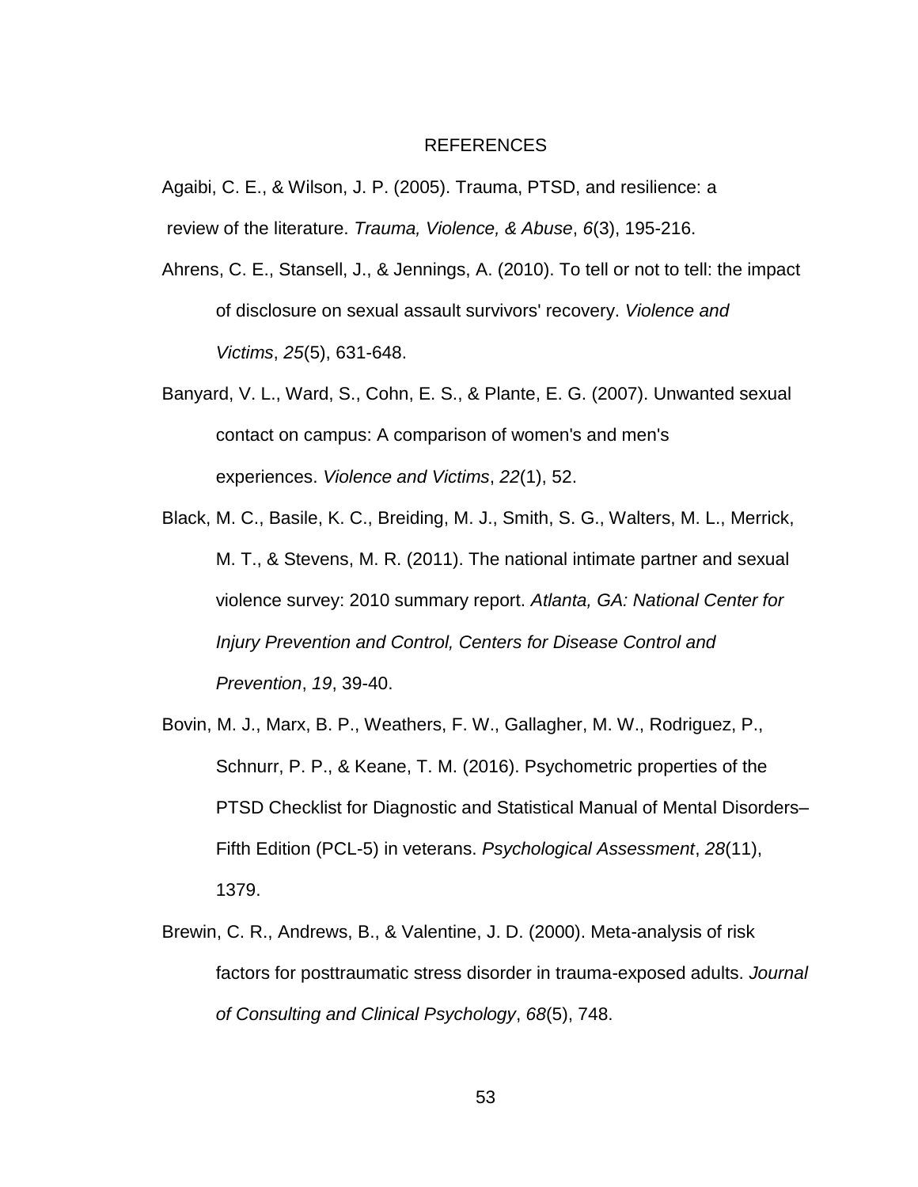# REFERENCES

Agaibi, C. E., & Wilson, J. P. (2005). Trauma, PTSD, and resilience: a review of the literature. *Trauma, Violence, & Abuse*, *6*(3), 195-216.

Ahrens, C. E., Stansell, J., & Jennings, A. (2010). To tell or not to tell: the impact of disclosure on sexual assault survivors' recovery. *Violence and Victims*, *25*(5), 631-648.

Banyard, V. L., Ward, S., Cohn, E. S., & Plante, E. G. (2007). Unwanted sexual contact on campus: A comparison of women's and men's experiences. *Violence and Victims*, *22*(1), 52.

Black, M. C., Basile, K. C., Breiding, M. J., Smith, S. G., Walters, M. L., Merrick, M. T., & Stevens, M. R. (2011). The national intimate partner and sexual violence survey: 2010 summary report. *Atlanta, GA: National Center for Injury Prevention and Control, Centers for Disease Control and Prevention*, *19*, 39-40.

Bovin, M. J., Marx, B. P., Weathers, F. W., Gallagher, M. W., Rodriguez, P., Schnurr, P. P., & Keane, T. M. (2016). Psychometric properties of the PTSD Checklist for Diagnostic and Statistical Manual of Mental Disorders–Fifth Edition (PCL-5) in veterans. *Psychological Assessment*, *28*(11), 1379.

Brewin, C. R., Andrews, B., & Valentine, J. D. (2000). Meta-analysis of risk factors for posttraumatic stress disorder in trauma-exposed adults. *Journal of Consulting and Clinical Psychology*, *68*(5), 748.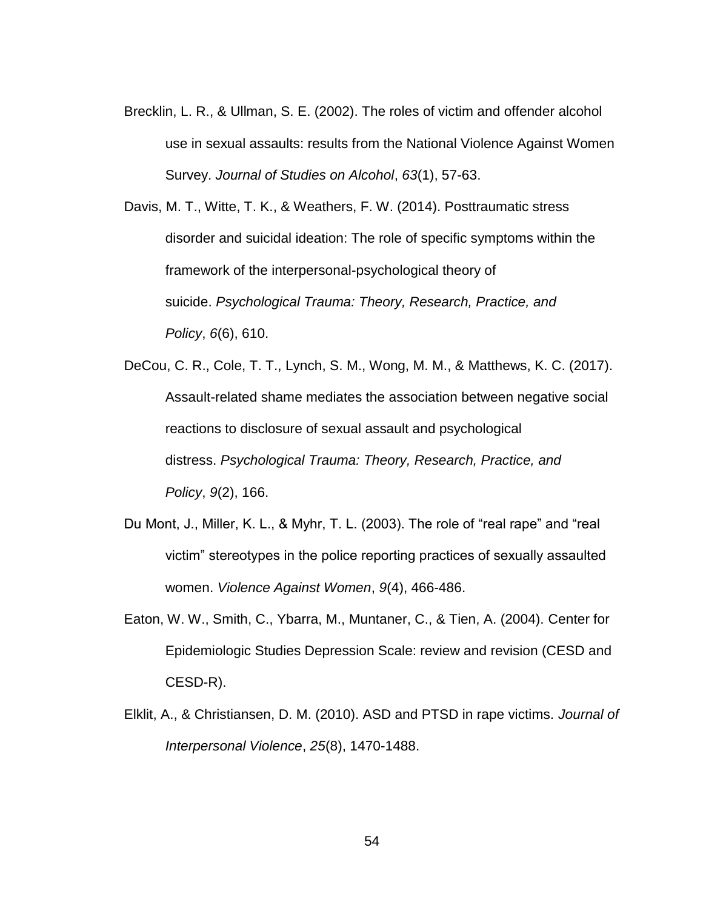Brecklin, L. R., & Ullman, S. E. (2002). The roles of victim and offender alcohol use in sexual assaults: results from the National Violence Against Women Survey. *Journal of Studies on Alcohol*, *63*(1), 57-63.

Davis, M. T., Witte, T. K., & Weathers, F. W. (2014). Posttraumatic stress disorder and suicidal ideation: The role of specific symptoms within the framework of the interpersonal-psychological theory of suicide. *Psychological Trauma: Theory, Research, Practice, and Policy*, *6*(6), 610.

DeCou, C. R., Cole, T. T., Lynch, S. M., Wong, M. M., & Matthews, K. C. (2017). Assault-related shame mediates the association between negative social reactions to disclosure of sexual assault and psychological distress. *Psychological Trauma: Theory, Research, Practice, and Policy*, *9*(2), 166.

Du Mont, J., Miller, K. L., & Myhr, T. L. (2003). The role of "real rape" and "real victim" stereotypes in the police reporting practices of sexually assaulted women. *Violence Against Women*, *9*(4), 466-486.

Eaton, W. W., Smith, C., Ybarra, M., Muntaner, C., & Tien, A. (2004). Center for Epidemiologic Studies Depression Scale: review and revision (CESD and CESD-R).

Elklit, A., & Christiansen, D. M. (2010). ASD and PTSD in rape victims. *Journal of Interpersonal Violence*, *25*(8), 1470-1488.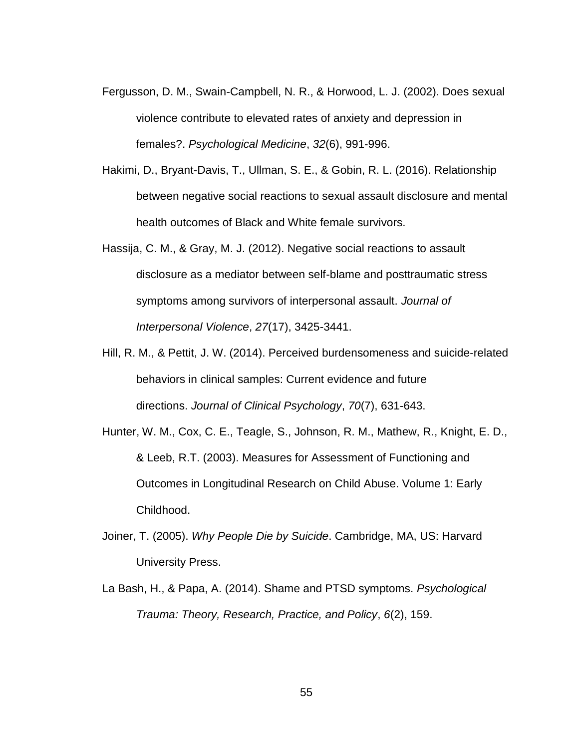Fergusson, D. M., Swain-Campbell, N. R., & Horwood, L. J. (2002). Does sexual violence contribute to elevated rates of anxiety and depression in females?. *Psychological Medicine*, *32*(6), 991-996.

Hakimi, D., Bryant-Davis, T., Ullman, S. E., & Gobin, R. L. (2016). Relationship between negative social reactions to sexual assault disclosure and mental health outcomes of Black and White female survivors.

Hassija, C. M., & Gray, M. J. (2012). Negative social reactions to assault disclosure as a mediator between self-blame and posttraumatic stress symptoms among survivors of interpersonal assault. *Journal of Interpersonal Violence*, *27*(17), 3425-3441.

Hill, R. M., & Pettit, J. W. (2014). Perceived burdensomeness and suicide-related behaviors in clinical samples: Current evidence and future directions. *Journal of Clinical Psychology*, *70*(7), 631-643.

Hunter, W. M., Cox, C. E., Teagle, S., Johnson, R. M., Mathew, R., Knight, E. D., & Leeb, R.T. (2003). Measures for Assessment of Functioning and Outcomes in Longitudinal Research on Child Abuse. Volume 1: Early Childhood.

Joiner, T. (2005). *Why People Die by Suicide*. Cambridge, MA, US: Harvard University Press.

La Bash, H., & Papa, A. (2014). Shame and PTSD symptoms. *Psychological Trauma: Theory, Research, Practice, and Policy*, *6*(2), 159.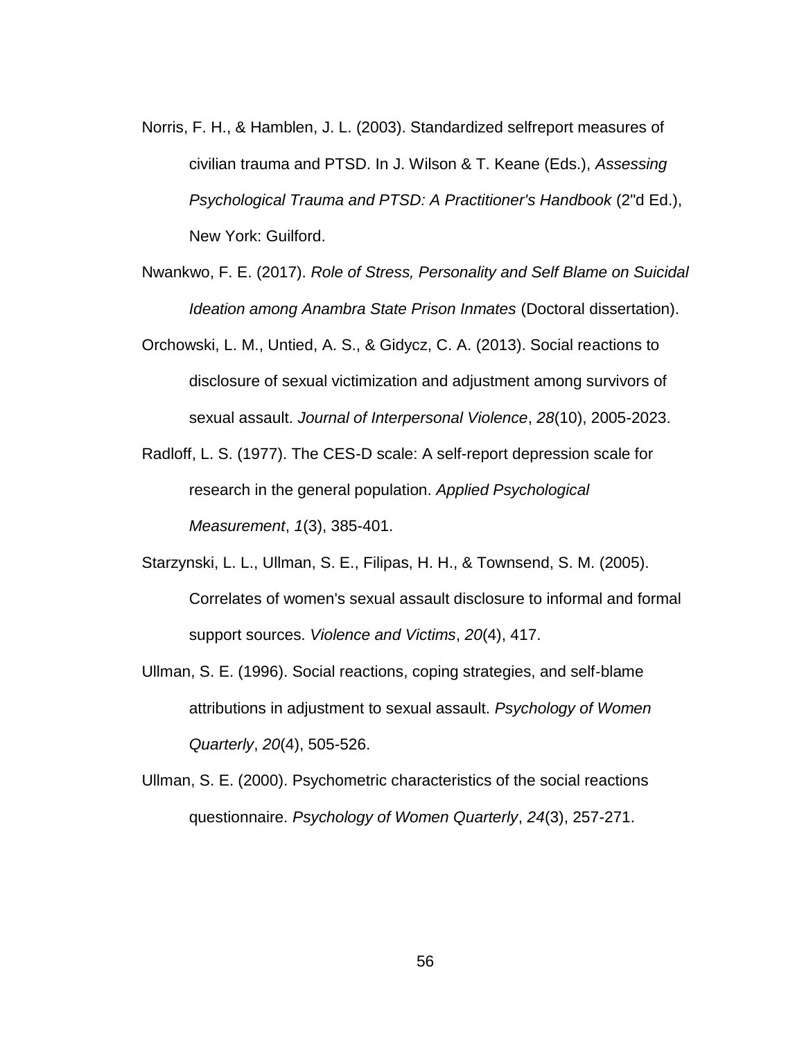Norris, F. H., & Hamblen, J. L. (2003). Standardized selfreport measures of civilian trauma and PTSD. In J. Wilson & T. Keane (Eds.), *Assessing Psychological Trauma and PTSD: A Practitioner's Handbook* (2"d Ed.), New York: Guilford.

Nwankwo, F. E. (2017). *Role of Stress, Personality and Self Blame on Suicidal Ideation among Anambra State Prison Inmates* (Doctoral dissertation).

Orchowski, L. M., Untied, A. S., & Gidycz, C. A. (2013). Social reactions to disclosure of sexual victimization and adjustment among survivors of sexual assault. *Journal of Interpersonal Violence*, *28*(10), 2005-2023.

Radloff, L. S. (1977). The CES-D scale: A self-report depression scale for research in the general population. *Applied Psychological Measurement*, *1*(3), 385-401.

Starzynski, L. L., Ullman, S. E., Filipas, H. H., & Townsend, S. M. (2005). Correlates of women's sexual assault disclosure to informal and formal support sources. *Violence and Victims*, *20*(4), 417.

Ullman, S. E. (1996). Social reactions, coping strategies, and self-blame attributions in adjustment to sexual assault. *Psychology of Women Quarterly*, *20*(4), 505-526.

Ullman, S. E. (2000). Psychometric characteristics of the social reactions questionnaire. *Psychology of Women Quarterly*, *24*(3), 257-271.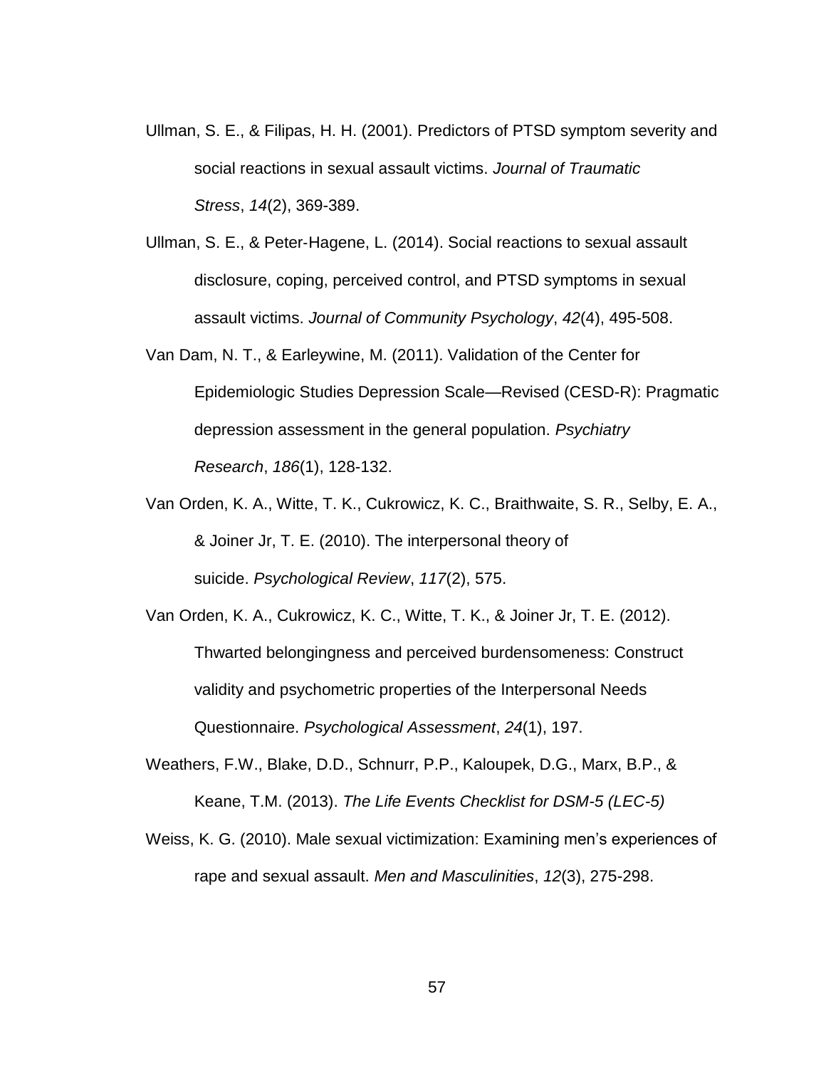Ullman, S. E., & Filipas, H. H. (2001). Predictors of PTSD symptom severity and social reactions in sexual assault victims. *Journal of Traumatic Stress*, *14*(2), 369-389.

Ullman, S. E., & Peter-Hagene, L. (2014). Social reactions to sexual assault disclosure, coping, perceived control, and PTSD symptoms in sexual assault victims. *Journal of Community Psychology*, *42*(4), 495-508.

Van Dam, N. T., & Earleywine, M. (2011). Validation of the Center for Epidemiologic Studies Depression Scale—Revised (CESD-R): Pragmatic depression assessment in the general population. *Psychiatry Research*, *186*(1), 128-132.

Van Orden, K. A., Witte, T. K., Cukrowicz, K. C., Braithwaite, S. R., Selby, E. A., & Joiner Jr, T. E. (2010). The interpersonal theory of suicide. *Psychological Review*, *117*(2), 575.

Van Orden, K. A., Cukrowicz, K. C., Witte, T. K., & Joiner Jr, T. E. (2012). Thwarted belongingness and perceived burdensomeness: Construct validity and psychometric properties of the Interpersonal Needs Questionnaire. *Psychological Assessment*, *24*(1), 197.

Weathers, F.W., Blake, D.D., Schnurr, P.P., Kaloupek, D.G., Marx, B.P., & Keane, T.M. (2013). *The Life Events Checklist for DSM-5 (LEC-5)*

Weiss, K. G. (2010). Male sexual victimization: Examining men's experiences of rape and sexual assault. *Men and Masculinities*, *12*(3), 275-298.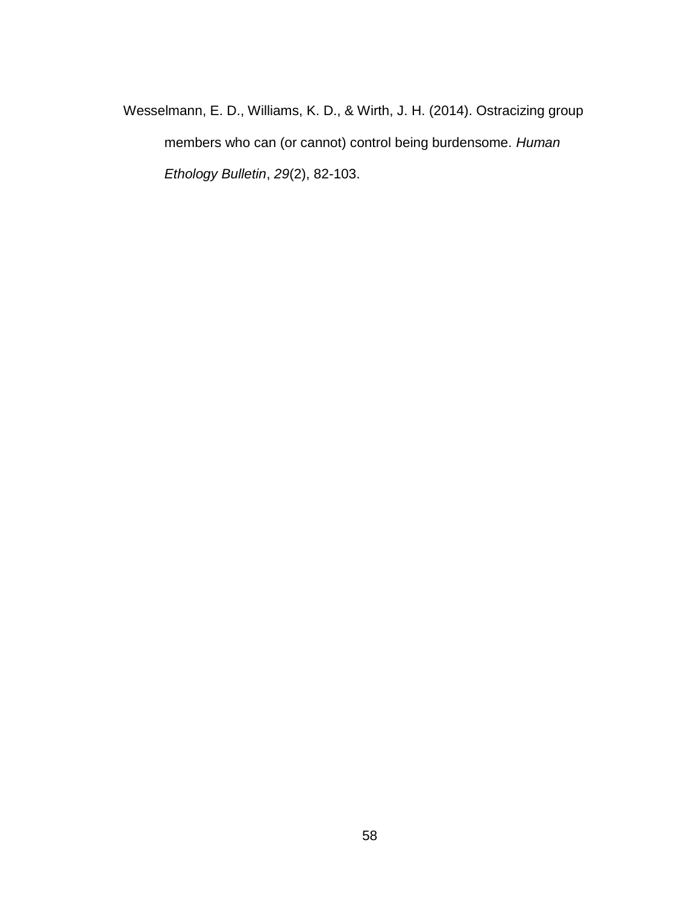Wesselmann, E. D., Williams, K. D., & Wirth, J. H. (2014). Ostracizing group members who can (or cannot) control being burdensome. *Human Ethology Bulletin*, *29*(2), 82-103.